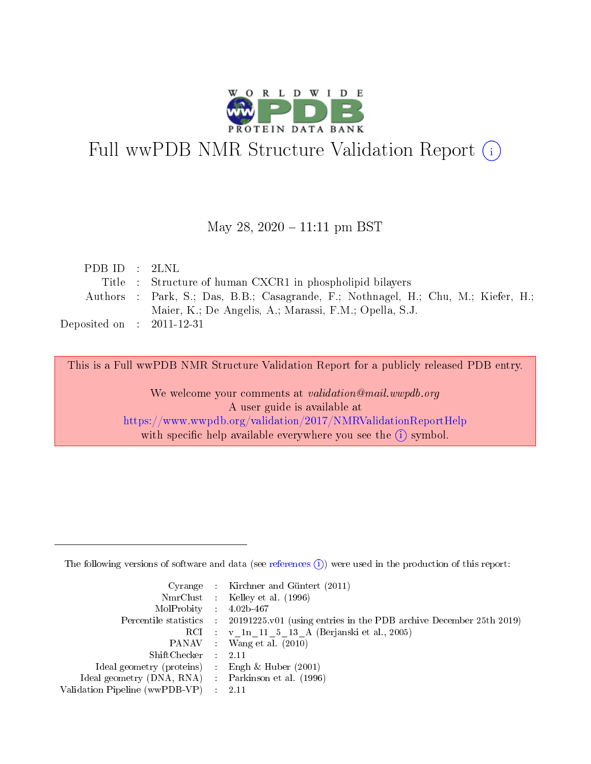# Full wwPDB NMR Structure Validation Report (i)

May 28, 2020 – 11:11 pm BST

| | | |
|---|---|---|
| PDB ID | : | 2LNL |
| Title | : | Structure of human CXCR1 in phospholipid bilayers |
| Authors | : | Park, S.; Das, B.B.; Casagrande, F.; Nothnagel, H.; Chu, M.; Kiefer, H.; Maier, K.; De Angelis, A.; Marassi, F.M.; Opella, S.J. |
| Deposited on | : | 2011-12-31 |

This is a Full wwPDB NMR Structure Validation Report for a publicly released PDB entry.

We welcome your comments at *validation@mail.wwpdb.org*
A user guide is available at
https://www.wwpdb.org/validation/2017/NMRValidationReportHelp
with specific help available everywhere you see the (i) symbol.

The following versions of software and data (see references (i)) were used in the production of this report:

| | | |
|---|---|---|
| Cyrange | : | Kirchner and Güntert (2011) |
| NmrClust | : | Kelley et al. (1996) |
| MolProbity | : | 4.02b-467 |
| Percentile statistics | : | 20191225.v01 (using entries in the PDB archive December 25th 2019) |
| RCI | : | v_1n_11_5_13_A (Berjanski et al., 2005) |
| PANAV | : | Wang et al. (2010) |
| ShiftChecker | : | 2.11 |
| Ideal geometry (proteins) | : | Engh & Huber (2001) |
| Ideal geometry (DNA, RNA) | : | Parkinson et al. (1996) |
| Validation Pipeline (wwPDB-VP) | : | 2.11 |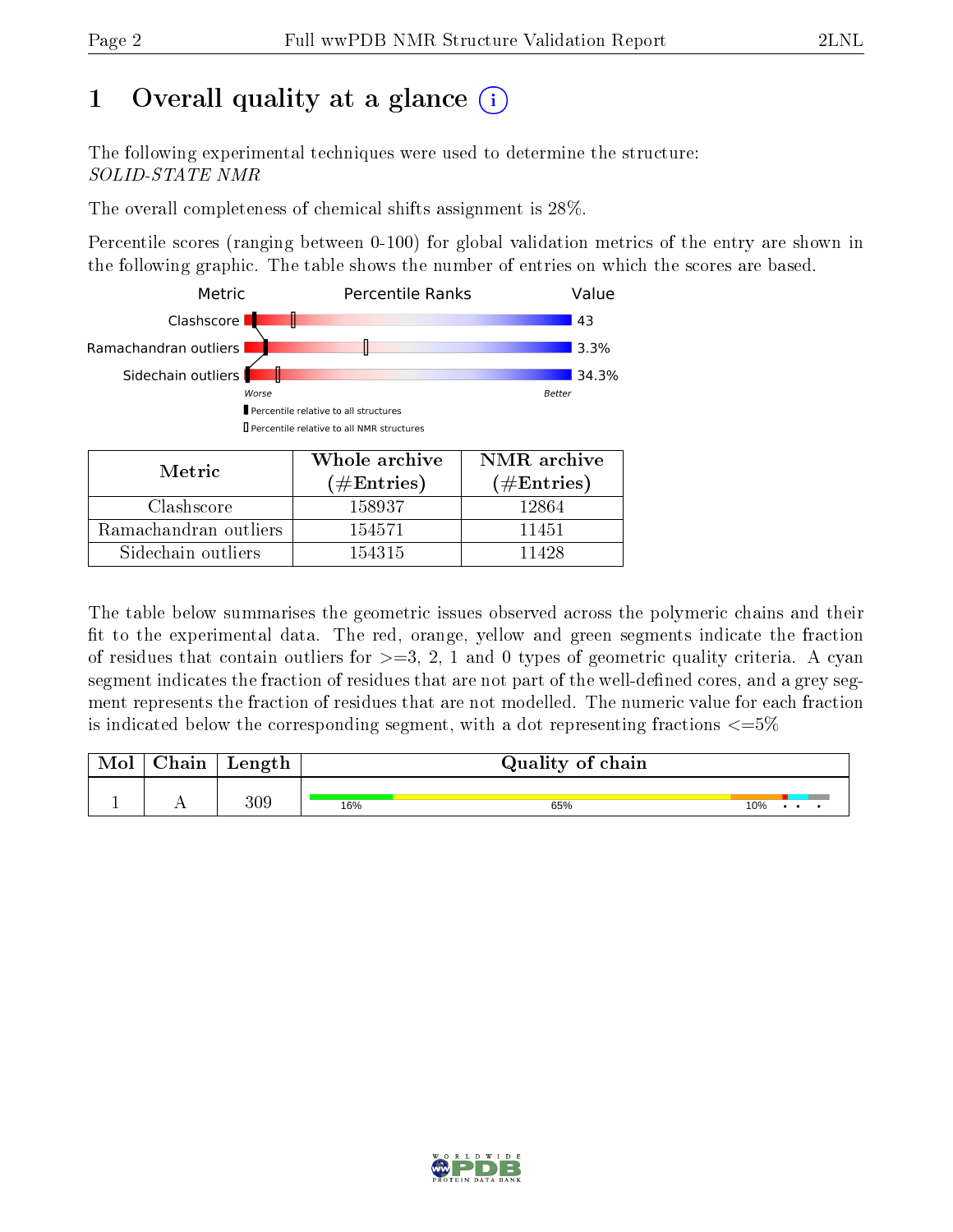# 1 Overall quality at a glance

The following experimental techniques were used to determine the structure:
*SOLID-STATE NMR*

The overall completeness of chemical shifts assignment is 28%.

Percentile scores (ranging between 0-100) for global validation metrics of the entry are shown in the following graphic. The table shows the number of entries on which the scores are based.

| Metric | Percentile Ranks | Value |
|---|---|---|
| Clashscore | | 43 |
| Ramachandran outliers | | 3.3% |
| Sidechain outliers | | 34.3% |

Worse — Better

▮ Percentile relative to all structures
▯ Percentile relative to all NMR structures

| Metric | Whole archive (#Entries) | NMR archive (#Entries) |
|---|---|---|
| Clashscore | 158937 | 12864 |
| Ramachandran outliers | 154571 | 11451 |
| Sidechain outliers | 154315 | 11428 |

The table below summarises the geometric issues observed across the polymeric chains and their fit to the experimental data. The red, orange, yellow and green segments indicate the fraction of residues that contain outliers for >=3, 2, 1 and 0 types of geometric quality criteria. A cyan segment indicates the fraction of residues that are not part of the well-defined cores, and a grey segment represents the fraction of residues that are not modelled. The numeric value for each fraction is indicated below the corresponding segment, with a dot representing fractions <=5%

| Mol | Chain | Length | Quality of chain |
|---|---|---|---|
| 1 | A | 309 | 16% · 65% · 10% · • • • |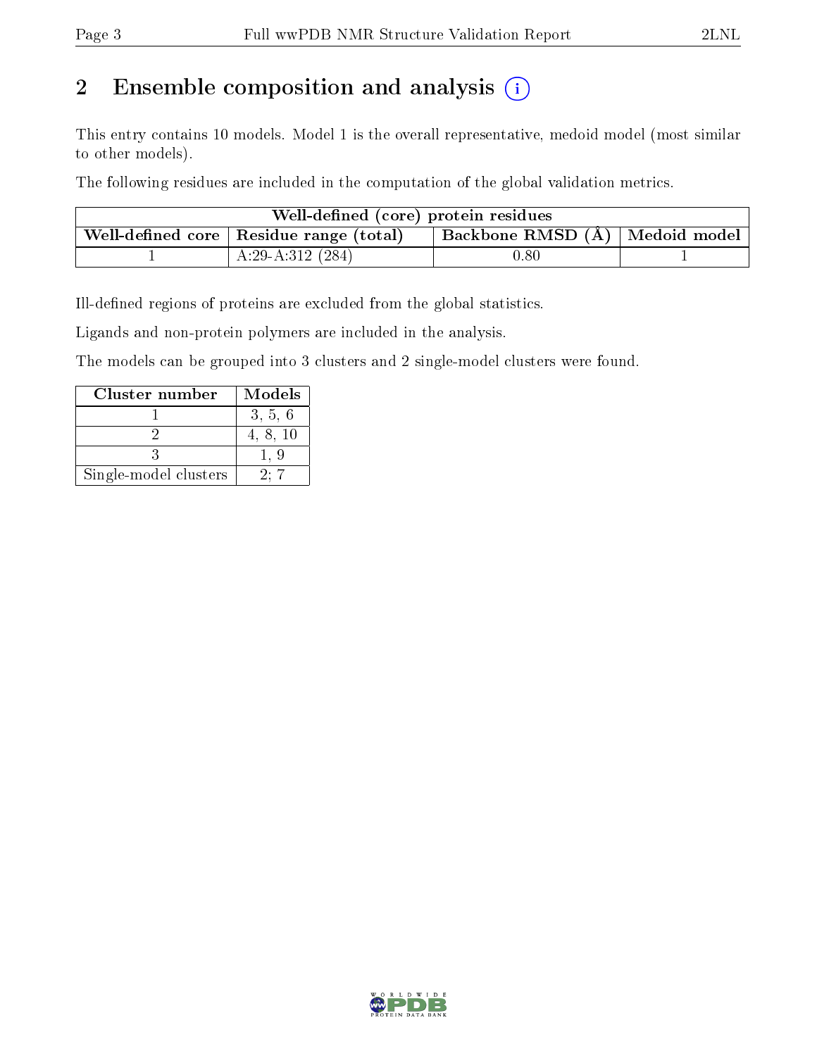## 2 Ensemble composition and analysis

This entry contains 10 models. Model 1 is the overall representative, medoid model (most similar to other models).

The following residues are included in the computation of the global validation metrics.

| Well-defined (core) protein residues | | | |
|---|---|---|---|
| Well-defined core | Residue range (total) | Backbone RMSD (Å) | Medoid model |
| 1 | A:29-A:312 (284) | 0.80 | 1 |

Ill-defined regions of proteins are excluded from the global statistics.

Ligands and non-protein polymers are included in the analysis.

The models can be grouped into 3 clusters and 2 single-model clusters were found.

| Cluster number | Models |
|---|---|
| 1 | 3, 5, 6 |
| 2 | 4, 8, 10 |
| 3 | 1, 9 |
| Single-model clusters | 2; 7 |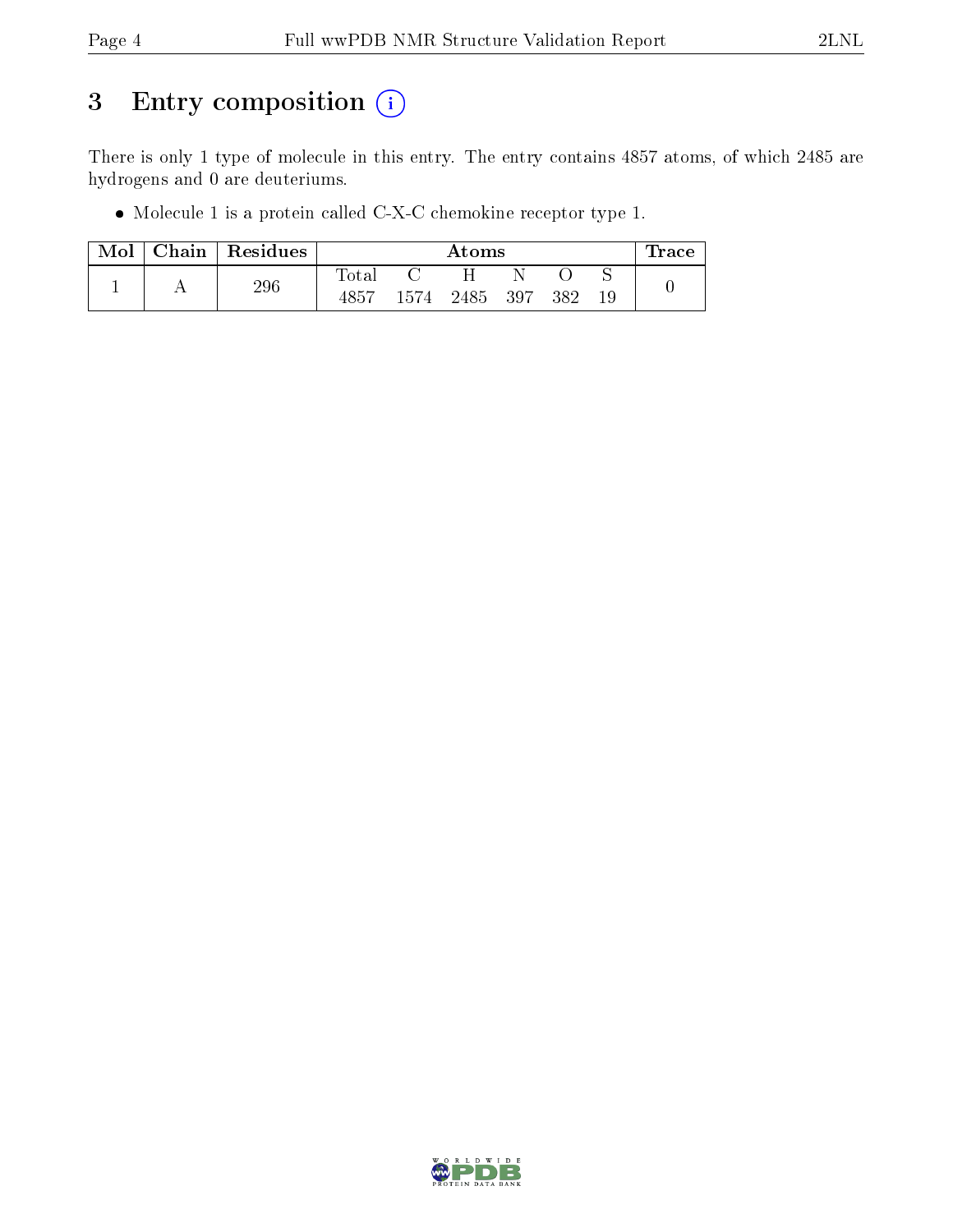# 3 Entry composition

There is only 1 type of molecule in this entry. The entry contains 4857 atoms, of which 2485 are hydrogens and 0 are deuteriums.

- Molecule 1 is a protein called C-X-C chemokine receptor type 1.

| Mol | Chain | Residues | Atoms | | | | | | Trace |
|---|---|---|---|---|---|---|---|---|---|
| | | | Total | C | H | N | O | S | |
| 1 | A | 296 | 4857 | 1574 | 2485 | 397 | 382 | 19 | 0 |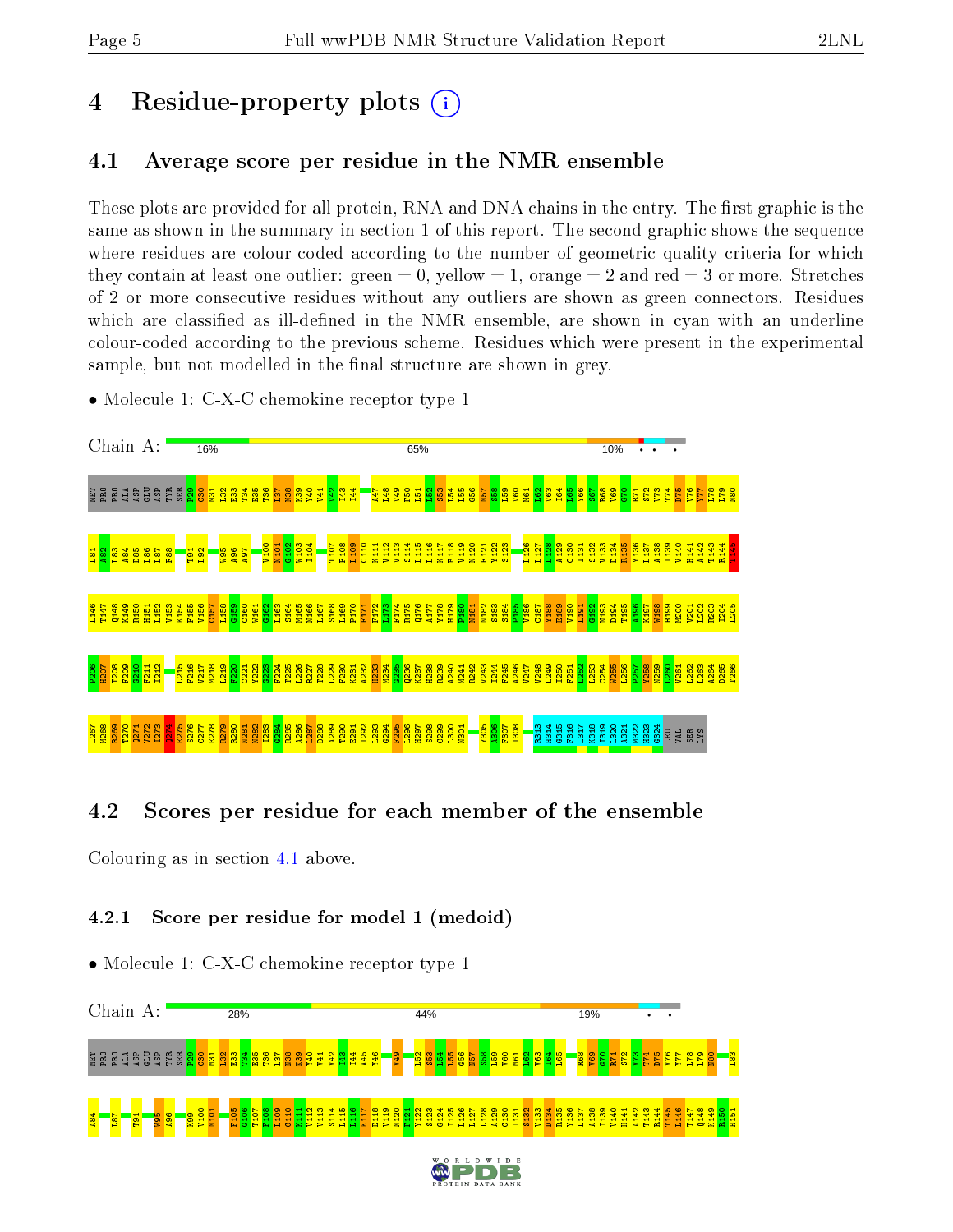# 4 Residue-property plots

## 4.1 Average score per residue in the NMR ensemble

These plots are provided for all protein, RNA and DNA chains in the entry. The first graphic is the same as shown in the summary in section 1 of this report. The second graphic shows the sequence where residues are colour-coded according to the number of geometric quality criteria for which they contain at least one outlier: green = 0, yellow = 1, orange = 2 and red = 3 or more. Stretches of 2 or more consecutive residues without any outliers are shown as green connectors. Residues which are classified as ill-defined in the NMR ensemble, are shown in cyan with an underline colour-coded according to the previous scheme. Residues which were present in the experimental sample, but not modelled in the final structure are shown in grey.

- Molecule 1: C-X-C chemokine receptor type 1

Chain A: 16% 65% 10%

MET PRO PRO ALA ASP GLU TYR SER P29 C30 M31 L32 E33 T34 E35 T36 L37 N38 K39 V40 V41 V42 I43 I44 A47 L48 V49 F50 L51 L52 S53 L54 L55 G56 N57 S58 L59 V60 M61 L62 V63 I64 L65 Y66 S67 R68 V69 G70 R71 S72 V73 T74 D75 V76 Y77 L78 L79 N80 L81 A82 L83 A84 D85 L86 L87 F88 T91 L92 W95 A96 A97 V100 N101 G102 W103 I104 T107 F108 L109 C110 K111 V112 V113 S114 L115 L116 K117 E118 V119 N120 F121 Y122 S123 L126 L127 L128 A129 C130 I131 S132 V133 D134 R135 Y136 L137 A138 I139 V140 H141 A142 T143 R144 T145 L146 T147 Q148 K149 R150 H151 L152 V153 K154 F155 V156 C157 L158 G159 C160 W161 G162 L163 S164 M165 N166 L167 S168 L169 P170 F171 F172 L173 F174 R175 Q176 A177 Y178 H179 P180 N181 N182 S183 S184 P185 V186 C187 Y188 E189 V190 L191 G192 N193 D194 T195 A196 K197 W198 R199 M200 V201 L202 R203 I204 L205 P206 H207 T208 F209 G210 F211 I212 L215 P216 L217 M218 L219 F220 C221 Y222 G223 F224 T225 L226 R227 T228 L229 F230 K231 A232 H233 M234 G235 Q236 K237 H238 R239 A240 M241 R242 V243 I244 F245 A246 V247 V248 L249 I250 F251 L252 L253 C254 W255 L256 P257 Y258 N259 L260 V261 L262 L263 A264 D265 T266 L267 M268 R269 T270 Q271 V272 I273 Q274 E275 S276 C277 E278 R279 R280 N281 N282 I283 G284 R285 A286 L287 D288 A289 T290 E291 I292 L293 G294 F295 L296 H297 S298 C299 L300 N301 Y306 A307 F308 R313 H314 G315 F316 L317 K318 I319 L320 A321 M322 H323 G324 LEU VAL SER LYS

## 4.2 Scores per residue for each member of the ensemble

Colouring as in section 4.1 above.

### 4.2.1 Score per residue for model 1 (medoid)

- Molecule 1: C-X-C chemokine receptor type 1

Chain A: 28% 44% 19%

MET PRO PRO ALA ASP GLU TYR SER P29 C30 M31 L32 E33 T34 E35 T36 L37 N38 K39 V40 V41 V42 I43 I44 A45 Y46 V49 L52 S53 L54 L55 G56 N57 S58 L59 V60 M61 L62 V63 I64 L65 R68 V69 G70 R71 S72 V73 T74 D75 V76 Y77 L78 L79 N80 L83 A84 L87 T91 W95 A96 K99 V100 N101 F105 G106 T107 F108 L109 C110 K111 V112 V113 S114 L115 L116 K117 E118 V119 N120 F121 Y122 S123 G124 I125 L126 L127 L128 A129 C130 I131 S132 V133 D134 R135 Y136 L137 A138 I139 V140 H141 A142 T143 R144 T145 L146 T147 Q148 K149 R150 H151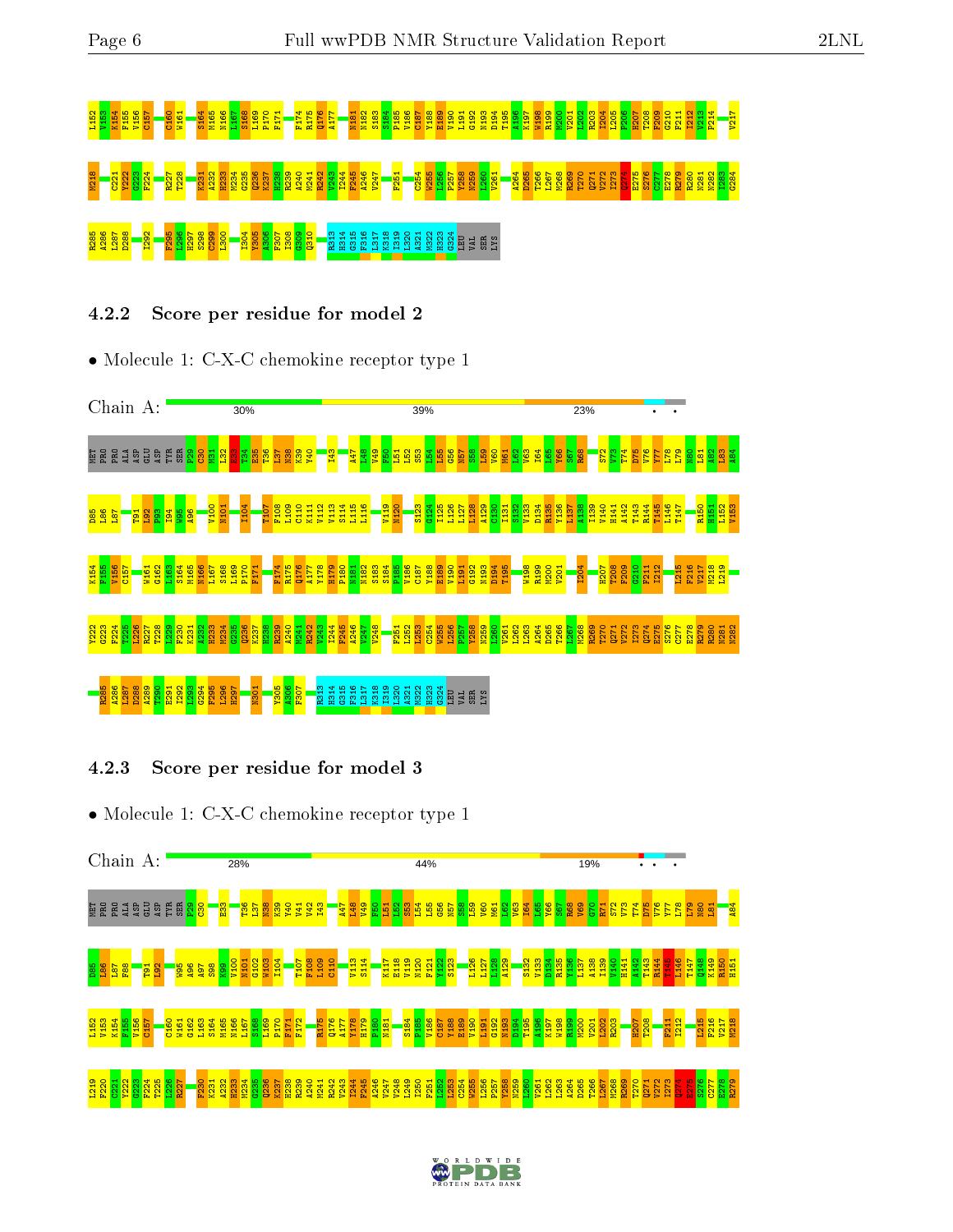### 4.2.2 Score per residue for model 2

- Molecule 1: C-X-C chemokine receptor type 1

Chain A: 30% 39% 23%

### 4.2.3 Score per residue for model 3

- Molecule 1: C-X-C chemokine receptor type 1

Chain A: 28% 44% 19%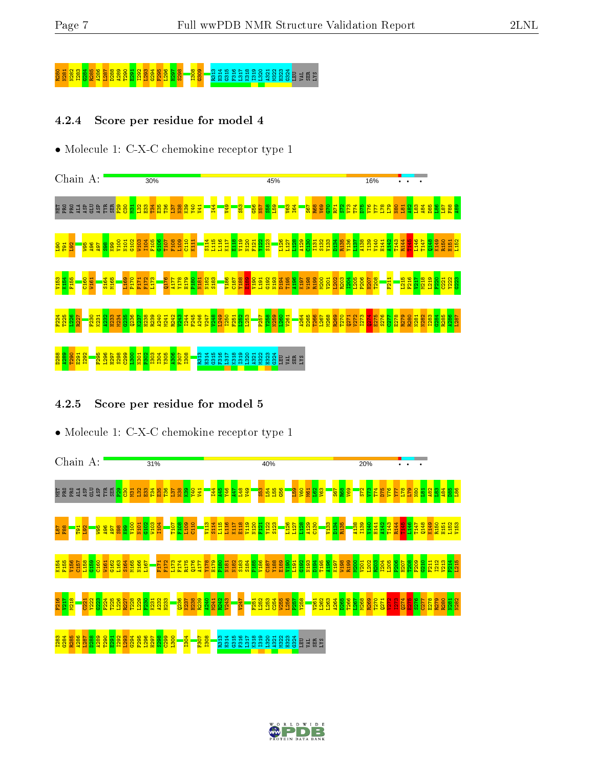R280 N281 N282 I283 G284 R285 A286 L287 D288 A289 T290 E291 I292 L293 G294 F295 L296 H297 S298 I308 G309 R313 H314 G315 F316 L317 K318 I319 L320 A321 M322 H323 G324 LEU VAL SER LYS

### 4.2.4 Score per residue for model 4

- Molecule 1: C-X-C chemokine receptor type 1

Chain A: 30% 45% 16%

MET PRO PRO ALA ASP GLU ASP TYR SER P29 C30 M31 L32 E33 T34 E35 T36 L37 N38 K39 Y40 V41 I44 V49 S53 G56 N57 S58 L59 V63 I64 S67 R68 V69 G70 R71 S72 V73 T74 D75 V76 Y77 L78 L79 N80 L81 A82 L83 A84 D85 L86 L87 F88 A89 I90 T91 L92 W95 A96 A97 S98 K99 V100 N101 G102 W103 I104 F105 G106 T107 F108 L109 C110 K111 S114 L115 L116 K117 E118 V119 N120 F121 Y122 S123 L126 L127 L128 A129 C130 I131 S132 V133 D134 R135 Y136 L137 A138 I139 V140 H141 A142 T143 R144 T145 L146 T147 Q148 K149 R150 H151 L152 V153 K154 F155 C160 W161 S164 M165 L169 P170 F171 F172 L173 Q176 A177 Y178 H179 P180 N181 N182 S183 V186 C187 Y188 E189 V190 L191 G192 N193 D194 T195 A196 K197 W198 R199 M200 V201 L202 R203 I204 L205 P206 H207 T208 F211 L215 F216 V217 M218 L219 F220 C221 Y222 G223 F224 T225 L226 R227 F230 K231 A232 H233 M234 G235 Q236 K237 H238 R239 A240 M241 R242 V243 I244 F245 A246 V247 V248 L249 I250 F251 L252 L253 P257 Y258 N259 L260 V261 A264 D265 T266 L267 M268 R269 T270 Q271 V272 I273 Q275 E275 S276 C277 E278 R279 R280 N281 N282 I283 G284 R285 A286 L287 D288 A289 T290 E291 I292 F295 L296 H297 S298 C299 L300 N301 P302 I303 I304 Y305 A306 F307 I308 R313 H314 G315 F316 L317 K318 I319 L320 A321 M322 H323 G324 LEU VAL SER LYS

### 4.2.5 Score per residue for model 5

- Molecule 1: C-X-C chemokine receptor type 1

Chain A: 31% 40% 20%

MET PRO PRO ALA ASP GLU ASP TYR SER P29 C30 M31 L32 E33 T34 H35 T36 L37 N38 K39 Y40 V41 I44 A45 Y46 A47 L48 V49 S53 L54 L55 G56 L59 V60 M61 L62 V63 S67 R68 V69 S72 V73 T74 D75 V76 Y77 L78 L79 N80 L81 A82 L83 A84 D85 L86 L87 F88 T91 L92 W95 A96 A97 S98 K99 V100 N101 G102 W103 I104 T107 F108 L109 C110 V113 S114 L115 L116 K117 E118 V119 N120 F121 Y122 S123 L126 L127 L128 A129 C130 V133 D134 R135 A138 I139 V140 H141 A142 T143 R144 T145 L146 T147 Q148 K149 R150 H151 L152 V153 K154 F155 W156 C157 L158 G159 C160 W161 G162 L163 S164 M165 N166 L167 F171 F172 L173 F174 R175 Q176 A177 Y178 H179 P180 N181 N182 S183 S184 F185 V186 C187 Y188 E189 V190 L191 G192 N193 D194 T195 A196 K197 W198 R199 M200 V201 L202 R203 I204 L205 P206 H207 T208 F209 G210 F211 I212 V213 P214 L215 F216 V217 M218 C221 Y222 G223 F224 T225 L226 R227 T228 L229 F230 K231 A232 H233 Q236 K237 H238 R239 A240 M241 R242 V243 V247 F251 L252 L253 C254 W255 L256 P257 Y258 V261 L262 L263 A264 D265 T266 L267 M268 R269 T270 Q271 V272 I273 Q274 E275 S276 C277 E278 R279 R280 N281 N282 I283 G284 R285 A286 L287 D288 A289 T290 E291 I292 L293 G294 F295 L296 H297 S298 C299 L300 I304 F307 I308 R313 H314 G315 F316 L317 K318 I319 L320 A321 M322 H323 G324 LEU VAL SER LYS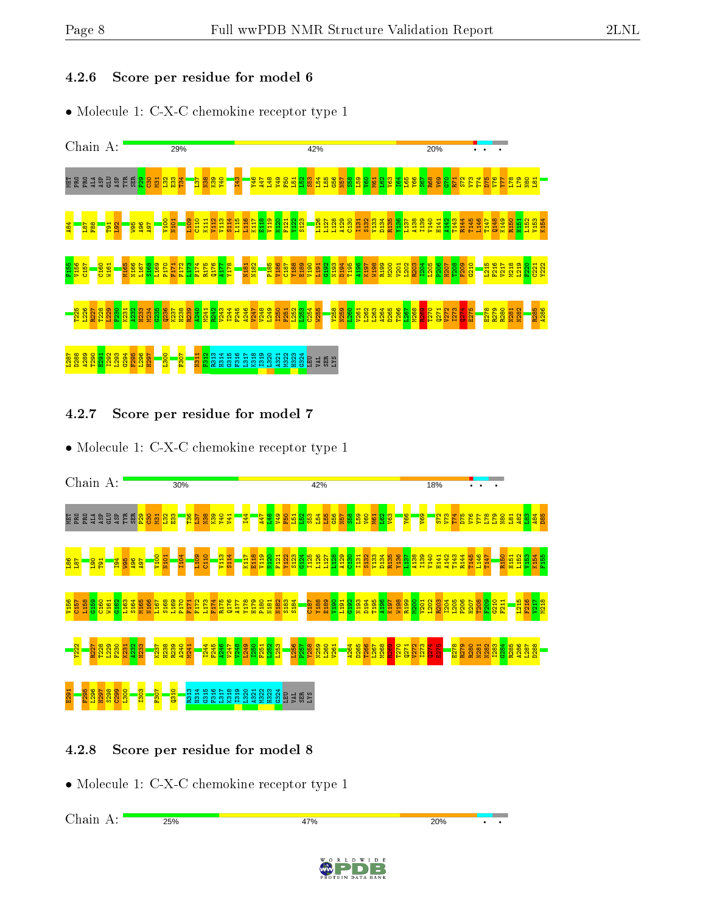### 4.2.6 Score per residue for model 6

- Molecule 1: C-X-C chemokine receptor type 1

Chain A: 29% | 42% | 20%

MET PRO PRO ALA ASP GLU ASP TYR SER P29 C30 M31 L32 E33 T34 L37 N38 K39 V40 I43 Y46 A47 L48 V49 F50 L51 L52 S53 L54 L55 G56 N57 S58 L59 V60 M61 L62 V63 I64 L65 Y66 S67 R68 V69 G70 R71 S72 V73 T74 D75 V76 Y77 L78 L79 N80 L81 A84 L87 F88 T91 L92 W95 A96 A97 V100 N101 L109 C110 K111 V112 V113 S114 L115 L116 K117 E118 V119 N120 F121 Y122 S123 L126 L127 L128 A129 C130 I131 S132 V133 D134 R135 Y136 L137 A138 I139 V140 H141 A142 T143 R144 T145 L146 T147 Q148 K149 R150 H151 L152 V153 K154 F155 V156 C157 C160 W161 M165 N166 L167 S168 L169 P170 F171 F172 L173 F174 R175 Q176 A177 Y178 N181 N182 P185 V186 C187 Y188 E189 V190 L191 G192 N193 D194 T195 A196 K197 W198 R199 M200 V201 L202 R203 I204 L205 P206 H207 T208 F209 G210 L215 F216 V217 M218 L219 F220 C221 Y222 T225 L226 R227 T228 L229 F230 K231 A232 H233 M234 G235 Q236 K237 H238 R239 A240 M241 R242 V243 I244 F245 A246 V247 V248 L249 I250 F251 L252 L253 C254 W255 Y258 N259 L260 V261 L262 L263 A264 D265 T266 L267 M268 R269 T270 Q271 V272 I273 Q274 E275 E278 R279 R280 N281 N282 R285 A286 L287 D288 A289 T290 E291 I292 L293 G294 F295 L296 H297 L300 F307 N311 F312 R313 H314 G315 F316 L317 K318 I319 L320 A321 M322 H323 G324 LEU VAL SER LYS

### 4.2.7 Score per residue for model 7

- Molecule 1: C-X-C chemokine receptor type 1

Chain A: 30% | 42% | 18%

MET PRO PRO ALA ASP GLU ASP TYR SER P29 C30 M31 L32 E33 T36 L37 N38 K39 V40 V41 I44 A47 L48 V49 F50 L51 L52 S53 L54 L55 G56 N57 S58 L59 V60 M61 L62 V63 Y66 V69 S72 V73 T74 D75 V76 Y77 L78 L79 N80 L81 A82 L83 A84 D85 L86 L87 L90 T91 I94 W95 A96 A97 V100 N101 I104 L109 C110 V113 S114 K117 E118 V119 N120 F121 Y122 S123 G124 I125 L126 L127 L128 A129 C130 I131 S132 V133 D134 R135 Y136 L137 A138 I139 V140 H141 A142 T143 R144 T145 L146 T147 R150 H151 L152 V153 K154 F155 V156 C157 L158 C159 C160 W161 G162 L163 S164 M165 N166 L167 S168 L169 P170 F171 F172 L173 F174 R175 Q176 A177 Y178 H179 F180 N181 N182 S183 S184 C187 Y188 E189 V190 L191 G192 N193 D194 T195 A196 K197 W198 R199 M200 V201 L202 R203 I204 L205 P206 H207 T208 F209 G210 F211 L215 F216 V217 M218 Y222 R227 T228 L229 F230 K231 A232 H233 K237 H238 R239 A240 M241 I244 F245 A246 V247 V248 L249 I250 F251 L252 L253 L256 P257 Y258 N259 L260 V261 A264 D265 T266 L267 M268 R269 T270 Q271 V272 I273 Q274 E275 E278 R279 R280 N281 N282 I283 G284 R285 A286 L287 D288 E291 F295 L296 H297 S298 C299 L300 I303 F307 Q310 R313 H314 G315 F316 L317 K318 I319 L320 A321 M322 H323 G324 LEU VAL SER LYS

### 4.2.8 Score per residue for model 8

- Molecule 1: C-X-C chemokine receptor type 1

Chain A: 25% | 47% | 20%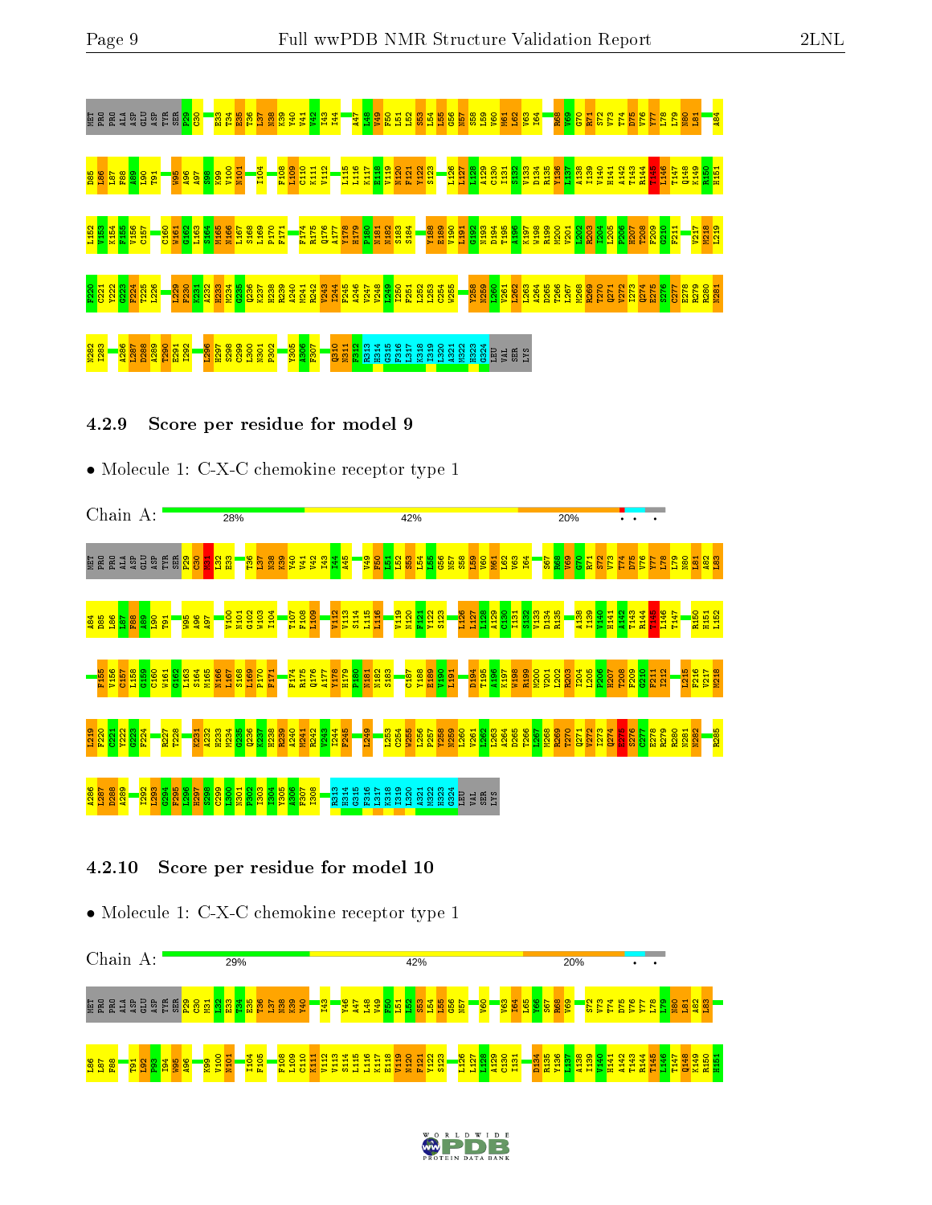### 4.2.9 Score per residue for model 9

- Molecule 1: C-X-C chemokine receptor type 1

Chain A: 28% | 42% | 20% | • • •

### 4.2.10 Score per residue for model 10

- Molecule 1: C-X-C chemokine receptor type 1

Chain A: 29% | 42% | 20% | • •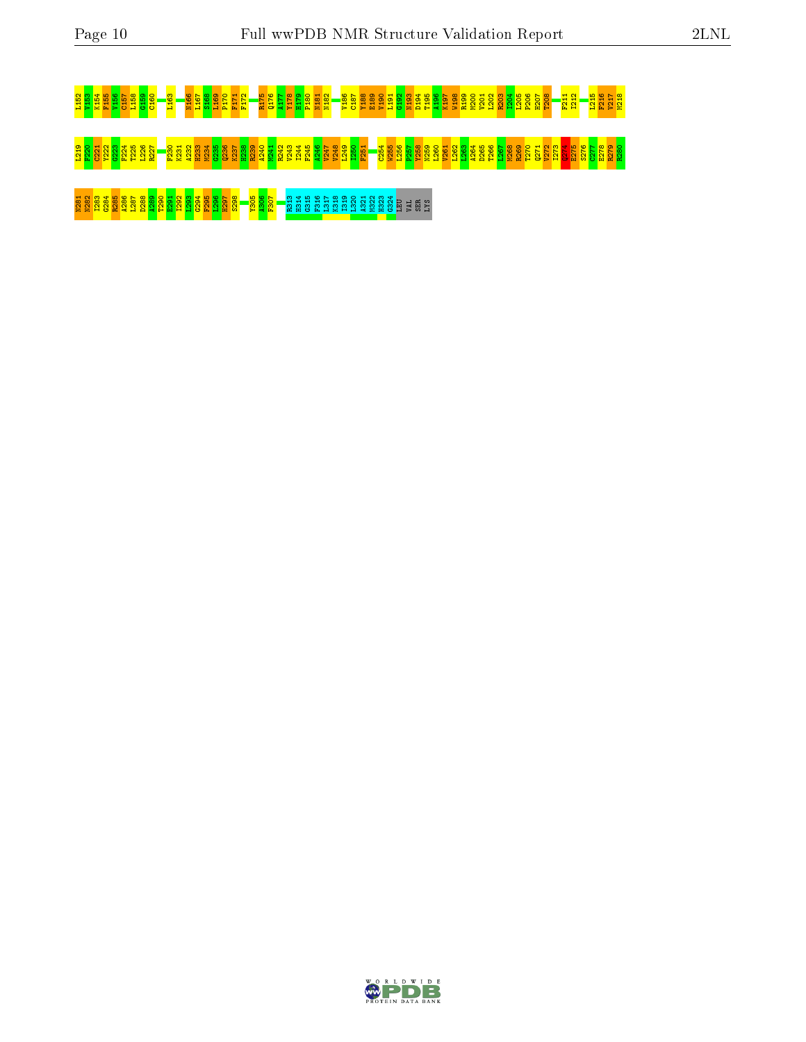L152 V153 K154 F155 V156 C157 L158 G159 C160 L163 N166 L167 S168 L169 P170 F171 F172 R175 Q176 A177 Y178 H179 P180 N181 N182 V186 C187 Y188 E189 V190 L191 G192 N193 D194 T195 A196 K197 W198 R199 M200 V201 L202 R203 I204 L205 P206 H207 T208 F211 I212 L215 F216 V217 M218

L219 F220 C221 Y222 G223 F224 T225 L226 R227 F230 K231 A232 H233 M234 G235 Q236 K237 H238 R239 A240 M241 R242 V243 I244 F245 A246 V247 V248 L249 I250 F251 C254 W255 L256 P257 Y258 N259 L260 V261 L262 L263 A264 D265 T266 L267 M268 R269 T270 Q271 V272 I273 Q274 E275 S276 C277 E278 R279 R280

N281 N282 I283 G284 R285 A286 L287 D288 A289 T290 E291 I292 L293 G294 F295 L296 H297 S298 Y305 A306 F307 R313 H314 G315 F316 L317 K318 I319 L320 A321 M322 H323 G324 LEU VAL SER LYS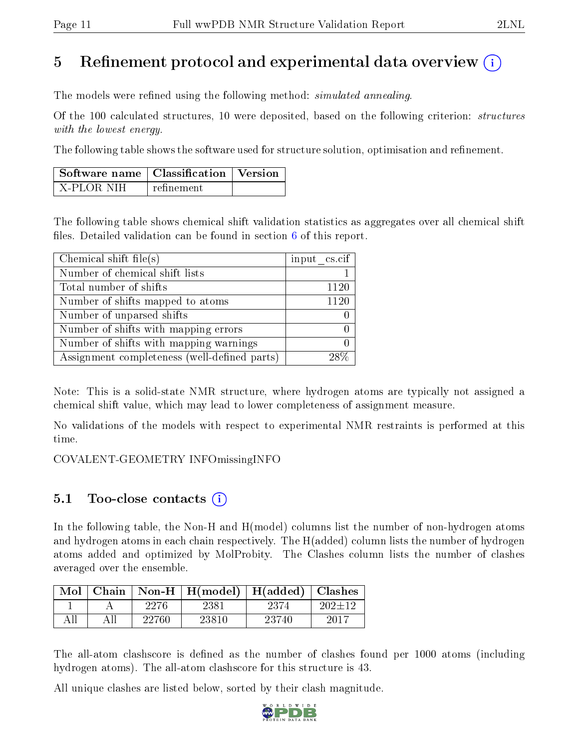# 5 Refinement protocol and experimental data overview (i)

The models were refined using the following method: *simulated annealing*.

Of the 100 calculated structures, 10 were deposited, based on the following criterion: *structures with the lowest energy*.

The following table shows the software used for structure solution, optimisation and refinement.

| Software name | Classification | Version |
|---|---|---|
| X-PLOR NIH | refinement | |

The following table shows chemical shift validation statistics as aggregates over all chemical shift files. Detailed validation can be found in section 6 of this report.

| Chemical shift file(s) | input_cs.cif |
|---|---|
| Number of chemical shift lists | 1 |
| Total number of shifts | 1120 |
| Number of shifts mapped to atoms | 1120 |
| Number of unparsed shifts | 0 |
| Number of shifts with mapping errors | 0 |
| Number of shifts with mapping warnings | 0 |
| Assignment completeness (well-defined parts) | 28% |

Note: This is a solid-state NMR structure, where hydrogen atoms are typically not assigned a chemical shift value, which may lead to lower completeness of assignment measure.

No validations of the models with respect to experimental NMR restraints is performed at this time.

COVALENT-GEOMETRY INFOmissingINFO

## 5.1 Too-close contacts (i)

In the following table, the Non-H and H(model) columns list the number of non-hydrogen atoms and hydrogen atoms in each chain respectively. The H(added) column lists the number of hydrogen atoms added and optimized by MolProbity. The Clashes column lists the number of clashes averaged over the ensemble.

| Mol | Chain | Non-H | H(model) | H(added) | Clashes |
|---|---|---|---|---|---|
| 1 | A | 2276 | 2381 | 2374 | 202±12 |
| All | All | 22760 | 23810 | 23740 | 2017 |

The all-atom clashscore is defined as the number of clashes found per 1000 atoms (including hydrogen atoms). The all-atom clashscore for this structure is 43.

All unique clashes are listed below, sorted by their clash magnitude.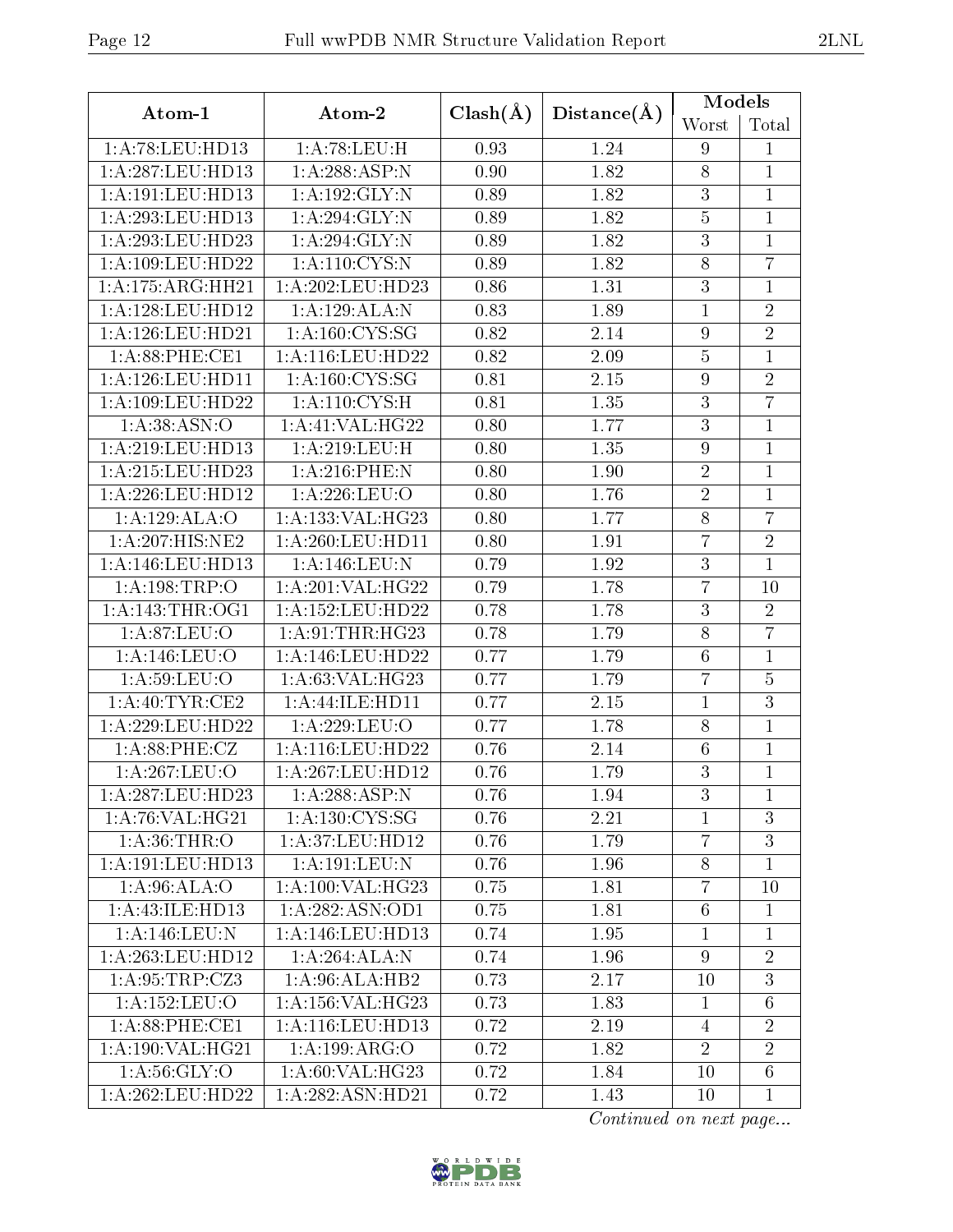| Atom-1 | Atom-2 | Clash(Å) | Distance(Å) | Models | |
|---|---|---|---|---|---|
| | | | | Worst | Total |
| 1:A:78:LEU:HD13 | 1:A:78:LEU:H | 0.93 | 1.24 | 9 | 1 |
| 1:A:287:LEU:HD13 | 1:A:288:ASP:N | 0.90 | 1.82 | 8 | 1 |
| 1:A:191:LEU:HD13 | 1:A:192:GLY:N | 0.89 | 1.82 | 3 | 1 |
| 1:A:293:LEU:HD13 | 1:A:294:GLY:N | 0.89 | 1.82 | 5 | 1 |
| 1:A:293:LEU:HD23 | 1:A:294:GLY:N | 0.89 | 1.82 | 3 | 1 |
| 1:A:109:LEU:HD22 | 1:A:110:CYS:N | 0.89 | 1.82 | 8 | 7 |
| 1:A:175:ARG:HH21 | 1:A:202:LEU:HD23 | 0.86 | 1.31 | 3 | 1 |
| 1:A:128:LEU:HD12 | 1:A:129:ALA:N | 0.83 | 1.89 | 1 | 2 |
| 1:A:126:LEU:HD21 | 1:A:160:CYS:SG | 0.82 | 2.14 | 9 | 2 |
| 1:A:88:PHE:CE1 | 1:A:116:LEU:HD22 | 0.82 | 2.09 | 5 | 1 |
| 1:A:126:LEU:HD11 | 1:A:160:CYS:SG | 0.81 | 2.15 | 9 | 2 |
| 1:A:109:LEU:HD22 | 1:A:110:CYS:H | 0.81 | 1.35 | 3 | 7 |
| 1:A:38:ASN:O | 1:A:41:VAL:HG22 | 0.80 | 1.77 | 3 | 1 |
| 1:A:219:LEU:HD13 | 1:A:219:LEU:H | 0.80 | 1.35 | 9 | 1 |
| 1:A:215:LEU:HD23 | 1:A:216:PHE:N | 0.80 | 1.90 | 2 | 1 |
| 1:A:226:LEU:HD12 | 1:A:226:LEU:O | 0.80 | 1.76 | 2 | 1 |
| 1:A:129:ALA:O | 1:A:133:VAL:HG23 | 0.80 | 1.77 | 8 | 7 |
| 1:A:207:HIS:NE2 | 1:A:260:LEU:HD11 | 0.80 | 1.91 | 7 | 2 |
| 1:A:146:LEU:HD13 | 1:A:146:LEU:N | 0.79 | 1.92 | 3 | 1 |
| 1:A:198:TRP:O | 1:A:201:VAL:HG22 | 0.79 | 1.78 | 7 | 10 |
| 1:A:143:THR:OG1 | 1:A:152:LEU:HD22 | 0.78 | 1.78 | 3 | 2 |
| 1:A:87:LEU:O | 1:A:91:THR:HG23 | 0.78 | 1.79 | 8 | 7 |
| 1:A:146:LEU:O | 1:A:146:LEU:HD22 | 0.77 | 1.79 | 6 | 1 |
| 1:A:59:LEU:O | 1:A:63:VAL:HG23 | 0.77 | 1.79 | 7 | 5 |
| 1:A:40:TYR:CE2 | 1:A:44:ILE:HD11 | 0.77 | 2.15 | 1 | 3 |
| 1:A:229:LEU:HD22 | 1:A:229:LEU:O | 0.77 | 1.78 | 8 | 1 |
| 1:A:88:PHE:CZ | 1:A:116:LEU:HD22 | 0.76 | 2.14 | 6 | 1 |
| 1:A:267:LEU:O | 1:A:267:LEU:HD12 | 0.76 | 1.79 | 3 | 1 |
| 1:A:287:LEU:HD23 | 1:A:288:ASP:N | 0.76 | 1.94 | 3 | 1 |
| 1:A:76:VAL:HG21 | 1:A:130:CYS:SG | 0.76 | 2.21 | 1 | 3 |
| 1:A:36:THR:O | 1:A:37:LEU:HD12 | 0.76 | 1.79 | 7 | 3 |
| 1:A:191:LEU:HD13 | 1:A:191:LEU:N | 0.76 | 1.96 | 8 | 1 |
| 1:A:96:ALA:O | 1:A:100:VAL:HG23 | 0.75 | 1.81 | 7 | 10 |
| 1:A:43:ILE:HD13 | 1:A:282:ASN:OD1 | 0.75 | 1.81 | 6 | 1 |
| 1:A:146:LEU:N | 1:A:146:LEU:HD13 | 0.74 | 1.95 | 1 | 1 |
| 1:A:263:LEU:HD12 | 1:A:264:ALA:N | 0.74 | 1.96 | 9 | 2 |
| 1:A:95:TRP:CZ3 | 1:A:96:ALA:HB2 | 0.73 | 2.17 | 10 | 3 |
| 1:A:152:LEU:O | 1:A:156:VAL:HG23 | 0.73 | 1.83 | 1 | 6 |
| 1:A:88:PHE:CE1 | 1:A:116:LEU:HD13 | 0.72 | 2.19 | 4 | 2 |
| 1:A:190:VAL:HG21 | 1:A:199:ARG:O | 0.72 | 1.82 | 2 | 2 |
| 1:A:56:GLY:O | 1:A:60:VAL:HG23 | 0.72 | 1.84 | 10 | 6 |
| 1:A:262:LEU:HD22 | 1:A:282:ASN:HD21 | 0.72 | 1.43 | 10 | 1 |

*Continued on next page...*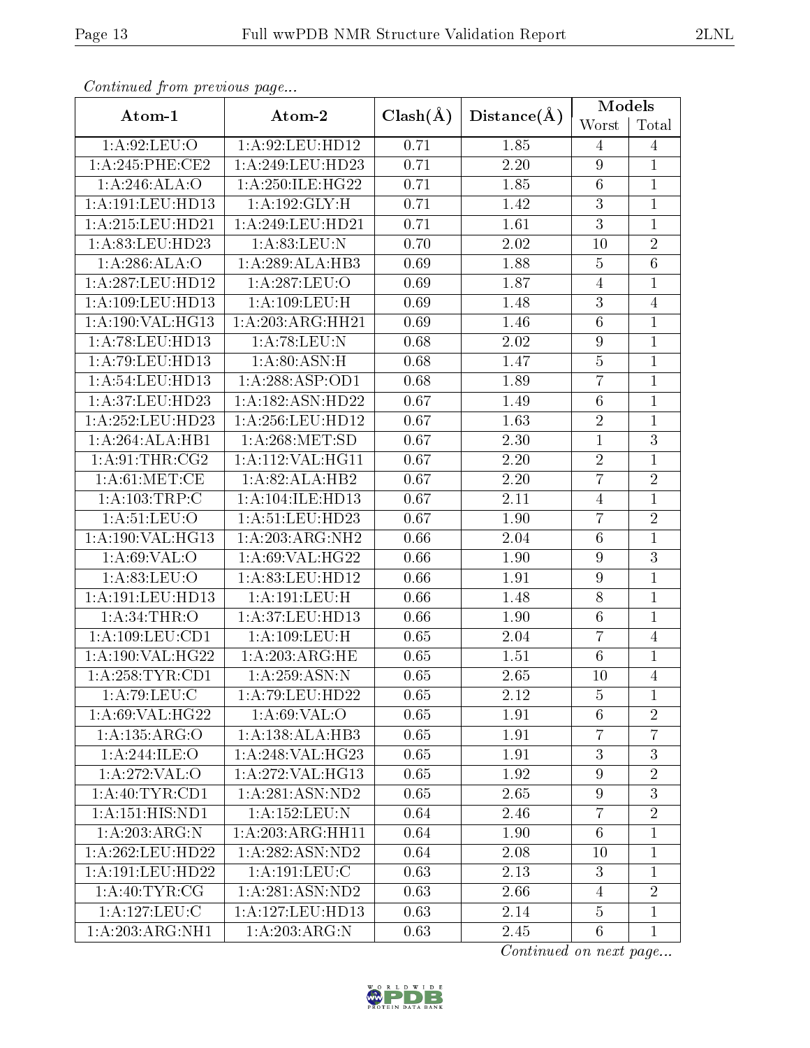*Continued from previous page...*

| Atom-1 | Atom-2 | Clash(Å) | Distance(Å) | Models | |
|---|---|---|---|---|---|
| | | | | Worst | Total |
| 1:A:92:LEU:O | 1:A:92:LEU:HD12 | 0.71 | 1.85 | 4 | 4 |
| 1:A:245:PHE:CE2 | 1:A:249:LEU:HD23 | 0.71 | 2.20 | 9 | 1 |
| 1:A:246:ALA:O | 1:A:250:ILE:HG22 | 0.71 | 1.85 | 6 | 1 |
| 1:A:191:LEU:HD13 | 1:A:192:GLY:H | 0.71 | 1.42 | 3 | 1 |
| 1:A:215:LEU:HD21 | 1:A:249:LEU:HD21 | 0.71 | 1.61 | 3 | 1 |
| 1:A:83:LEU:HD23 | 1:A:83:LEU:N | 0.70 | 2.02 | 10 | 2 |
| 1:A:286:ALA:O | 1:A:289:ALA:HB3 | 0.69 | 1.88 | 5 | 6 |
| 1:A:287:LEU:HD12 | 1:A:287:LEU:O | 0.69 | 1.87 | 4 | 1 |
| 1:A:109:LEU:HD13 | 1:A:109:LEU:H | 0.69 | 1.48 | 3 | 4 |
| 1:A:190:VAL:HG13 | 1:A:203:ARG:HH21 | 0.69 | 1.46 | 6 | 1 |
| 1:A:78:LEU:HD13 | 1:A:78:LEU:N | 0.68 | 2.02 | 9 | 1 |
| 1:A:79:LEU:HD13 | 1:A:80:ASN:H | 0.68 | 1.47 | 5 | 1 |
| 1:A:54:LEU:HD13 | 1:A:288:ASP:OD1 | 0.68 | 1.89 | 7 | 1 |
| 1:A:37:LEU:HD23 | 1:A:182:ASN:HD22 | 0.67 | 1.49 | 6 | 1 |
| 1:A:252:LEU:HD23 | 1:A:256:LEU:HD12 | 0.67 | 1.63 | 2 | 1 |
| 1:A:264:ALA:HB1 | 1:A:268:MET:SD | 0.67 | 2.30 | 1 | 3 |
| 1:A:91:THR:CG2 | 1:A:112:VAL:HG11 | 0.67 | 2.20 | 2 | 1 |
| 1:A:61:MET:CE | 1:A:82:ALA:HB2 | 0.67 | 2.20 | 7 | 2 |
| 1:A:103:TRP:C | 1:A:104:ILE:HD13 | 0.67 | 2.11 | 4 | 1 |
| 1:A:51:LEU:O | 1:A:51:LEU:HD23 | 0.67 | 1.90 | 7 | 2 |
| 1:A:190:VAL:HG13 | 1:A:203:ARG:NH2 | 0.66 | 2.04 | 6 | 1 |
| 1:A:69:VAL:O | 1:A:69:VAL:HG22 | 0.66 | 1.90 | 9 | 3 |
| 1:A:83:LEU:O | 1:A:83:LEU:HD12 | 0.66 | 1.91 | 9 | 1 |
| 1:A:191:LEU:HD13 | 1:A:191:LEU:H | 0.66 | 1.48 | 8 | 1 |
| 1:A:34:THR:O | 1:A:37:LEU:HD13 | 0.66 | 1.90 | 6 | 1 |
| 1:A:109:LEU:CD1 | 1:A:109:LEU:H | 0.65 | 2.04 | 7 | 4 |
| 1:A:190:VAL:HG22 | 1:A:203:ARG:HE | 0.65 | 1.51 | 6 | 1 |
| 1:A:258:TYR:CD1 | 1:A:259:ASN:N | 0.65 | 2.65 | 10 | 4 |
| 1:A:79:LEU:C | 1:A:79:LEU:HD22 | 0.65 | 2.12 | 5 | 1 |
| 1:A:69:VAL:HG22 | 1:A:69:VAL:O | 0.65 | 1.91 | 6 | 2 |
| 1:A:135:ARG:O | 1:A:138:ALA:HB3 | 0.65 | 1.91 | 7 | 7 |
| 1:A:244:ILE:O | 1:A:248:VAL:HG23 | 0.65 | 1.91 | 3 | 3 |
| 1:A:272:VAL:O | 1:A:272:VAL:HG13 | 0.65 | 1.92 | 9 | 2 |
| 1:A:40:TYR:CD1 | 1:A:281:ASN:ND2 | 0.65 | 2.65 | 9 | 3 |
| 1:A:151:HIS:ND1 | 1:A:152:LEU:N | 0.64 | 2.46 | 7 | 2 |
| 1:A:203:ARG:N | 1:A:203:ARG:HH11 | 0.64 | 1.90 | 6 | 1 |
| 1:A:262:LEU:HD22 | 1:A:282:ASN:ND2 | 0.64 | 2.08 | 10 | 1 |
| 1:A:191:LEU:HD22 | 1:A:191:LEU:C | 0.63 | 2.13 | 3 | 1 |
| 1:A:40:TYR:CG | 1:A:281:ASN:ND2 | 0.63 | 2.66 | 4 | 2 |
| 1:A:127:LEU:C | 1:A:127:LEU:HD13 | 0.63 | 2.14 | 5 | 1 |
| 1:A:203:ARG:NH1 | 1:A:203:ARG:N | 0.63 | 2.45 | 6 | 1 |

*Continued on next page...*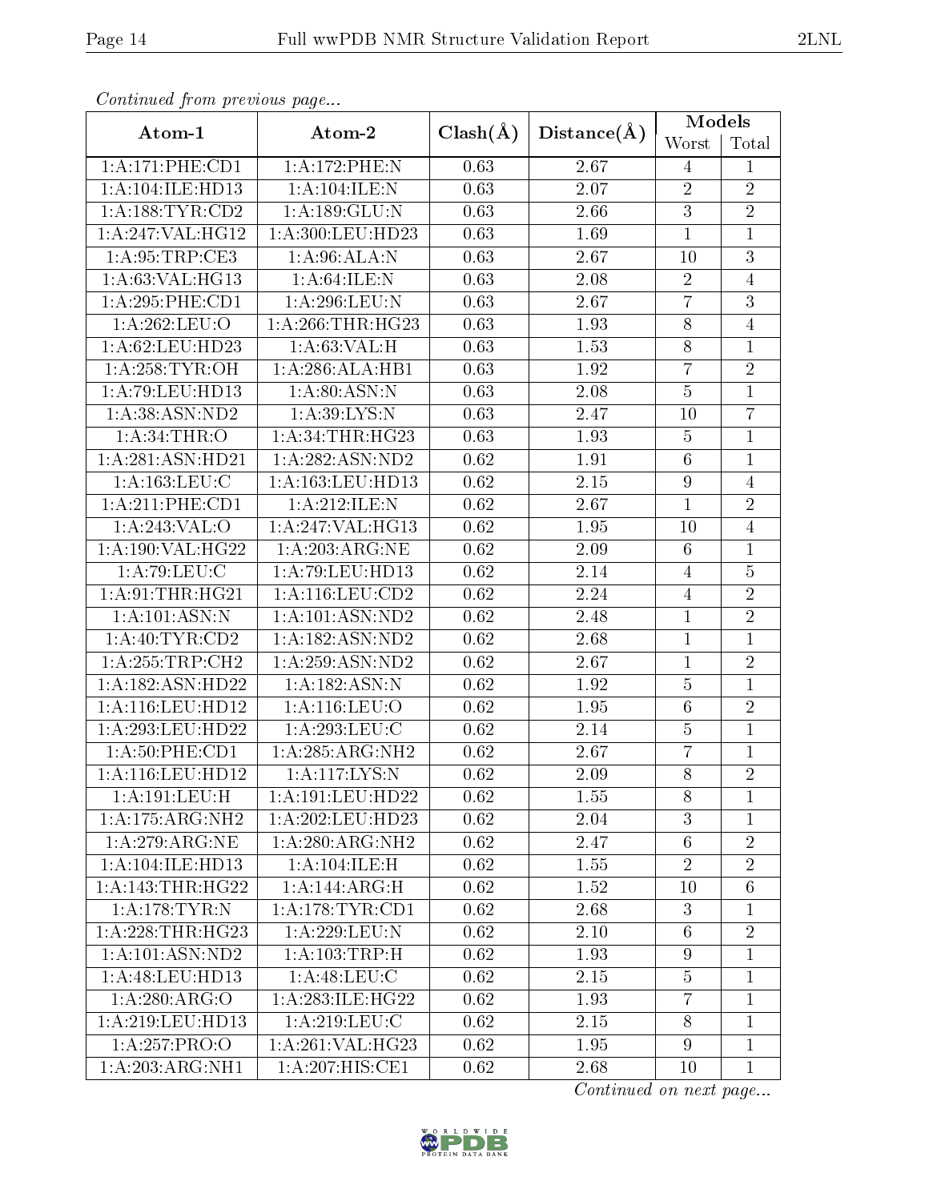*Continued from previous page...*

| Atom-1 | Atom-2 | Clash(Å) | Distance(Å) | Models | |
|---|---|---|---|---|---|
| | | | | Worst | Total |
| 1:A:171:PHE:CD1 | 1:A:172:PHE:N | 0.63 | 2.67 | 4 | 1 |
| 1:A:104:ILE:HD13 | 1:A:104:ILE:N | 0.63 | 2.07 | 2 | 2 |
| 1:A:188:TYR:CD2 | 1:A:189:GLU:N | 0.63 | 2.66 | 3 | 2 |
| 1:A:247:VAL:HG12 | 1:A:300:LEU:HD23 | 0.63 | 1.69 | 1 | 1 |
| 1:A:95:TRP:CE3 | 1:A:96:ALA:N | 0.63 | 2.67 | 10 | 3 |
| 1:A:63:VAL:HG13 | 1:A:64:ILE:N | 0.63 | 2.08 | 2 | 4 |
| 1:A:295:PHE:CD1 | 1:A:296:LEU:N | 0.63 | 2.67 | 7 | 3 |
| 1:A:262:LEU:O | 1:A:266:THR:HG23 | 0.63 | 1.93 | 8 | 4 |
| 1:A:62:LEU:HD23 | 1:A:63:VAL:H | 0.63 | 1.53 | 8 | 1 |
| 1:A:258:TYR:OH | 1:A:286:ALA:HB1 | 0.63 | 1.92 | 7 | 2 |
| 1:A:79:LEU:HD13 | 1:A:80:ASN:N | 0.63 | 2.08 | 5 | 1 |
| 1:A:38:ASN:ND2 | 1:A:39:LYS:N | 0.63 | 2.47 | 10 | 7 |
| 1:A:34:THR:O | 1:A:34:THR:HG23 | 0.63 | 1.93 | 5 | 1 |
| 1:A:281:ASN:HD21 | 1:A:282:ASN:ND2 | 0.62 | 1.91 | 6 | 1 |
| 1:A:163:LEU:C | 1:A:163:LEU:HD13 | 0.62 | 2.15 | 9 | 4 |
| 1:A:211:PHE:CD1 | 1:A:212:ILE:N | 0.62 | 2.67 | 1 | 2 |
| 1:A:243:VAL:O | 1:A:247:VAL:HG13 | 0.62 | 1.95 | 10 | 4 |
| 1:A:190:VAL:HG22 | 1:A:203:ARG:NE | 0.62 | 2.09 | 6 | 1 |
| 1:A:79:LEU:C | 1:A:79:LEU:HD13 | 0.62 | 2.14 | 4 | 5 |
| 1:A:91:THR:HG21 | 1:A:116:LEU:CD2 | 0.62 | 2.24 | 4 | 2 |
| 1:A:101:ASN:N | 1:A:101:ASN:ND2 | 0.62 | 2.48 | 1 | 2 |
| 1:A:40:TYR:CD2 | 1:A:182:ASN:ND2 | 0.62 | 2.68 | 1 | 1 |
| 1:A:255:TRP:CH2 | 1:A:259:ASN:ND2 | 0.62 | 2.67 | 1 | 2 |
| 1:A:182:ASN:HD22 | 1:A:182:ASN:N | 0.62 | 1.92 | 5 | 1 |
| 1:A:116:LEU:HD12 | 1:A:116:LEU:O | 0.62 | 1.95 | 6 | 2 |
| 1:A:293:LEU:HD22 | 1:A:293:LEU:C | 0.62 | 2.14 | 5 | 1 |
| 1:A:50:PHE:CD1 | 1:A:285:ARG:NH2 | 0.62 | 2.67 | 7 | 1 |
| 1:A:116:LEU:HD12 | 1:A:117:LYS:N | 0.62 | 2.09 | 8 | 2 |
| 1:A:191:LEU:H | 1:A:191:LEU:HD22 | 0.62 | 1.55 | 8 | 1 |
| 1:A:175:ARG:NH2 | 1:A:202:LEU:HD23 | 0.62 | 2.04 | 3 | 1 |
| 1:A:279:ARG:NE | 1:A:280:ARG:NH2 | 0.62 | 2.47 | 6 | 2 |
| 1:A:104:ILE:HD13 | 1:A:104:ILE:H | 0.62 | 1.55 | 2 | 2 |
| 1:A:143:THR:HG22 | 1:A:144:ARG:H | 0.62 | 1.52 | 10 | 6 |
| 1:A:178:TYR:N | 1:A:178:TYR:CD1 | 0.62 | 2.68 | 3 | 1 |
| 1:A:228:THR:HG23 | 1:A:229:LEU:N | 0.62 | 2.10 | 6 | 2 |
| 1:A:101:ASN:ND2 | 1:A:103:TRP:H | 0.62 | 1.93 | 9 | 1 |
| 1:A:48:LEU:HD13 | 1:A:48:LEU:C | 0.62 | 2.15 | 5 | 1 |
| 1:A:280:ARG:O | 1:A:283:ILE:HG22 | 0.62 | 1.93 | 7 | 1 |
| 1:A:219:LEU:HD13 | 1:A:219:LEU:C | 0.62 | 2.15 | 8 | 1 |
| 1:A:257:PRO:O | 1:A:261:VAL:HG23 | 0.62 | 1.95 | 9 | 1 |
| 1:A:203:ARG:NH1 | 1:A:207:HIS:CE1 | 0.62 | 2.68 | 10 | 1 |

*Continued on next page...*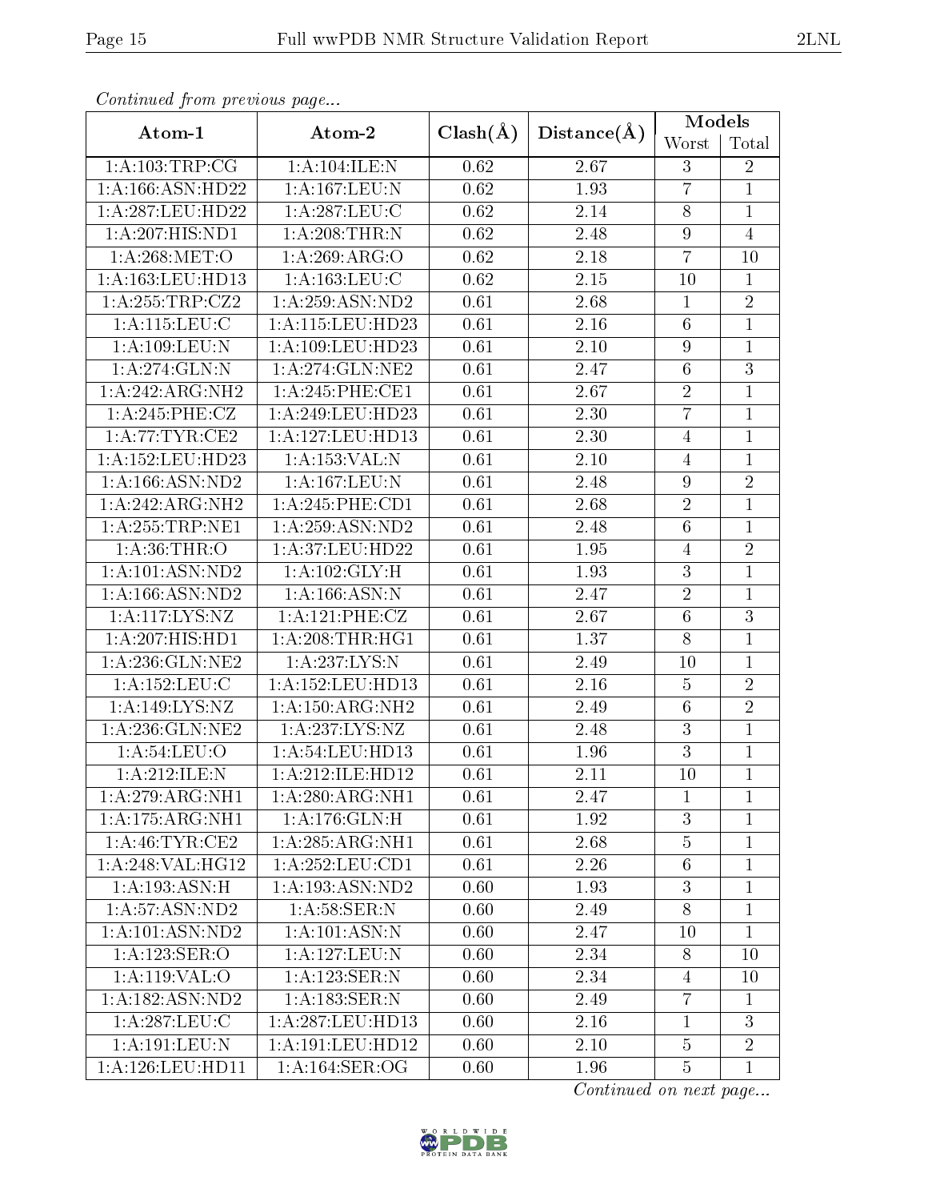*Continued from previous page...*

| Atom-1 | Atom-2 | Clash(Å) | Distance(Å) | Models | |
|---|---|---|---|---|---|
| | | | | Worst | Total |
| 1:A:103:TRP:CG | 1:A:104:ILE:N | 0.62 | 2.67 | 3 | 2 |
| 1:A:166:ASN:HD22 | 1:A:167:LEU:N | 0.62 | 1.93 | 7 | 1 |
| 1:A:287:LEU:HD22 | 1:A:287:LEU:C | 0.62 | 2.14 | 8 | 1 |
| 1:A:207:HIS:ND1 | 1:A:208:THR:N | 0.62 | 2.48 | 9 | 4 |
| 1:A:268:MET:O | 1:A:269:ARG:O | 0.62 | 2.18 | 7 | 10 |
| 1:A:163:LEU:HD13 | 1:A:163:LEU:C | 0.62 | 2.15 | 10 | 1 |
| 1:A:255:TRP:CZ2 | 1:A:259:ASN:ND2 | 0.61 | 2.68 | 1 | 2 |
| 1:A:115:LEU:C | 1:A:115:LEU:HD23 | 0.61 | 2.16 | 6 | 1 |
| 1:A:109:LEU:N | 1:A:109:LEU:HD23 | 0.61 | 2.10 | 9 | 1 |
| 1:A:274:GLN:N | 1:A:274:GLN:NE2 | 0.61 | 2.47 | 6 | 3 |
| 1:A:242:ARG:NH2 | 1:A:245:PHE:CE1 | 0.61 | 2.67 | 2 | 1 |
| 1:A:245:PHE:CZ | 1:A:249:LEU:HD23 | 0.61 | 2.30 | 7 | 1 |
| 1:A:77:TYR:CE2 | 1:A:127:LEU:HD13 | 0.61 | 2.30 | 4 | 1 |
| 1:A:152:LEU:HD23 | 1:A:153:VAL:N | 0.61 | 2.10 | 4 | 1 |
| 1:A:166:ASN:ND2 | 1:A:167:LEU:N | 0.61 | 2.48 | 9 | 2 |
| 1:A:242:ARG:NH2 | 1:A:245:PHE:CD1 | 0.61 | 2.68 | 2 | 1 |
| 1:A:255:TRP:NE1 | 1:A:259:ASN:ND2 | 0.61 | 2.48 | 6 | 1 |
| 1:A:36:THR:O | 1:A:37:LEU:HD22 | 0.61 | 1.95 | 4 | 2 |
| 1:A:101:ASN:ND2 | 1:A:102:GLY:H | 0.61 | 1.93 | 3 | 1 |
| 1:A:166:ASN:ND2 | 1:A:166:ASN:N | 0.61 | 2.47 | 2 | 1 |
| 1:A:117:LYS:NZ | 1:A:121:PHE:CZ | 0.61 | 2.67 | 6 | 3 |
| 1:A:207:HIS:HD1 | 1:A:208:THR:HG1 | 0.61 | 1.37 | 8 | 1 |
| 1:A:236:GLN:NE2 | 1:A:237:LYS:N | 0.61 | 2.49 | 10 | 1 |
| 1:A:152:LEU:C | 1:A:152:LEU:HD13 | 0.61 | 2.16 | 5 | 2 |
| 1:A:149:LYS:NZ | 1:A:150:ARG:NH2 | 0.61 | 2.49 | 6 | 2 |
| 1:A:236:GLN:NE2 | 1:A:237:LYS:NZ | 0.61 | 2.48 | 3 | 1 |
| 1:A:54:LEU:O | 1:A:54:LEU:HD13 | 0.61 | 1.96 | 3 | 1 |
| 1:A:212:ILE:N | 1:A:212:ILE:HD12 | 0.61 | 2.11 | 10 | 1 |
| 1:A:279:ARG:NH1 | 1:A:280:ARG:NH1 | 0.61 | 2.47 | 1 | 1 |
| 1:A:175:ARG:NH1 | 1:A:176:GLN:H | 0.61 | 1.92 | 3 | 1 |
| 1:A:46:TYR:CE2 | 1:A:285:ARG:NH1 | 0.61 | 2.68 | 5 | 1 |
| 1:A:248:VAL:HG12 | 1:A:252:LEU:CD1 | 0.61 | 2.26 | 6 | 1 |
| 1:A:193:ASN:H | 1:A:193:ASN:ND2 | 0.60 | 1.93 | 3 | 1 |
| 1:A:57:ASN:ND2 | 1:A:58:SER:N | 0.60 | 2.49 | 8 | 1 |
| 1:A:101:ASN:ND2 | 1:A:101:ASN:N | 0.60 | 2.47 | 10 | 1 |
| 1:A:123:SER:O | 1:A:127:LEU:N | 0.60 | 2.34 | 8 | 10 |
| 1:A:119:VAL:O | 1:A:123:SER:N | 0.60 | 2.34 | 4 | 10 |
| 1:A:182:ASN:ND2 | 1:A:183:SER:N | 0.60 | 2.49 | 7 | 1 |
| 1:A:287:LEU:C | 1:A:287:LEU:HD13 | 0.60 | 2.16 | 1 | 3 |
| 1:A:191:LEU:N | 1:A:191:LEU:HD12 | 0.60 | 2.10 | 5 | 2 |
| 1:A:126:LEU:HD11 | 1:A:164:SER:OG | 0.60 | 1.96 | 5 | 1 |

*Continued on next page...*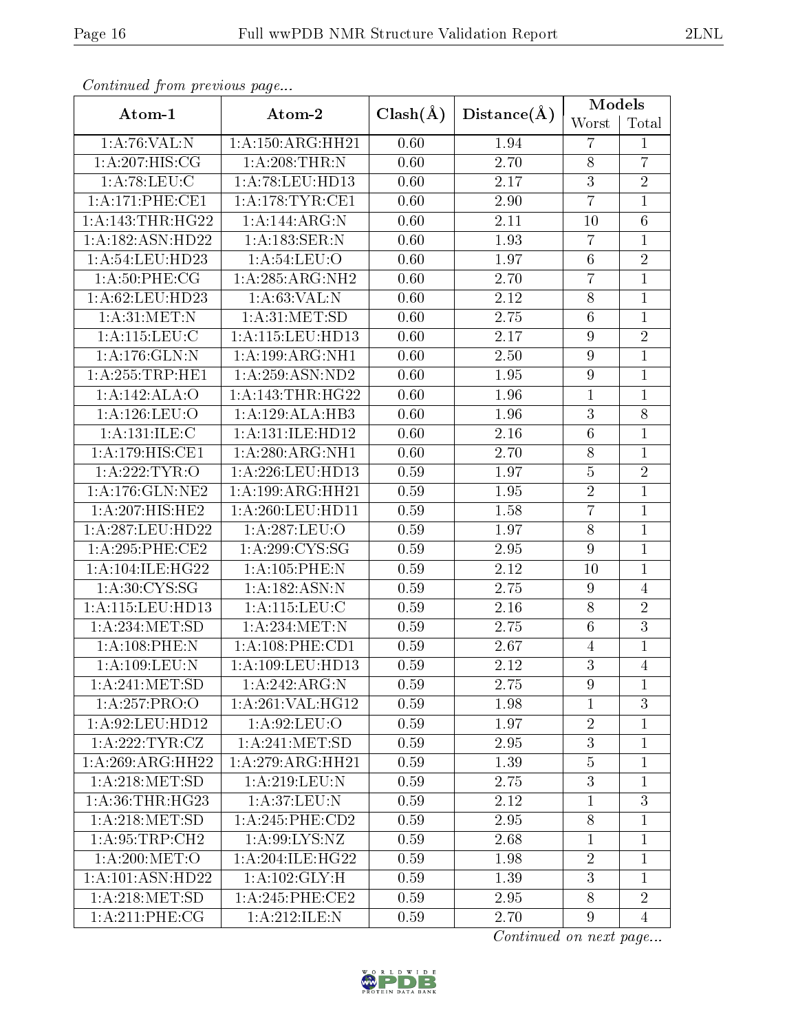*Continued from previous page...*

| Atom-1 | Atom-2 | Clash(Å) | Distance(Å) | Models | |
|---|---|---|---|---|---|
| | | | | Worst | Total |
| 1:A:76:VAL:N | 1:A:150:ARG:HH21 | 0.60 | 1.94 | 7 | 1 |
| 1:A:207:HIS:CG | 1:A:208:THR:N | 0.60 | 2.70 | 8 | 7 |
| 1:A:78:LEU:C | 1:A:78:LEU:HD13 | 0.60 | 2.17 | 3 | 2 |
| 1:A:171:PHE:CE1 | 1:A:178:TYR:CE1 | 0.60 | 2.90 | 7 | 1 |
| 1:A:143:THR:HG22 | 1:A:144:ARG:N | 0.60 | 2.11 | 10 | 6 |
| 1:A:182:ASN:HD22 | 1:A:183:SER:N | 0.60 | 1.93 | 7 | 1 |
| 1:A:54:LEU:HD23 | 1:A:54:LEU:O | 0.60 | 1.97 | 6 | 2 |
| 1:A:50:PHE:CG | 1:A:285:ARG:NH2 | 0.60 | 2.70 | 7 | 1 |
| 1:A:62:LEU:HD23 | 1:A:63:VAL:N | 0.60 | 2.12 | 8 | 1 |
| 1:A:31:MET:N | 1:A:31:MET:SD | 0.60 | 2.75 | 6 | 1 |
| 1:A:115:LEU:C | 1:A:115:LEU:HD13 | 0.60 | 2.17 | 9 | 2 |
| 1:A:176:GLN:N | 1:A:199:ARG:NH1 | 0.60 | 2.50 | 9 | 1 |
| 1:A:255:TRP:HE1 | 1:A:259:ASN:ND2 | 0.60 | 1.95 | 9 | 1 |
| 1:A:142:ALA:O | 1:A:143:THR:HG22 | 0.60 | 1.96 | 1 | 1 |
| 1:A:126:LEU:O | 1:A:129:ALA:HB3 | 0.60 | 1.96 | 3 | 8 |
| 1:A:131:ILE:C | 1:A:131:ILE:HD12 | 0.60 | 2.16 | 6 | 1 |
| 1:A:179:HIS:CE1 | 1:A:280:ARG:NH1 | 0.60 | 2.70 | 8 | 1 |
| 1:A:222:TYR:O | 1:A:226:LEU:HD13 | 0.59 | 1.97 | 5 | 2 |
| 1:A:176:GLN:NE2 | 1:A:199:ARG:HH21 | 0.59 | 1.95 | 2 | 1 |
| 1:A:207:HIS:HE2 | 1:A:260:LEU:HD11 | 0.59 | 1.58 | 7 | 1 |
| 1:A:287:LEU:HD22 | 1:A:287:LEU:O | 0.59 | 1.97 | 8 | 1 |
| 1:A:295:PHE:CE2 | 1:A:299:CYS:SG | 0.59 | 2.95 | 9 | 1 |
| 1:A:104:ILE:HG22 | 1:A:105:PHE:N | 0.59 | 2.12 | 10 | 1 |
| 1:A:30:CYS:SG | 1:A:182:ASN:N | 0.59 | 2.75 | 9 | 4 |
| 1:A:115:LEU:HD13 | 1:A:115:LEU:C | 0.59 | 2.16 | 8 | 2 |
| 1:A:234:MET:SD | 1:A:234:MET:N | 0.59 | 2.75 | 6 | 3 |
| 1:A:108:PHE:N | 1:A:108:PHE:CD1 | 0.59 | 2.67 | 4 | 1 |
| 1:A:109:LEU:N | 1:A:109:LEU:HD13 | 0.59 | 2.12 | 3 | 4 |
| 1:A:241:MET:SD | 1:A:242:ARG:N | 0.59 | 2.75 | 9 | 1 |
| 1:A:257:PRO:O | 1:A:261:VAL:HG12 | 0.59 | 1.98 | 1 | 3 |
| 1:A:92:LEU:HD12 | 1:A:92:LEU:O | 0.59 | 1.97 | 2 | 1 |
| 1:A:222:TYR:CZ | 1:A:241:MET:SD | 0.59 | 2.95 | 3 | 1 |
| 1:A:269:ARG:HH22 | 1:A:279:ARG:HH21 | 0.59 | 1.39 | 5 | 1 |
| 1:A:218:MET:SD | 1:A:219:LEU:N | 0.59 | 2.75 | 3 | 1 |
| 1:A:36:THR:HG23 | 1:A:37:LEU:N | 0.59 | 2.12 | 1 | 3 |
| 1:A:218:MET:SD | 1:A:245:PHE:CD2 | 0.59 | 2.95 | 8 | 1 |
| 1:A:95:TRP:CH2 | 1:A:99:LYS:NZ | 0.59 | 2.68 | 1 | 1 |
| 1:A:200:MET:O | 1:A:204:ILE:HG22 | 0.59 | 1.98 | 2 | 1 |
| 1:A:101:ASN:HD22 | 1:A:102:GLY:H | 0.59 | 1.39 | 3 | 1 |
| 1:A:218:MET:SD | 1:A:245:PHE:CE2 | 0.59 | 2.95 | 8 | 2 |
| 1:A:211:PHE:CG | 1:A:212:ILE:N | 0.59 | 2.70 | 9 | 4 |

*Continued on next page...*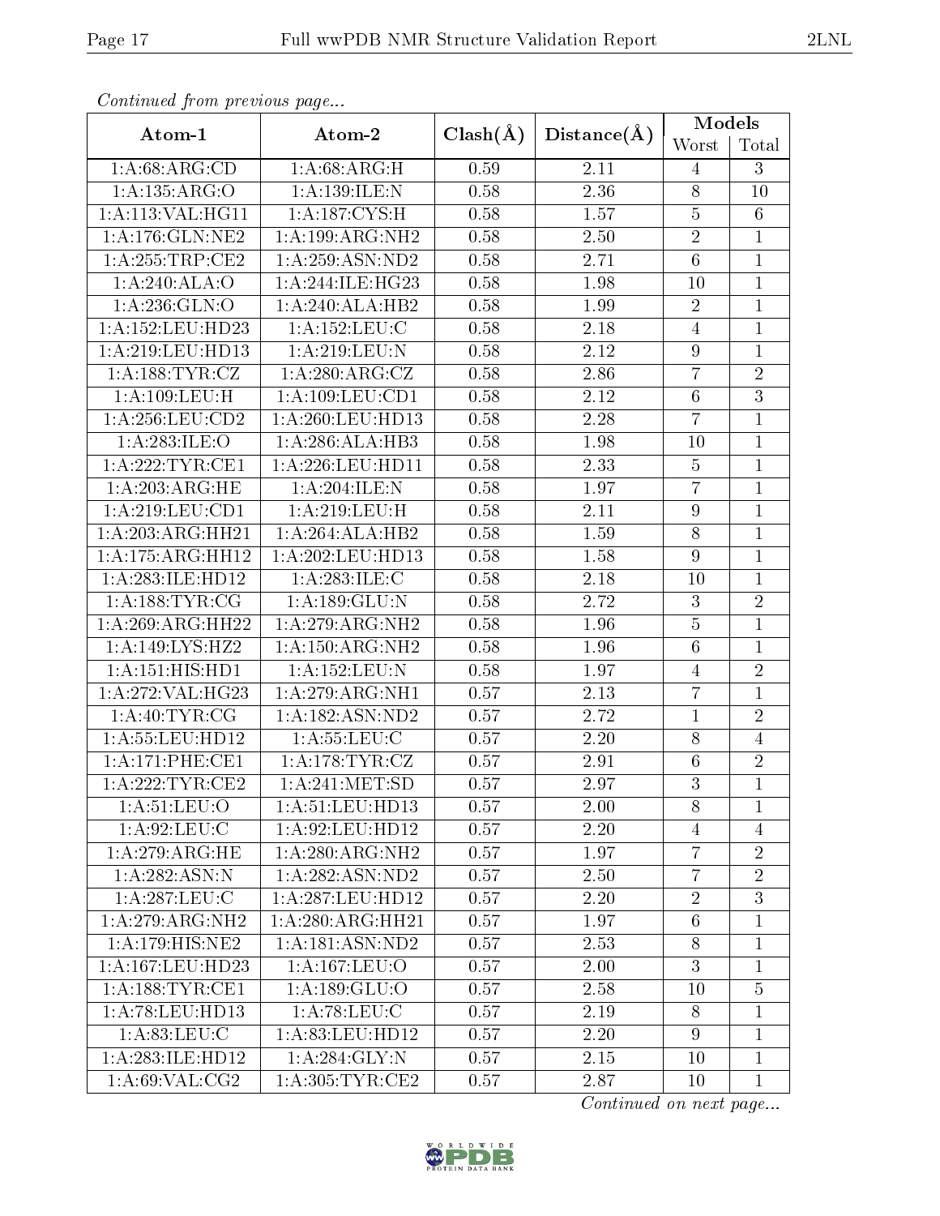*Continued from previous page...*

| Atom-1 | Atom-2 | Clash(Å) | Distance(Å) | Models | |
|---|---|---|---|---|---|
| | | | | Worst | Total |
| 1:A:68:ARG:CD | 1:A:68:ARG:H | 0.59 | 2.11 | 4 | 3 |
| 1:A:135:ARG:O | 1:A:139:ILE:N | 0.58 | 2.36 | 8 | 10 |
| 1:A:113:VAL:HG11 | 1:A:187:CYS:H | 0.58 | 1.57 | 5 | 6 |
| 1:A:176:GLN:NE2 | 1:A:199:ARG:NH2 | 0.58 | 2.50 | 2 | 1 |
| 1:A:255:TRP:CE2 | 1:A:259:ASN:ND2 | 0.58 | 2.71 | 6 | 1 |
| 1:A:240:ALA:O | 1:A:244:ILE:HG23 | 0.58 | 1.98 | 10 | 1 |
| 1:A:236:GLN:O | 1:A:240:ALA:HB2 | 0.58 | 1.99 | 2 | 1 |
| 1:A:152:LEU:HD23 | 1:A:152:LEU:C | 0.58 | 2.18 | 4 | 1 |
| 1:A:219:LEU:HD13 | 1:A:219:LEU:N | 0.58 | 2.12 | 9 | 1 |
| 1:A:188:TYR:CZ | 1:A:280:ARG:CZ | 0.58 | 2.86 | 7 | 2 |
| 1:A:109:LEU:H | 1:A:109:LEU:CD1 | 0.58 | 2.12 | 6 | 3 |
| 1:A:256:LEU:CD2 | 1:A:260:LEU:HD13 | 0.58 | 2.28 | 7 | 1 |
| 1:A:283:ILE:O | 1:A:286:ALA:HB3 | 0.58 | 1.98 | 10 | 1 |
| 1:A:222:TYR:CE1 | 1:A:226:LEU:HD11 | 0.58 | 2.33 | 5 | 1 |
| 1:A:203:ARG:HE | 1:A:204:ILE:N | 0.58 | 1.97 | 7 | 1 |
| 1:A:219:LEU:CD1 | 1:A:219:LEU:H | 0.58 | 2.11 | 9 | 1 |
| 1:A:203:ARG:HH21 | 1:A:264:ALA:HB2 | 0.58 | 1.59 | 8 | 1 |
| 1:A:175:ARG:HH12 | 1:A:202:LEU:HD13 | 0.58 | 1.58 | 9 | 1 |
| 1:A:283:ILE:HD12 | 1:A:283:ILE:C | 0.58 | 2.18 | 10 | 1 |
| 1:A:188:TYR:CG | 1:A:189:GLU:N | 0.58 | 2.72 | 3 | 2 |
| 1:A:269:ARG:HH22 | 1:A:279:ARG:NH2 | 0.58 | 1.96 | 5 | 1 |
| 1:A:149:LYS:HZ2 | 1:A:150:ARG:NH2 | 0.58 | 1.96 | 6 | 1 |
| 1:A:151:HIS:HD1 | 1:A:152:LEU:N | 0.58 | 1.97 | 4 | 2 |
| 1:A:272:VAL:HG23 | 1:A:279:ARG:NH1 | 0.57 | 2.13 | 7 | 1 |
| 1:A:40:TYR:CG | 1:A:182:ASN:ND2 | 0.57 | 2.72 | 1 | 2 |
| 1:A:55:LEU:HD12 | 1:A:55:LEU:C | 0.57 | 2.20 | 8 | 4 |
| 1:A:171:PHE:CE1 | 1:A:178:TYR:CZ | 0.57 | 2.91 | 6 | 2 |
| 1:A:222:TYR:CE2 | 1:A:241:MET:SD | 0.57 | 2.97 | 3 | 1 |
| 1:A:51:LEU:O | 1:A:51:LEU:HD13 | 0.57 | 2.00 | 8 | 1 |
| 1:A:92:LEU:C | 1:A:92:LEU:HD12 | 0.57 | 2.20 | 4 | 4 |
| 1:A:279:ARG:HE | 1:A:280:ARG:NH2 | 0.57 | 1.97 | 7 | 2 |
| 1:A:282:ASN:N | 1:A:282:ASN:ND2 | 0.57 | 2.50 | 7 | 2 |
| 1:A:287:LEU:C | 1:A:287:LEU:HD12 | 0.57 | 2.20 | 2 | 3 |
| 1:A:279:ARG:NH2 | 1:A:280:ARG:HH21 | 0.57 | 1.97 | 6 | 1 |
| 1:A:179:HIS:NE2 | 1:A:181:ASN:ND2 | 0.57 | 2.53 | 8 | 1 |
| 1:A:167:LEU:HD23 | 1:A:167:LEU:O | 0.57 | 2.00 | 3 | 1 |
| 1:A:188:TYR:CE1 | 1:A:189:GLU:O | 0.57 | 2.58 | 10 | 5 |
| 1:A:78:LEU:HD13 | 1:A:78:LEU:C | 0.57 | 2.19 | 8 | 1 |
| 1:A:83:LEU:C | 1:A:83:LEU:HD12 | 0.57 | 2.20 | 9 | 1 |
| 1:A:283:ILE:HD12 | 1:A:284:GLY:N | 0.57 | 2.15 | 10 | 1 |
| 1:A:69:VAL:CG2 | 1:A:305:TYR:CE2 | 0.57 | 2.87 | 10 | 1 |

*Continued on next page...*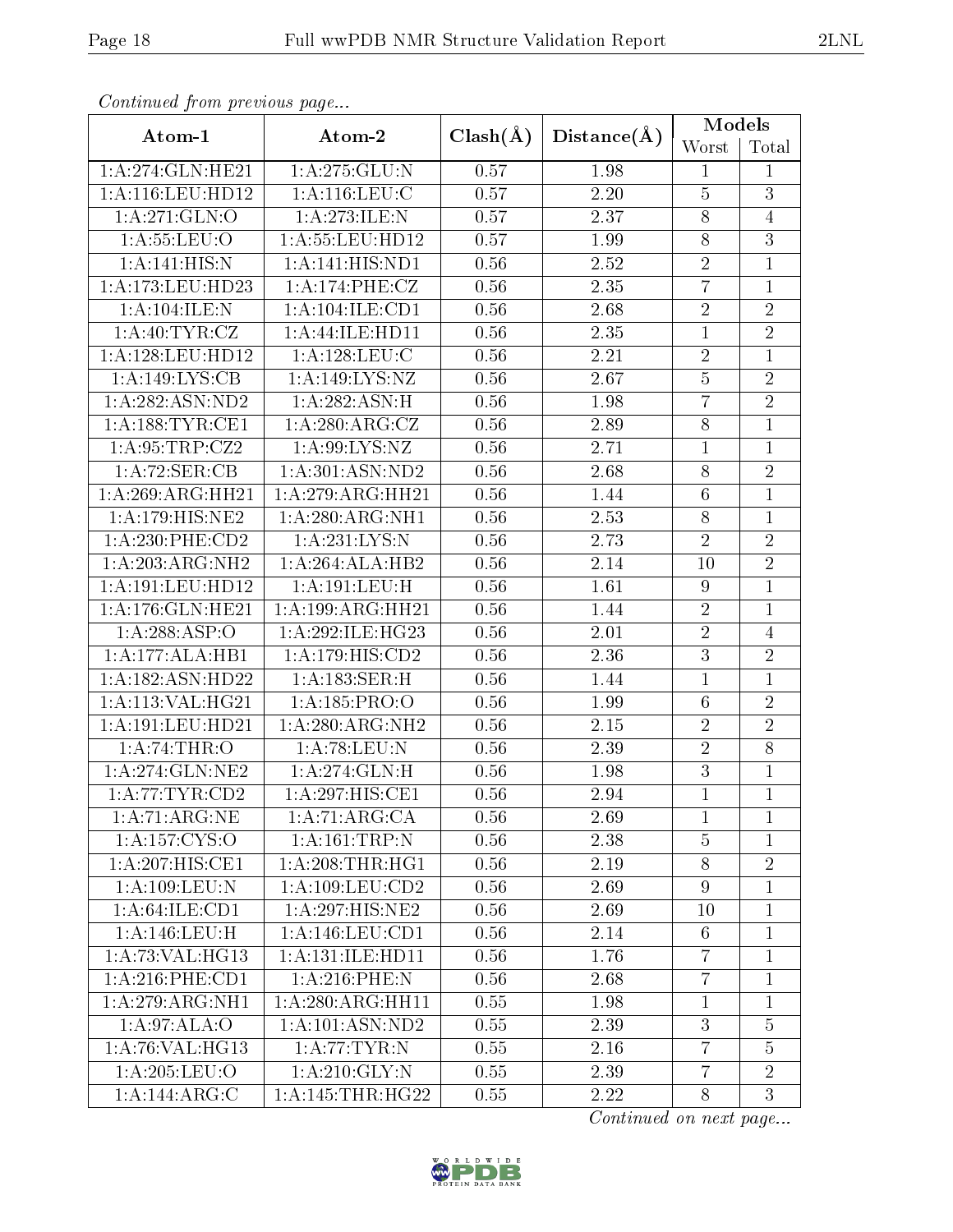*Continued from previous page...*

| Atom-1 | Atom-2 | Clash(Å) | Distance(Å) | Models | |
|---|---|---|---|---|---|
| | | | | Worst | Total |
| 1:A:274:GLN:HE21 | 1:A:275:GLU:N | 0.57 | 1.98 | 1 | 1 |
| 1:A:116:LEU:HD12 | 1:A:116:LEU:C | 0.57 | 2.20 | 5 | 3 |
| 1:A:271:GLN:O | 1:A:273:ILE:N | 0.57 | 2.37 | 8 | 4 |
| 1:A:55:LEU:O | 1:A:55:LEU:HD12 | 0.57 | 1.99 | 8 | 3 |
| 1:A:141:HIS:N | 1:A:141:HIS:ND1 | 0.56 | 2.52 | 2 | 1 |
| 1:A:173:LEU:HD23 | 1:A:174:PHE:CZ | 0.56 | 2.35 | 7 | 1 |
| 1:A:104:ILE:N | 1:A:104:ILE:CD1 | 0.56 | 2.68 | 2 | 2 |
| 1:A:40:TYR:CZ | 1:A:44:ILE:HD11 | 0.56 | 2.35 | 1 | 2 |
| 1:A:128:LEU:HD12 | 1:A:128:LEU:C | 0.56 | 2.21 | 2 | 1 |
| 1:A:149:LYS:CB | 1:A:149:LYS:NZ | 0.56 | 2.67 | 5 | 2 |
| 1:A:282:ASN:ND2 | 1:A:282:ASN:H | 0.56 | 1.98 | 7 | 2 |
| 1:A:188:TYR:CE1 | 1:A:280:ARG:CZ | 0.56 | 2.89 | 8 | 1 |
| 1:A:95:TRP:CZ2 | 1:A:99:LYS:NZ | 0.56 | 2.71 | 1 | 1 |
| 1:A:72:SER:CB | 1:A:301:ASN:ND2 | 0.56 | 2.68 | 8 | 2 |
| 1:A:269:ARG:HH21 | 1:A:279:ARG:HH21 | 0.56 | 1.44 | 6 | 1 |
| 1:A:179:HIS:NE2 | 1:A:280:ARG:NH1 | 0.56 | 2.53 | 8 | 1 |
| 1:A:230:PHE:CD2 | 1:A:231:LYS:N | 0.56 | 2.73 | 2 | 2 |
| 1:A:203:ARG:NH2 | 1:A:264:ALA:HB2 | 0.56 | 2.14 | 10 | 2 |
| 1:A:191:LEU:HD12 | 1:A:191:LEU:H | 0.56 | 1.61 | 9 | 1 |
| 1:A:176:GLN:HE21 | 1:A:199:ARG:HH21 | 0.56 | 1.44 | 2 | 1 |
| 1:A:288:ASP:O | 1:A:292:ILE:HG23 | 0.56 | 2.01 | 2 | 4 |
| 1:A:177:ALA:HB1 | 1:A:179:HIS:CD2 | 0.56 | 2.36 | 3 | 2 |
| 1:A:182:ASN:HD22 | 1:A:183:SER:H | 0.56 | 1.44 | 1 | 1 |
| 1:A:113:VAL:HG21 | 1:A:185:PRO:O | 0.56 | 1.99 | 6 | 2 |
| 1:A:191:LEU:HD21 | 1:A:280:ARG:NH2 | 0.56 | 2.15 | 2 | 2 |
| 1:A:74:THR:O | 1:A:78:LEU:N | 0.56 | 2.39 | 2 | 8 |
| 1:A:274:GLN:NE2 | 1:A:274:GLN:H | 0.56 | 1.98 | 3 | 1 |
| 1:A:77:TYR:CD2 | 1:A:297:HIS:CE1 | 0.56 | 2.94 | 1 | 1 |
| 1:A:71:ARG:NE | 1:A:71:ARG:CA | 0.56 | 2.69 | 1 | 1 |
| 1:A:157:CYS:O | 1:A:161:TRP:N | 0.56 | 2.38 | 5 | 1 |
| 1:A:207:HIS:CE1 | 1:A:208:THR:HG1 | 0.56 | 2.19 | 8 | 2 |
| 1:A:109:LEU:N | 1:A:109:LEU:CD2 | 0.56 | 2.69 | 9 | 1 |
| 1:A:64:ILE:CD1 | 1:A:297:HIS:NE2 | 0.56 | 2.69 | 10 | 1 |
| 1:A:146:LEU:H | 1:A:146:LEU:CD1 | 0.56 | 2.14 | 6 | 1 |
| 1:A:73:VAL:HG13 | 1:A:131:ILE:HD11 | 0.56 | 1.76 | 7 | 1 |
| 1:A:216:PHE:CD1 | 1:A:216:PHE:N | 0.56 | 2.68 | 7 | 1 |
| 1:A:279:ARG:NH1 | 1:A:280:ARG:HH11 | 0.55 | 1.98 | 1 | 1 |
| 1:A:97:ALA:O | 1:A:101:ASN:ND2 | 0.55 | 2.39 | 3 | 5 |
| 1:A:76:VAL:HG13 | 1:A:77:TYR:N | 0.55 | 2.16 | 7 | 5 |
| 1:A:205:LEU:O | 1:A:210:GLY:N | 0.55 | 2.39 | 7 | 2 |
| 1:A:144:ARG:C | 1:A:145:THR:HG22 | 0.55 | 2.22 | 8 | 3 |

*Continued on next page...*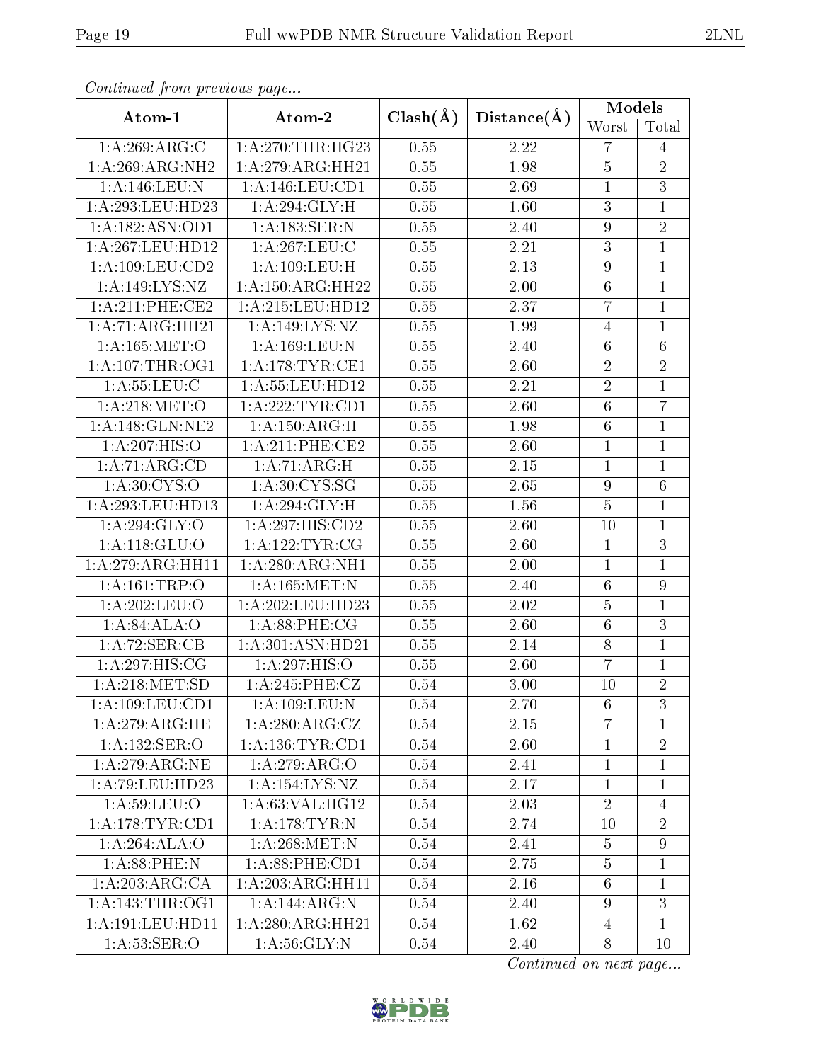*Continued from previous page...*

| Atom-1 | Atom-2 | Clash(Å) | Distance(Å) | Models | |
|---|---|---|---|---|---|
| | | | | Worst | Total |
| 1:A:269:ARG:C | 1:A:270:THR:HG23 | 0.55 | 2.22 | 7 | 4 |
| 1:A:269:ARG:NH2 | 1:A:279:ARG:HH21 | 0.55 | 1.98 | 5 | 2 |
| 1:A:146:LEU:N | 1:A:146:LEU:CD1 | 0.55 | 2.69 | 1 | 3 |
| 1:A:293:LEU:HD23 | 1:A:294:GLY:H | 0.55 | 1.60 | 3 | 1 |
| 1:A:182:ASN:OD1 | 1:A:183:SER:N | 0.55 | 2.40 | 9 | 2 |
| 1:A:267:LEU:HD12 | 1:A:267:LEU:C | 0.55 | 2.21 | 3 | 1 |
| 1:A:109:LEU:CD2 | 1:A:109:LEU:H | 0.55 | 2.13 | 9 | 1 |
| 1:A:149:LYS:NZ | 1:A:150:ARG:HH22 | 0.55 | 2.00 | 6 | 1 |
| 1:A:211:PHE:CE2 | 1:A:215:LEU:HD12 | 0.55 | 2.37 | 7 | 1 |
| 1:A:71:ARG:HH21 | 1:A:149:LYS:NZ | 0.55 | 1.99 | 4 | 1 |
| 1:A:165:MET:O | 1:A:169:LEU:N | 0.55 | 2.40 | 6 | 6 |
| 1:A:107:THR:OG1 | 1:A:178:TYR:CE1 | 0.55 | 2.60 | 2 | 2 |
| 1:A:55:LEU:C | 1:A:55:LEU:HD12 | 0.55 | 2.21 | 2 | 1 |
| 1:A:218:MET:O | 1:A:222:TYR:CD1 | 0.55 | 2.60 | 6 | 7 |
| 1:A:148:GLN:NE2 | 1:A:150:ARG:H | 0.55 | 1.98 | 6 | 1 |
| 1:A:207:HIS:O | 1:A:211:PHE:CE2 | 0.55 | 2.60 | 1 | 1 |
| 1:A:71:ARG:CD | 1:A:71:ARG:H | 0.55 | 2.15 | 1 | 1 |
| 1:A:30:CYS:O | 1:A:30:CYS:SG | 0.55 | 2.65 | 9 | 6 |
| 1:A:293:LEU:HD13 | 1:A:294:GLY:H | 0.55 | 1.56 | 5 | 1 |
| 1:A:294:GLY:O | 1:A:297:HIS:CD2 | 0.55 | 2.60 | 10 | 1 |
| 1:A:118:GLU:O | 1:A:122:TYR:CG | 0.55 | 2.60 | 1 | 3 |
| 1:A:279:ARG:HH11 | 1:A:280:ARG:NH1 | 0.55 | 2.00 | 1 | 1 |
| 1:A:161:TRP:O | 1:A:165:MET:N | 0.55 | 2.40 | 6 | 9 |
| 1:A:202:LEU:O | 1:A:202:LEU:HD23 | 0.55 | 2.02 | 5 | 1 |
| 1:A:84:ALA:O | 1:A:88:PHE:CG | 0.55 | 2.60 | 6 | 3 |
| 1:A:72:SER:CB | 1:A:301:ASN:HD21 | 0.55 | 2.14 | 8 | 1 |
| 1:A:297:HIS:CG | 1:A:297:HIS:O | 0.55 | 2.60 | 7 | 1 |
| 1:A:218:MET:SD | 1:A:245:PHE:CZ | 0.54 | 3.00 | 10 | 2 |
| 1:A:109:LEU:CD1 | 1:A:109:LEU:N | 0.54 | 2.70 | 6 | 3 |
| 1:A:279:ARG:HE | 1:A:280:ARG:CZ | 0.54 | 2.15 | 7 | 1 |
| 1:A:132:SER:O | 1:A:136:TYR:CD1 | 0.54 | 2.60 | 1 | 2 |
| 1:A:279:ARG:NE | 1:A:279:ARG:O | 0.54 | 2.41 | 1 | 1 |
| 1:A:79:LEU:HD23 | 1:A:154:LYS:NZ | 0.54 | 2.17 | 1 | 1 |
| 1:A:59:LEU:O | 1:A:63:VAL:HG12 | 0.54 | 2.03 | 2 | 4 |
| 1:A:178:TYR:CD1 | 1:A:178:TYR:N | 0.54 | 2.74 | 10 | 2 |
| 1:A:264:ALA:O | 1:A:268:MET:N | 0.54 | 2.41 | 5 | 9 |
| 1:A:88:PHE:N | 1:A:88:PHE:CD1 | 0.54 | 2.75 | 5 | 1 |
| 1:A:203:ARG:CA | 1:A:203:ARG:HH11 | 0.54 | 2.16 | 6 | 1 |
| 1:A:143:THR:OG1 | 1:A:144:ARG:N | 0.54 | 2.40 | 9 | 3 |
| 1:A:191:LEU:HD11 | 1:A:280:ARG:HH21 | 0.54 | 1.62 | 4 | 1 |
| 1:A:53:SER:O | 1:A:56:GLY:N | 0.54 | 2.40 | 8 | 10 |

*Continued on next page...*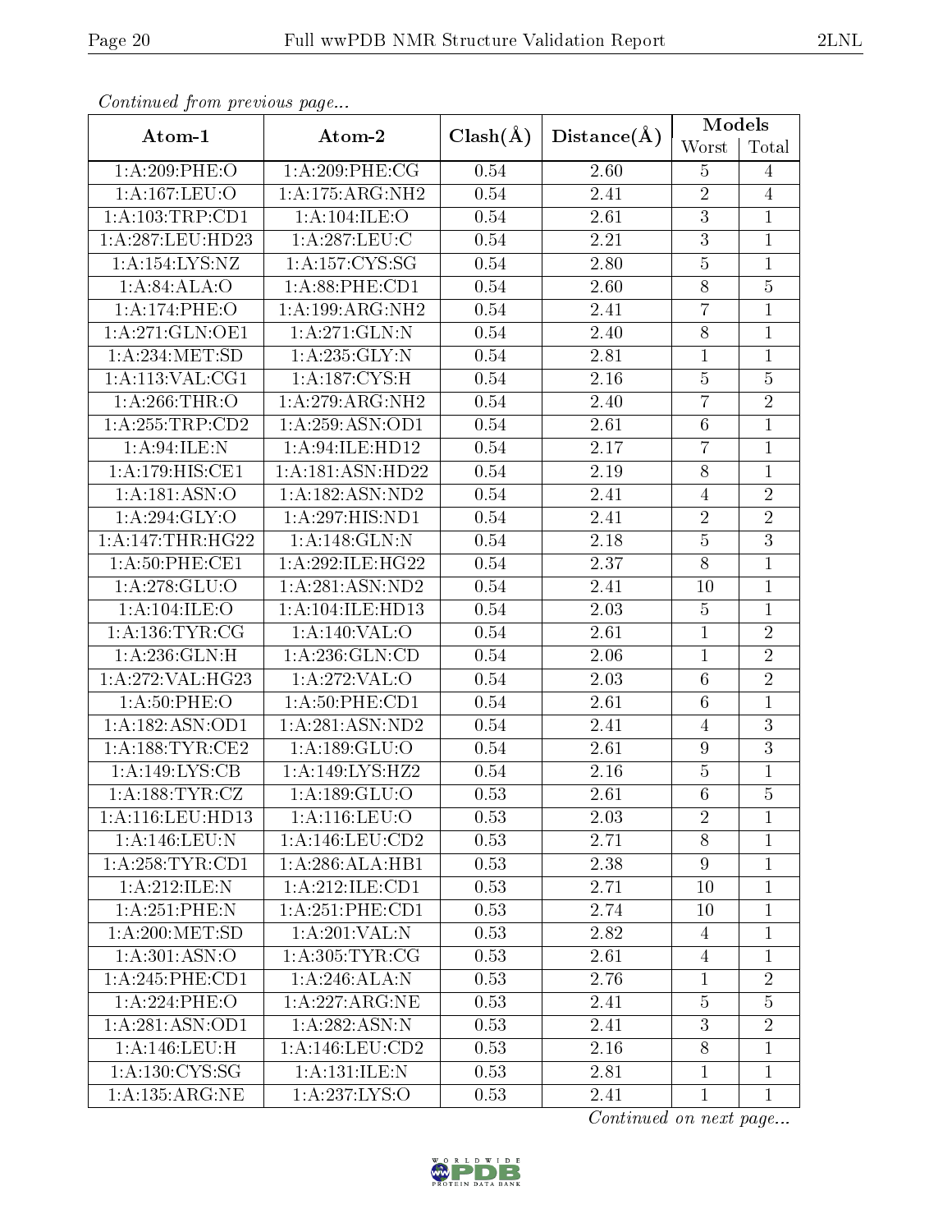*Continued from previous page...*

| Atom-1 | Atom-2 | Clash(Å) | Distance(Å) | Models | |
|---|---|---|---|---|---|
| | | | | Worst | Total |
| 1:A:209:PHE:O | 1:A:209:PHE:CG | 0.54 | 2.60 | 5 | 4 |
| 1:A:167:LEU:O | 1:A:175:ARG:NH2 | 0.54 | 2.41 | 2 | 4 |
| 1:A:103:TRP:CD1 | 1:A:104:ILE:O | 0.54 | 2.61 | 3 | 1 |
| 1:A:287:LEU:HD23 | 1:A:287:LEU:C | 0.54 | 2.21 | 3 | 1 |
| 1:A:154:LYS:NZ | 1:A:157:CYS:SG | 0.54 | 2.80 | 5 | 1 |
| 1:A:84:ALA:O | 1:A:88:PHE:CD1 | 0.54 | 2.60 | 8 | 5 |
| 1:A:174:PHE:O | 1:A:199:ARG:NH2 | 0.54 | 2.41 | 7 | 1 |
| 1:A:271:GLN:OE1 | 1:A:271:GLN:N | 0.54 | 2.40 | 8 | 1 |
| 1:A:234:MET:SD | 1:A:235:GLY:N | 0.54 | 2.81 | 1 | 1 |
| 1:A:113:VAL:CG1 | 1:A:187:CYS:H | 0.54 | 2.16 | 5 | 5 |
| 1:A:266:THR:O | 1:A:279:ARG:NH2 | 0.54 | 2.40 | 7 | 2 |
| 1:A:255:TRP:CD2 | 1:A:259:ASN:OD1 | 0.54 | 2.61 | 6 | 1 |
| 1:A:94:ILE:N | 1:A:94:ILE:HD12 | 0.54 | 2.17 | 7 | 1 |
| 1:A:179:HIS:CE1 | 1:A:181:ASN:HD22 | 0.54 | 2.19 | 8 | 1 |
| 1:A:181:ASN:O | 1:A:182:ASN:ND2 | 0.54 | 2.41 | 4 | 2 |
| 1:A:294:GLY:O | 1:A:297:HIS:ND1 | 0.54 | 2.41 | 2 | 2 |
| 1:A:147:THR:HG22 | 1:A:148:GLN:N | 0.54 | 2.18 | 5 | 3 |
| 1:A:50:PHE:CE1 | 1:A:292:ILE:HG22 | 0.54 | 2.37 | 8 | 1 |
| 1:A:278:GLU:O | 1:A:281:ASN:ND2 | 0.54 | 2.41 | 10 | 1 |
| 1:A:104:ILE:O | 1:A:104:ILE:HD13 | 0.54 | 2.03 | 5 | 1 |
| 1:A:136:TYR:CG | 1:A:140:VAL:O | 0.54 | 2.61 | 1 | 2 |
| 1:A:236:GLN:H | 1:A:236:GLN:CD | 0.54 | 2.06 | 1 | 2 |
| 1:A:272:VAL:HG23 | 1:A:272:VAL:O | 0.54 | 2.03 | 6 | 2 |
| 1:A:50:PHE:O | 1:A:50:PHE:CD1 | 0.54 | 2.61 | 6 | 1 |
| 1:A:182:ASN:OD1 | 1:A:281:ASN:ND2 | 0.54 | 2.41 | 4 | 3 |
| 1:A:188:TYR:CE2 | 1:A:189:GLU:O | 0.54 | 2.61 | 9 | 3 |
| 1:A:149:LYS:CB | 1:A:149:LYS:HZ2 | 0.54 | 2.16 | 5 | 1 |
| 1:A:188:TYR:CZ | 1:A:189:GLU:O | 0.53 | 2.61 | 6 | 5 |
| 1:A:116:LEU:HD13 | 1:A:116:LEU:O | 0.53 | 2.03 | 2 | 1 |
| 1:A:146:LEU:N | 1:A:146:LEU:CD2 | 0.53 | 2.71 | 8 | 1 |
| 1:A:258:TYR:CD1 | 1:A:286:ALA:HB1 | 0.53 | 2.38 | 9 | 1 |
| 1:A:212:ILE:N | 1:A:212:ILE:CD1 | 0.53 | 2.71 | 10 | 1 |
| 1:A:251:PHE:N | 1:A:251:PHE:CD1 | 0.53 | 2.74 | 10 | 1 |
| 1:A:200:MET:SD | 1:A:201:VAL:N | 0.53 | 2.82 | 4 | 1 |
| 1:A:301:ASN:O | 1:A:305:TYR:CG | 0.53 | 2.61 | 4 | 1 |
| 1:A:245:PHE:CD1 | 1:A:246:ALA:N | 0.53 | 2.76 | 1 | 2 |
| 1:A:224:PHE:O | 1:A:227:ARG:NE | 0.53 | 2.41 | 5 | 5 |
| 1:A:281:ASN:OD1 | 1:A:282:ASN:N | 0.53 | 2.41 | 3 | 2 |
| 1:A:146:LEU:H | 1:A:146:LEU:CD2 | 0.53 | 2.16 | 8 | 1 |
| 1:A:130:CYS:SG | 1:A:131:ILE:N | 0.53 | 2.81 | 1 | 1 |
| 1:A:135:ARG:NE | 1:A:237:LYS:O | 0.53 | 2.41 | 1 | 1 |

*Continued on next page...*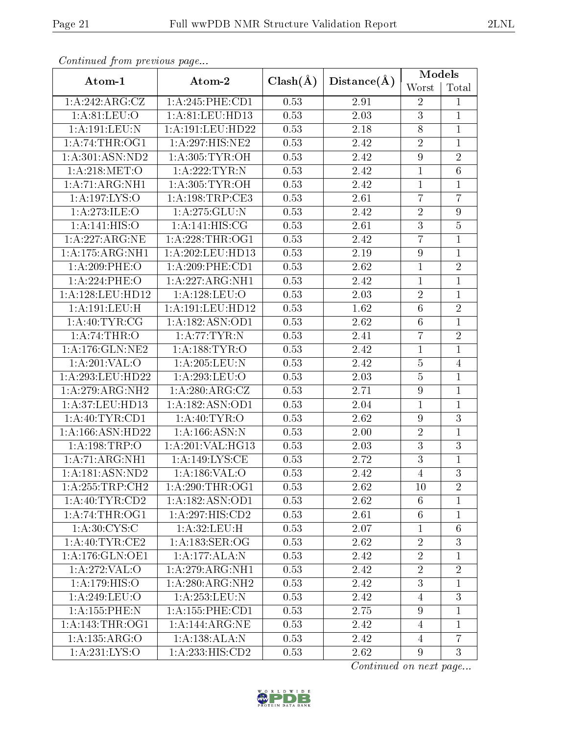*Continued from previous page...*

| Atom-1 | Atom-2 | Clash(Å) | Distance(Å) | Models | |
|---|---|---|---|---|---|
| | | | | Worst | Total |
| 1:A:242:ARG:CZ | 1:A:245:PHE:CD1 | 0.53 | 2.91 | 2 | 1 |
| 1:A:81:LEU:O | 1:A:81:LEU:HD13 | 0.53 | 2.03 | 3 | 1 |
| 1:A:191:LEU:N | 1:A:191:LEU:HD22 | 0.53 | 2.18 | 8 | 1 |
| 1:A:74:THR:OG1 | 1:A:297:HIS:NE2 | 0.53 | 2.42 | 2 | 1 |
| 1:A:301:ASN:ND2 | 1:A:305:TYR:OH | 0.53 | 2.42 | 9 | 2 |
| 1:A:218:MET:O | 1:A:222:TYR:N | 0.53 | 2.42 | 1 | 6 |
| 1:A:71:ARG:NH1 | 1:A:305:TYR:OH | 0.53 | 2.42 | 1 | 1 |
| 1:A:197:LYS:O | 1:A:198:TRP:CE3 | 0.53 | 2.61 | 7 | 7 |
| 1:A:273:ILE:O | 1:A:275:GLU:N | 0.53 | 2.42 | 2 | 9 |
| 1:A:141:HIS:O | 1:A:141:HIS:CG | 0.53 | 2.61 | 3 | 5 |
| 1:A:227:ARG:NE | 1:A:228:THR:OG1 | 0.53 | 2.42 | 7 | 1 |
| 1:A:175:ARG:NH1 | 1:A:202:LEU:HD13 | 0.53 | 2.19 | 9 | 1 |
| 1:A:209:PHE:O | 1:A:209:PHE:CD1 | 0.53 | 2.62 | 1 | 2 |
| 1:A:224:PHE:O | 1:A:227:ARG:NH1 | 0.53 | 2.42 | 1 | 1 |
| 1:A:128:LEU:HD12 | 1:A:128:LEU:O | 0.53 | 2.03 | 2 | 1 |
| 1:A:191:LEU:H | 1:A:191:LEU:HD12 | 0.53 | 1.62 | 6 | 2 |
| 1:A:40:TYR:CG | 1:A:182:ASN:OD1 | 0.53 | 2.62 | 6 | 1 |
| 1:A:74:THR:O | 1:A:77:TYR:N | 0.53 | 2.41 | 7 | 2 |
| 1:A:176:GLN:NE2 | 1:A:188:TYR:O | 0.53 | 2.42 | 1 | 1 |
| 1:A:201:VAL:O | 1:A:205:LEU:N | 0.53 | 2.42 | 5 | 4 |
| 1:A:293:LEU:HD22 | 1:A:293:LEU:O | 0.53 | 2.03 | 5 | 1 |
| 1:A:279:ARG:NH2 | 1:A:280:ARG:CZ | 0.53 | 2.71 | 9 | 1 |
| 1:A:37:LEU:HD13 | 1:A:182:ASN:OD1 | 0.53 | 2.04 | 1 | 1 |
| 1:A:40:TYR:CD1 | 1:A:40:TYR:O | 0.53 | 2.62 | 9 | 3 |
| 1:A:166:ASN:HD22 | 1:A:166:ASN:N | 0.53 | 2.00 | 2 | 1 |
| 1:A:198:TRP:O | 1:A:201:VAL:HG13 | 0.53 | 2.03 | 3 | 3 |
| 1:A:71:ARG:NH1 | 1:A:149:LYS:CE | 0.53 | 2.72 | 3 | 1 |
| 1:A:181:ASN:ND2 | 1:A:186:VAL:O | 0.53 | 2.42 | 4 | 3 |
| 1:A:255:TRP:CH2 | 1:A:290:THR:OG1 | 0.53 | 2.62 | 10 | 2 |
| 1:A:40:TYR:CD2 | 1:A:182:ASN:OD1 | 0.53 | 2.62 | 6 | 1 |
| 1:A:74:THR:OG1 | 1:A:297:HIS:CD2 | 0.53 | 2.61 | 6 | 1 |
| 1:A:30:CYS:C | 1:A:32:LEU:H | 0.53 | 2.07 | 1 | 6 |
| 1:A:40:TYR:CE2 | 1:A:183:SER:OG | 0.53 | 2.62 | 2 | 3 |
| 1:A:176:GLN:OE1 | 1:A:177:ALA:N | 0.53 | 2.42 | 2 | 1 |
| 1:A:272:VAL:O | 1:A:279:ARG:NH1 | 0.53 | 2.42 | 2 | 2 |
| 1:A:179:HIS:O | 1:A:280:ARG:NH2 | 0.53 | 2.42 | 3 | 1 |
| 1:A:249:LEU:O | 1:A:253:LEU:N | 0.53 | 2.42 | 4 | 3 |
| 1:A:155:PHE:N | 1:A:155:PHE:CD1 | 0.53 | 2.75 | 9 | 1 |
| 1:A:143:THR:OG1 | 1:A:144:ARG:NE | 0.53 | 2.42 | 4 | 1 |
| 1:A:135:ARG:O | 1:A:138:ALA:N | 0.53 | 2.42 | 4 | 7 |
| 1:A:231:LYS:O | 1:A:233:HIS:CD2 | 0.53 | 2.62 | 9 | 3 |

*Continued on next page...*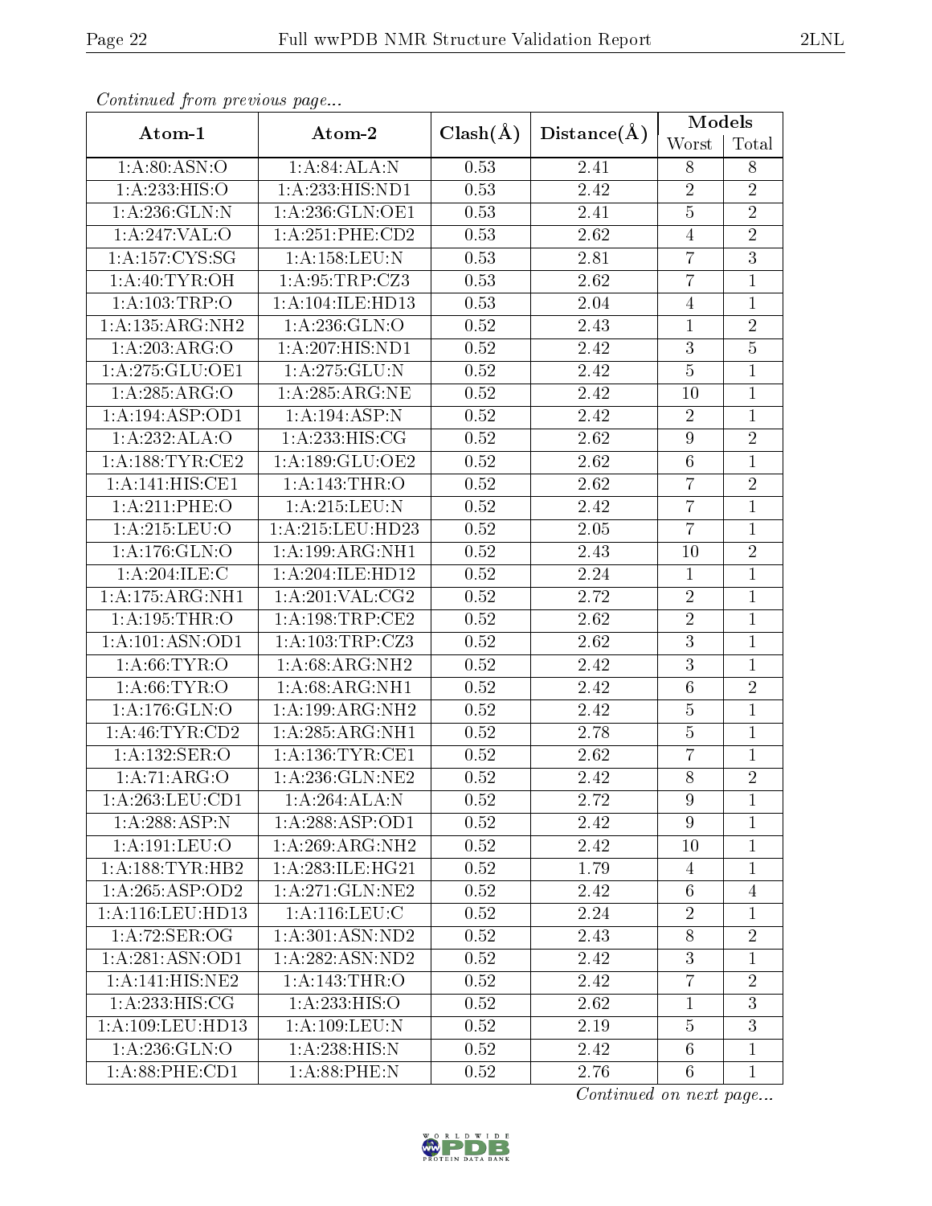*Continued from previous page...*

| Atom-1 | Atom-2 | Clash(Å) | Distance(Å) | Models | |
|---|---|---|---|---|---|
| | | | | Worst | Total |
| 1:A:80:ASN:O | 1:A:84:ALA:N | 0.53 | 2.41 | 8 | 8 |
| 1:A:233:HIS:O | 1:A:233:HIS:ND1 | 0.53 | 2.42 | 2 | 2 |
| 1:A:236:GLN:N | 1:A:236:GLN:OE1 | 0.53 | 2.41 | 5 | 2 |
| 1:A:247:VAL:O | 1:A:251:PHE:CD2 | 0.53 | 2.62 | 4 | 2 |
| 1:A:157:CYS:SG | 1:A:158:LEU:N | 0.53 | 2.81 | 7 | 3 |
| 1:A:40:TYR:OH | 1:A:95:TRP:CZ3 | 0.53 | 2.62 | 7 | 1 |
| 1:A:103:TRP:O | 1:A:104:ILE:HD13 | 0.53 | 2.04 | 4 | 1 |
| 1:A:135:ARG:NH2 | 1:A:236:GLN:O | 0.52 | 2.43 | 1 | 2 |
| 1:A:203:ARG:O | 1:A:207:HIS:ND1 | 0.52 | 2.42 | 3 | 5 |
| 1:A:275:GLU:OE1 | 1:A:275:GLU:N | 0.52 | 2.42 | 5 | 1 |
| 1:A:285:ARG:O | 1:A:285:ARG:NE | 0.52 | 2.42 | 10 | 1 |
| 1:A:194:ASP:OD1 | 1:A:194:ASP:N | 0.52 | 2.42 | 2 | 1 |
| 1:A:232:ALA:O | 1:A:233:HIS:CG | 0.52 | 2.62 | 9 | 2 |
| 1:A:188:TYR:CE2 | 1:A:189:GLU:OE2 | 0.52 | 2.62 | 6 | 1 |
| 1:A:141:HIS:CE1 | 1:A:143:THR:O | 0.52 | 2.62 | 7 | 2 |
| 1:A:211:PHE:O | 1:A:215:LEU:N | 0.52 | 2.42 | 7 | 1 |
| 1:A:215:LEU:O | 1:A:215:LEU:HD23 | 0.52 | 2.05 | 7 | 1 |
| 1:A:176:GLN:O | 1:A:199:ARG:NH1 | 0.52 | 2.43 | 10 | 2 |
| 1:A:204:ILE:C | 1:A:204:ILE:HD12 | 0.52 | 2.24 | 1 | 1 |
| 1:A:175:ARG:NH1 | 1:A:201:VAL:CG2 | 0.52 | 2.72 | 2 | 1 |
| 1:A:195:THR:O | 1:A:198:TRP:CE2 | 0.52 | 2.62 | 2 | 1 |
| 1:A:101:ASN:OD1 | 1:A:103:TRP:CZ3 | 0.52 | 2.62 | 3 | 1 |
| 1:A:66:TYR:O | 1:A:68:ARG:NH2 | 0.52 | 2.42 | 3 | 1 |
| 1:A:66:TYR:O | 1:A:68:ARG:NH1 | 0.52 | 2.42 | 6 | 2 |
| 1:A:176:GLN:O | 1:A:199:ARG:NH2 | 0.52 | 2.42 | 5 | 1 |
| 1:A:46:TYR:CD2 | 1:A:285:ARG:NH1 | 0.52 | 2.78 | 5 | 1 |
| 1:A:132:SER:O | 1:A:136:TYR:CE1 | 0.52 | 2.62 | 7 | 1 |
| 1:A:71:ARG:O | 1:A:236:GLN:NE2 | 0.52 | 2.42 | 8 | 2 |
| 1:A:263:LEU:CD1 | 1:A:264:ALA:N | 0.52 | 2.72 | 9 | 1 |
| 1:A:288:ASP:N | 1:A:288:ASP:OD1 | 0.52 | 2.42 | 9 | 1 |
| 1:A:191:LEU:O | 1:A:269:ARG:NH2 | 0.52 | 2.42 | 10 | 1 |
| 1:A:188:TYR:HB2 | 1:A:283:ILE:HG21 | 0.52 | 1.79 | 4 | 1 |
| 1:A:265:ASP:OD2 | 1:A:271:GLN:NE2 | 0.52 | 2.42 | 6 | 4 |
| 1:A:116:LEU:HD13 | 1:A:116:LEU:C | 0.52 | 2.24 | 2 | 1 |
| 1:A:72:SER:OG | 1:A:301:ASN:ND2 | 0.52 | 2.43 | 8 | 2 |
| 1:A:281:ASN:OD1 | 1:A:282:ASN:ND2 | 0.52 | 2.42 | 3 | 1 |
| 1:A:141:HIS:NE2 | 1:A:143:THR:O | 0.52 | 2.42 | 7 | 2 |
| 1:A:233:HIS:CG | 1:A:233:HIS:O | 0.52 | 2.62 | 1 | 3 |
| 1:A:109:LEU:HD13 | 1:A:109:LEU:N | 0.52 | 2.19 | 5 | 3 |
| 1:A:236:GLN:O | 1:A:238:HIS:N | 0.52 | 2.42 | 6 | 1 |
| 1:A:88:PHE:CD1 | 1:A:88:PHE:N | 0.52 | 2.76 | 6 | 1 |

*Continued on next page...*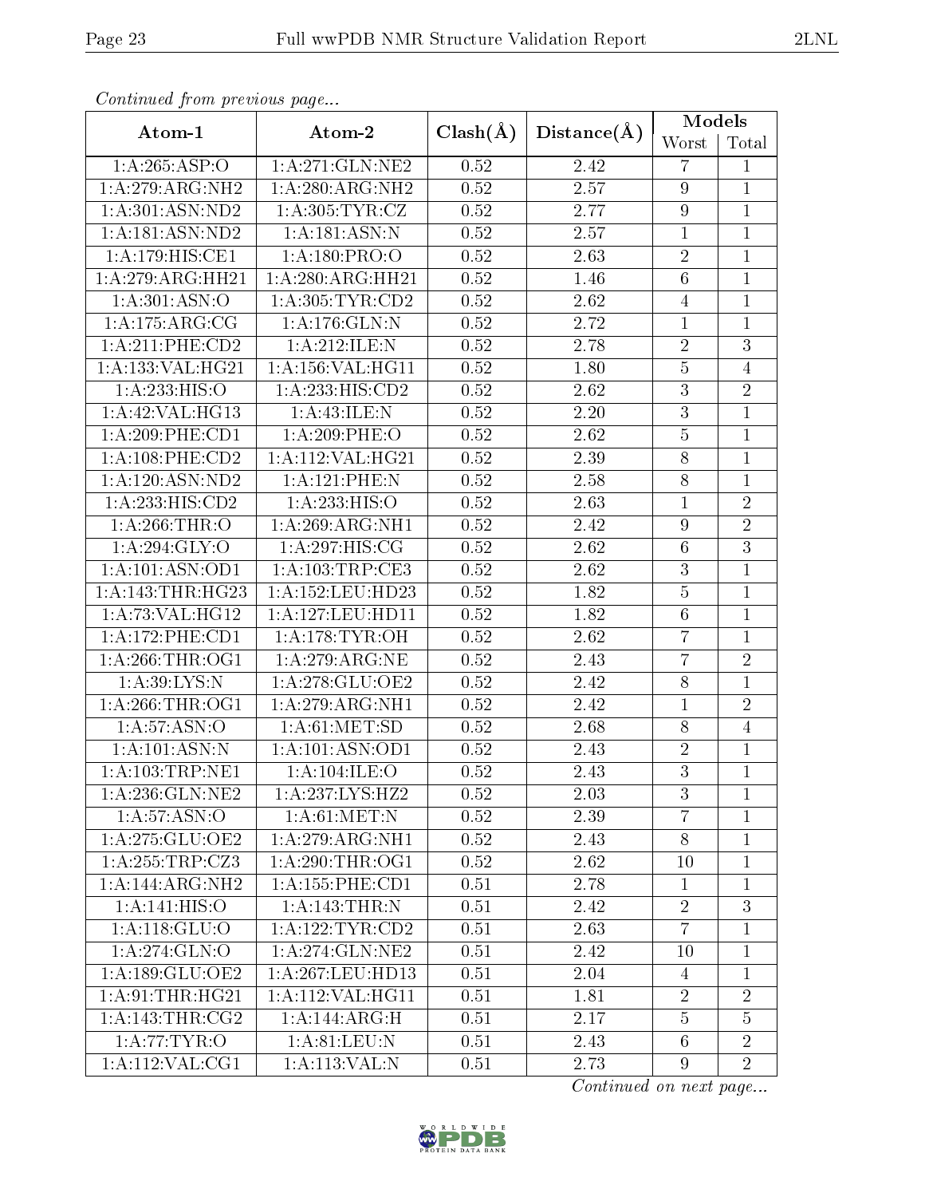*Continued from previous page...*

| Atom-1 | Atom-2 | Clash(Å) | Distance(Å) | Models | |
|---|---|---|---|---|---|
| | | | | Worst | Total |
| 1:A:265:ASP:O | 1:A:271:GLN:NE2 | 0.52 | 2.42 | 7 | 1 |
| 1:A:279:ARG:NH2 | 1:A:280:ARG:NH2 | 0.52 | 2.57 | 9 | 1 |
| 1:A:301:ASN:ND2 | 1:A:305:TYR:CZ | 0.52 | 2.77 | 9 | 1 |
| 1:A:181:ASN:ND2 | 1:A:181:ASN:N | 0.52 | 2.57 | 1 | 1 |
| 1:A:179:HIS:CE1 | 1:A:180:PRO:O | 0.52 | 2.63 | 2 | 1 |
| 1:A:279:ARG:HH21 | 1:A:280:ARG:HH21 | 0.52 | 1.46 | 6 | 1 |
| 1:A:301:ASN:O | 1:A:305:TYR:CD2 | 0.52 | 2.62 | 4 | 1 |
| 1:A:175:ARG:CG | 1:A:176:GLN:N | 0.52 | 2.72 | 1 | 1 |
| 1:A:211:PHE:CD2 | 1:A:212:ILE:N | 0.52 | 2.78 | 2 | 3 |
| 1:A:133:VAL:HG21 | 1:A:156:VAL:HG11 | 0.52 | 1.80 | 5 | 4 |
| 1:A:233:HIS:O | 1:A:233:HIS:CD2 | 0.52 | 2.62 | 3 | 2 |
| 1:A:42:VAL:HG13 | 1:A:43:ILE:N | 0.52 | 2.20 | 3 | 1 |
| 1:A:209:PHE:CD1 | 1:A:209:PHE:O | 0.52 | 2.62 | 5 | 1 |
| 1:A:108:PHE:CD2 | 1:A:112:VAL:HG21 | 0.52 | 2.39 | 8 | 1 |
| 1:A:120:ASN:ND2 | 1:A:121:PHE:N | 0.52 | 2.58 | 8 | 1 |
| 1:A:233:HIS:CD2 | 1:A:233:HIS:O | 0.52 | 2.63 | 1 | 2 |
| 1:A:266:THR:O | 1:A:269:ARG:NH1 | 0.52 | 2.42 | 9 | 2 |
| 1:A:294:GLY:O | 1:A:297:HIS:CG | 0.52 | 2.62 | 6 | 3 |
| 1:A:101:ASN:OD1 | 1:A:103:TRP:CE3 | 0.52 | 2.62 | 3 | 1 |
| 1:A:143:THR:HG23 | 1:A:152:LEU:HD23 | 0.52 | 1.82 | 5 | 1 |
| 1:A:73:VAL:HG12 | 1:A:127:LEU:HD11 | 0.52 | 1.82 | 6 | 1 |
| 1:A:172:PHE:CD1 | 1:A:178:TYR:OH | 0.52 | 2.62 | 7 | 1 |
| 1:A:266:THR:OG1 | 1:A:279:ARG:NE | 0.52 | 2.43 | 7 | 2 |
| 1:A:39:LYS:N | 1:A:278:GLU:OE2 | 0.52 | 2.42 | 8 | 1 |
| 1:A:266:THR:OG1 | 1:A:279:ARG:NH1 | 0.52 | 2.42 | 1 | 2 |
| 1:A:57:ASN:O | 1:A:61:MET:SD | 0.52 | 2.68 | 8 | 4 |
| 1:A:101:ASN:N | 1:A:101:ASN:OD1 | 0.52 | 2.43 | 2 | 1 |
| 1:A:103:TRP:NE1 | 1:A:104:ILE:O | 0.52 | 2.43 | 3 | 1 |
| 1:A:236:GLN:NE2 | 1:A:237:LYS:HZ2 | 0.52 | 2.03 | 3 | 1 |
| 1:A:57:ASN:O | 1:A:61:MET:N | 0.52 | 2.39 | 7 | 1 |
| 1:A:275:GLU:OE2 | 1:A:279:ARG:NH1 | 0.52 | 2.43 | 8 | 1 |
| 1:A:255:TRP:CZ3 | 1:A:290:THR:OG1 | 0.52 | 2.62 | 10 | 1 |
| 1:A:144:ARG:NH2 | 1:A:155:PHE:CD1 | 0.51 | 2.78 | 1 | 1 |
| 1:A:141:HIS:O | 1:A:143:THR:N | 0.51 | 2.42 | 2 | 3 |
| 1:A:118:GLU:O | 1:A:122:TYR:CD2 | 0.51 | 2.63 | 7 | 1 |
| 1:A:274:GLN:O | 1:A:274:GLN:NE2 | 0.51 | 2.42 | 10 | 1 |
| 1:A:189:GLU:OE2 | 1:A:267:LEU:HD13 | 0.51 | 2.04 | 4 | 1 |
| 1:A:91:THR:HG21 | 1:A:112:VAL:HG11 | 0.51 | 1.81 | 2 | 2 |
| 1:A:143:THR:CG2 | 1:A:144:ARG:H | 0.51 | 2.17 | 5 | 5 |
| 1:A:77:TYR:O | 1:A:81:LEU:N | 0.51 | 2.43 | 6 | 2 |
| 1:A:112:VAL:CG1 | 1:A:113:VAL:N | 0.51 | 2.73 | 9 | 2 |

*Continued on next page...*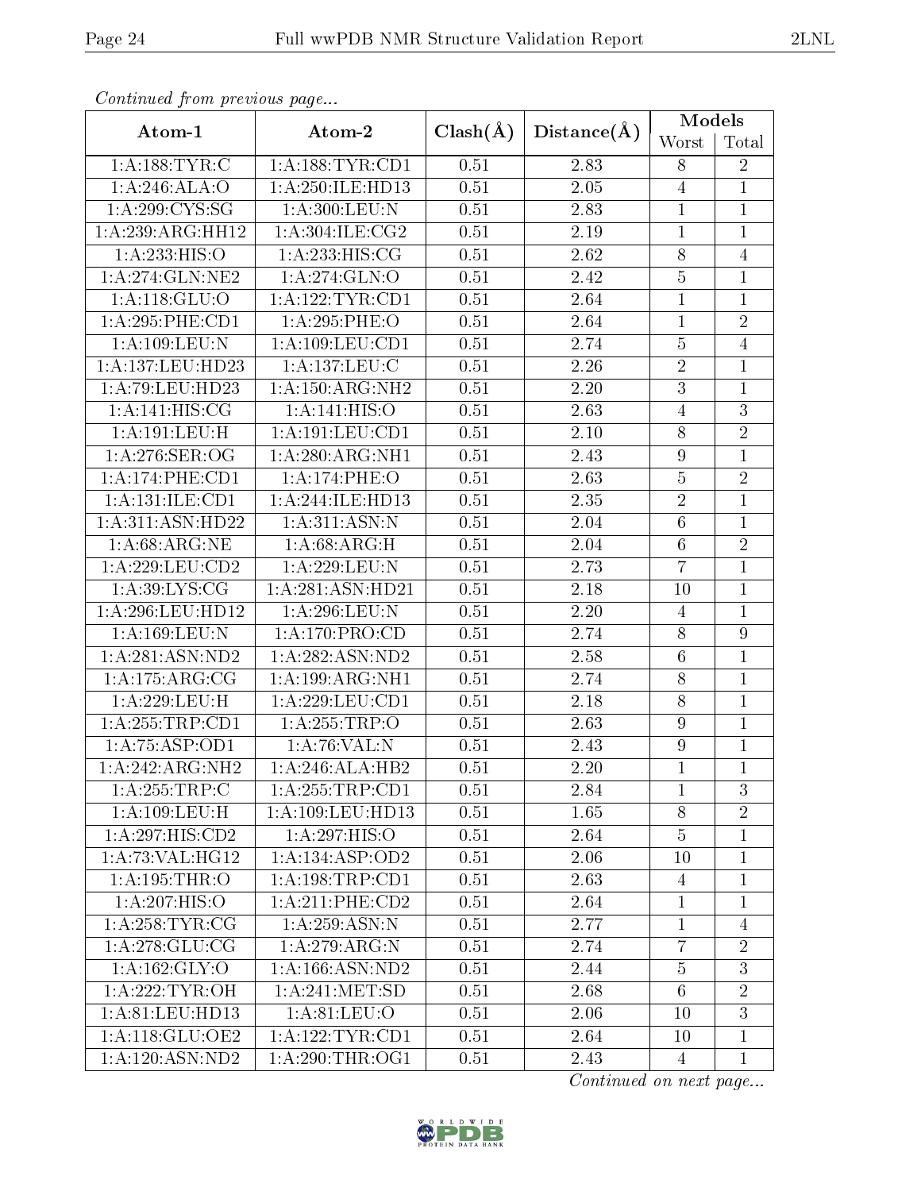*Continued from previous page...*

| Atom-1 | Atom-2 | Clash(Å) | Distance(Å) | Models | |
|---|---|---|---|---|---|
| | | | | Worst | Total |
| 1:A:188:TYR:C | 1:A:188:TYR:CD1 | 0.51 | 2.83 | 8 | 2 |
| 1:A:246:ALA:O | 1:A:250:ILE:HD13 | 0.51 | 2.05 | 4 | 1 |
| 1:A:299:CYS:SG | 1:A:300:LEU:N | 0.51 | 2.83 | 1 | 1 |
| 1:A:239:ARG:HH12 | 1:A:304:ILE:CG2 | 0.51 | 2.19 | 1 | 1 |
| 1:A:233:HIS:O | 1:A:233:HIS:CG | 0.51 | 2.62 | 8 | 4 |
| 1:A:274:GLN:NE2 | 1:A:274:GLN:O | 0.51 | 2.42 | 5 | 1 |
| 1:A:118:GLU:O | 1:A:122:TYR:CD1 | 0.51 | 2.64 | 1 | 1 |
| 1:A:295:PHE:CD1 | 1:A:295:PHE:O | 0.51 | 2.64 | 1 | 2 |
| 1:A:109:LEU:N | 1:A:109:LEU:CD1 | 0.51 | 2.74 | 5 | 4 |
| 1:A:137:LEU:HD23 | 1:A:137:LEU:C | 0.51 | 2.26 | 2 | 1 |
| 1:A:79:LEU:HD23 | 1:A:150:ARG:NH2 | 0.51 | 2.20 | 3 | 1 |
| 1:A:141:HIS:CG | 1:A:141:HIS:O | 0.51 | 2.63 | 4 | 3 |
| 1:A:191:LEU:H | 1:A:191:LEU:CD1 | 0.51 | 2.10 | 8 | 2 |
| 1:A:276:SER:OG | 1:A:280:ARG:NH1 | 0.51 | 2.43 | 9 | 1 |
| 1:A:174:PHE:CD1 | 1:A:174:PHE:O | 0.51 | 2.63 | 5 | 2 |
| 1:A:131:ILE:CD1 | 1:A:244:ILE:HD13 | 0.51 | 2.35 | 2 | 1 |
| 1:A:311:ASN:HD22 | 1:A:311:ASN:N | 0.51 | 2.04 | 6 | 1 |
| 1:A:68:ARG:NE | 1:A:68:ARG:H | 0.51 | 2.04 | 6 | 2 |
| 1:A:229:LEU:CD2 | 1:A:229:LEU:N | 0.51 | 2.73 | 7 | 1 |
| 1:A:39:LYS:CG | 1:A:281:ASN:HD21 | 0.51 | 2.18 | 10 | 1 |
| 1:A:296:LEU:HD12 | 1:A:296:LEU:N | 0.51 | 2.20 | 4 | 1 |
| 1:A:169:LEU:N | 1:A:170:PRO:CD | 0.51 | 2.74 | 8 | 9 |
| 1:A:281:ASN:ND2 | 1:A:282:ASN:ND2 | 0.51 | 2.58 | 6 | 1 |
| 1:A:175:ARG:CG | 1:A:199:ARG:NH1 | 0.51 | 2.74 | 8 | 1 |
| 1:A:229:LEU:H | 1:A:229:LEU:CD1 | 0.51 | 2.18 | 8 | 1 |
| 1:A:255:TRP:CD1 | 1:A:255:TRP:O | 0.51 | 2.63 | 9 | 1 |
| 1:A:75:ASP:OD1 | 1:A:76:VAL:N | 0.51 | 2.43 | 9 | 1 |
| 1:A:242:ARG:NH2 | 1:A:246:ALA:HB2 | 0.51 | 2.20 | 1 | 1 |
| 1:A:255:TRP:C | 1:A:255:TRP:CD1 | 0.51 | 2.84 | 1 | 3 |
| 1:A:109:LEU:H | 1:A:109:LEU:HD13 | 0.51 | 1.65 | 8 | 2 |
| 1:A:297:HIS:CD2 | 1:A:297:HIS:O | 0.51 | 2.64 | 5 | 1 |
| 1:A:73:VAL:HG12 | 1:A:134:ASP:OD2 | 0.51 | 2.06 | 10 | 1 |
| 1:A:195:THR:O | 1:A:198:TRP:CD1 | 0.51 | 2.63 | 4 | 1 |
| 1:A:207:HIS:O | 1:A:211:PHE:CD2 | 0.51 | 2.64 | 1 | 1 |
| 1:A:258:TYR:CG | 1:A:259:ASN:N | 0.51 | 2.77 | 1 | 4 |
| 1:A:278:GLU:CG | 1:A:279:ARG:N | 0.51 | 2.74 | 7 | 2 |
| 1:A:162:GLY:O | 1:A:166:ASN:ND2 | 0.51 | 2.44 | 5 | 3 |
| 1:A:222:TYR:OH | 1:A:241:MET:SD | 0.51 | 2.68 | 6 | 2 |
| 1:A:81:LEU:HD13 | 1:A:81:LEU:O | 0.51 | 2.06 | 10 | 3 |
| 1:A:118:GLU:OE2 | 1:A:122:TYR:CD1 | 0.51 | 2.64 | 10 | 1 |
| 1:A:120:ASN:ND2 | 1:A:290:THR:OG1 | 0.51 | 2.43 | 4 | 1 |

*Continued on next page...*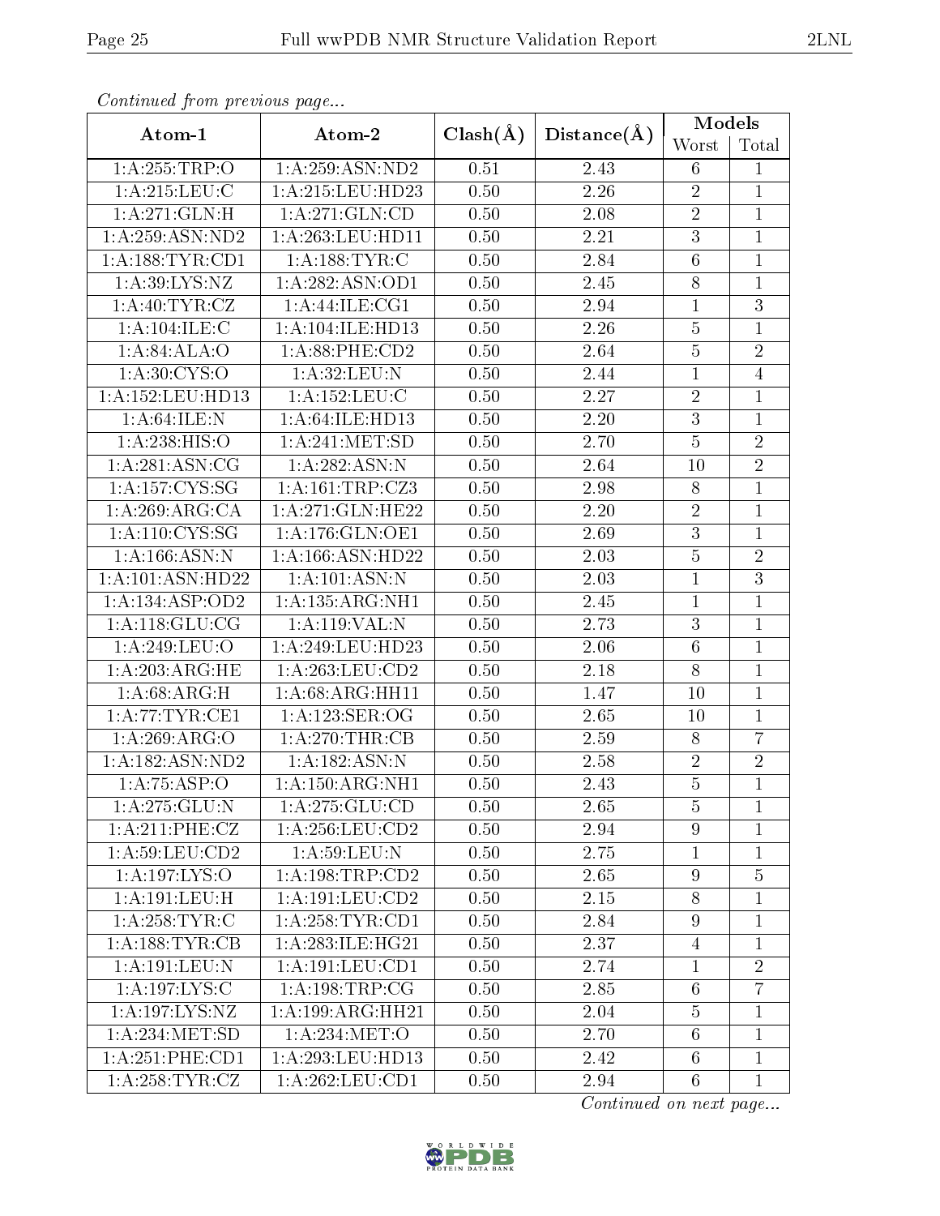*Continued from previous page...*

| Atom-1 | Atom-2 | Clash(Å) | Distance(Å) | Models | |
|---|---|---|---|---|---|
| | | | | Worst | Total |
| 1:A:255:TRP:O | 1:A:259:ASN:ND2 | 0.51 | 2.43 | 6 | 1 |
| 1:A:215:LEU:C | 1:A:215:LEU:HD23 | 0.50 | 2.26 | 2 | 1 |
| 1:A:271:GLN:H | 1:A:271:GLN:CD | 0.50 | 2.08 | 2 | 1 |
| 1:A:259:ASN:ND2 | 1:A:263:LEU:HD11 | 0.50 | 2.21 | 3 | 1 |
| 1:A:188:TYR:CD1 | 1:A:188:TYR:C | 0.50 | 2.84 | 6 | 1 |
| 1:A:39:LYS:NZ | 1:A:282:ASN:OD1 | 0.50 | 2.45 | 8 | 1 |
| 1:A:40:TYR:CZ | 1:A:44:ILE:CG1 | 0.50 | 2.94 | 1 | 3 |
| 1:A:104:ILE:C | 1:A:104:ILE:HD13 | 0.50 | 2.26 | 5 | 1 |
| 1:A:84:ALA:O | 1:A:88:PHE:CD2 | 0.50 | 2.64 | 5 | 2 |
| 1:A:30:CYS:O | 1:A:32:LEU:N | 0.50 | 2.44 | 1 | 4 |
| 1:A:152:LEU:HD13 | 1:A:152:LEU:C | 0.50 | 2.27 | 2 | 1 |
| 1:A:64:ILE:N | 1:A:64:ILE:HD13 | 0.50 | 2.20 | 3 | 1 |
| 1:A:238:HIS:O | 1:A:241:MET:SD | 0.50 | 2.70 | 5 | 2 |
| 1:A:281:ASN:CG | 1:A:282:ASN:N | 0.50 | 2.64 | 10 | 2 |
| 1:A:157:CYS:SG | 1:A:161:TRP:CZ3 | 0.50 | 2.98 | 8 | 1 |
| 1:A:269:ARG:CA | 1:A:271:GLN:HE22 | 0.50 | 2.20 | 2 | 1 |
| 1:A:110:CYS:SG | 1:A:176:GLN:OE1 | 0.50 | 2.69 | 3 | 1 |
| 1:A:166:ASN:N | 1:A:166:ASN:HD22 | 0.50 | 2.03 | 5 | 2 |
| 1:A:101:ASN:HD22 | 1:A:101:ASN:N | 0.50 | 2.03 | 1 | 3 |
| 1:A:134:ASP:OD2 | 1:A:135:ARG:NH1 | 0.50 | 2.45 | 1 | 1 |
| 1:A:118:GLU:CG | 1:A:119:VAL:N | 0.50 | 2.73 | 3 | 1 |
| 1:A:249:LEU:O | 1:A:249:LEU:HD23 | 0.50 | 2.06 | 6 | 1 |
| 1:A:203:ARG:HE | 1:A:263:LEU:CD2 | 0.50 | 2.18 | 8 | 1 |
| 1:A:68:ARG:H | 1:A:68:ARG:HH11 | 0.50 | 1.47 | 10 | 1 |
| 1:A:77:TYR:CE1 | 1:A:123:SER:OG | 0.50 | 2.65 | 10 | 1 |
| 1:A:269:ARG:O | 1:A:270:THR:CB | 0.50 | 2.59 | 8 | 7 |
| 1:A:182:ASN:ND2 | 1:A:182:ASN:N | 0.50 | 2.58 | 2 | 2 |
| 1:A:75:ASP:O | 1:A:150:ARG:NH1 | 0.50 | 2.43 | 5 | 1 |
| 1:A:275:GLU:N | 1:A:275:GLU:CD | 0.50 | 2.65 | 5 | 1 |
| 1:A:211:PHE:CZ | 1:A:256:LEU:CD2 | 0.50 | 2.94 | 9 | 1 |
| 1:A:59:LEU:CD2 | 1:A:59:LEU:N | 0.50 | 2.75 | 1 | 1 |
| 1:A:197:LYS:O | 1:A:198:TRP:CD2 | 0.50 | 2.65 | 9 | 5 |
| 1:A:191:LEU:H | 1:A:191:LEU:CD2 | 0.50 | 2.15 | 8 | 1 |
| 1:A:258:TYR:C | 1:A:258:TYR:CD1 | 0.50 | 2.84 | 9 | 1 |
| 1:A:188:TYR:CB | 1:A:283:ILE:HG21 | 0.50 | 2.37 | 4 | 1 |
| 1:A:191:LEU:N | 1:A:191:LEU:CD1 | 0.50 | 2.74 | 1 | 2 |
| 1:A:197:LYS:C | 1:A:198:TRP:CG | 0.50 | 2.85 | 6 | 7 |
| 1:A:197:LYS:NZ | 1:A:199:ARG:HH21 | 0.50 | 2.04 | 5 | 1 |
| 1:A:234:MET:SD | 1:A:234:MET:O | 0.50 | 2.70 | 6 | 1 |
| 1:A:251:PHE:CD1 | 1:A:293:LEU:HD13 | 0.50 | 2.42 | 6 | 1 |
| 1:A:258:TYR:CZ | 1:A:262:LEU:CD1 | 0.50 | 2.94 | 6 | 1 |

*Continued on next page...*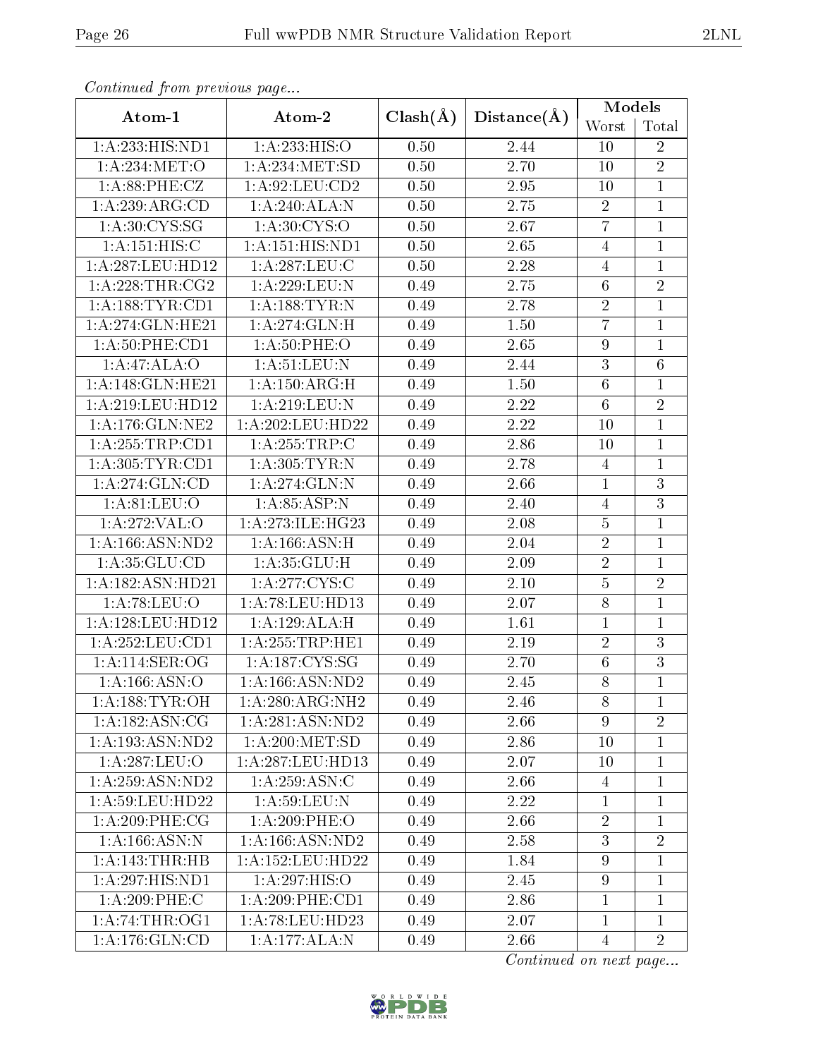*Continued from previous page...*

| Atom-1 | Atom-2 | Clash(Å) | Distance(Å) | Models | |
|---|---|---|---|---|---|
| | | | | Worst | Total |
| 1:A:233:HIS:ND1 | 1:A:233:HIS:O | 0.50 | 2.44 | 10 | 2 |
| 1:A:234:MET:O | 1:A:234:MET:SD | 0.50 | 2.70 | 10 | 2 |
| 1:A:88:PHE:CZ | 1:A:92:LEU:CD2 | 0.50 | 2.95 | 10 | 1 |
| 1:A:239:ARG:CD | 1:A:240:ALA:N | 0.50 | 2.75 | 2 | 1 |
| 1:A:30:CYS:SG | 1:A:30:CYS:O | 0.50 | 2.67 | 7 | 1 |
| 1:A:151:HIS:C | 1:A:151:HIS:ND1 | 0.50 | 2.65 | 4 | 1 |
| 1:A:287:LEU:HD12 | 1:A:287:LEU:C | 0.50 | 2.28 | 4 | 1 |
| 1:A:228:THR:CG2 | 1:A:229:LEU:N | 0.49 | 2.75 | 6 | 2 |
| 1:A:188:TYR:CD1 | 1:A:188:TYR:N | 0.49 | 2.78 | 2 | 1 |
| 1:A:274:GLN:HE21 | 1:A:274:GLN:H | 0.49 | 1.50 | 7 | 1 |
| 1:A:50:PHE:CD1 | 1:A:50:PHE:O | 0.49 | 2.65 | 9 | 1 |
| 1:A:47:ALA:O | 1:A:51:LEU:N | 0.49 | 2.44 | 3 | 6 |
| 1:A:148:GLN:HE21 | 1:A:150:ARG:H | 0.49 | 1.50 | 6 | 1 |
| 1:A:219:LEU:HD12 | 1:A:219:LEU:N | 0.49 | 2.22 | 6 | 2 |
| 1:A:176:GLN:NE2 | 1:A:202:LEU:HD22 | 0.49 | 2.22 | 10 | 1 |
| 1:A:255:TRP:CD1 | 1:A:255:TRP:C | 0.49 | 2.86 | 10 | 1 |
| 1:A:305:TYR:CD1 | 1:A:305:TYR:N | 0.49 | 2.78 | 4 | 1 |
| 1:A:274:GLN:CD | 1:A:274:GLN:N | 0.49 | 2.66 | 1 | 3 |
| 1:A:81:LEU:O | 1:A:85:ASP:N | 0.49 | 2.40 | 4 | 3 |
| 1:A:272:VAL:O | 1:A:273:ILE:HG23 | 0.49 | 2.08 | 5 | 1 |
| 1:A:166:ASN:ND2 | 1:A:166:ASN:H | 0.49 | 2.04 | 2 | 1 |
| 1:A:35:GLU:CD | 1:A:35:GLU:H | 0.49 | 2.09 | 2 | 1 |
| 1:A:182:ASN:HD21 | 1:A:277:CYS:C | 0.49 | 2.10 | 5 | 2 |
| 1:A:78:LEU:O | 1:A:78:LEU:HD13 | 0.49 | 2.07 | 8 | 1 |
| 1:A:128:LEU:HD12 | 1:A:129:ALA:H | 0.49 | 1.61 | 1 | 1 |
| 1:A:252:LEU:CD1 | 1:A:255:TRP:HE1 | 0.49 | 2.19 | 2 | 3 |
| 1:A:114:SER:OG | 1:A:187:CYS:SG | 0.49 | 2.70 | 6 | 3 |
| 1:A:166:ASN:O | 1:A:166:ASN:ND2 | 0.49 | 2.45 | 8 | 1 |
| 1:A:188:TYR:OH | 1:A:280:ARG:NH2 | 0.49 | 2.46 | 8 | 1 |
| 1:A:182:ASN:CG | 1:A:281:ASN:ND2 | 0.49 | 2.66 | 9 | 2 |
| 1:A:193:ASN:ND2 | 1:A:200:MET:SD | 0.49 | 2.86 | 10 | 1 |
| 1:A:287:LEU:O | 1:A:287:LEU:HD13 | 0.49 | 2.07 | 10 | 1 |
| 1:A:259:ASN:ND2 | 1:A:259:ASN:C | 0.49 | 2.66 | 4 | 1 |
| 1:A:59:LEU:HD22 | 1:A:59:LEU:N | 0.49 | 2.22 | 1 | 1 |
| 1:A:209:PHE:CG | 1:A:209:PHE:O | 0.49 | 2.66 | 2 | 1 |
| 1:A:166:ASN:N | 1:A:166:ASN:ND2 | 0.49 | 2.58 | 3 | 2 |
| 1:A:143:THR:HB | 1:A:152:LEU:HD22 | 0.49 | 1.84 | 9 | 1 |
| 1:A:297:HIS:ND1 | 1:A:297:HIS:O | 0.49 | 2.45 | 9 | 1 |
| 1:A:209:PHE:C | 1:A:209:PHE:CD1 | 0.49 | 2.86 | 1 | 1 |
| 1:A:74:THR:OG1 | 1:A:78:LEU:HD23 | 0.49 | 2.07 | 1 | 1 |
| 1:A:176:GLN:CD | 1:A:177:ALA:N | 0.49 | 2.66 | 4 | 2 |

*Continued on next page...*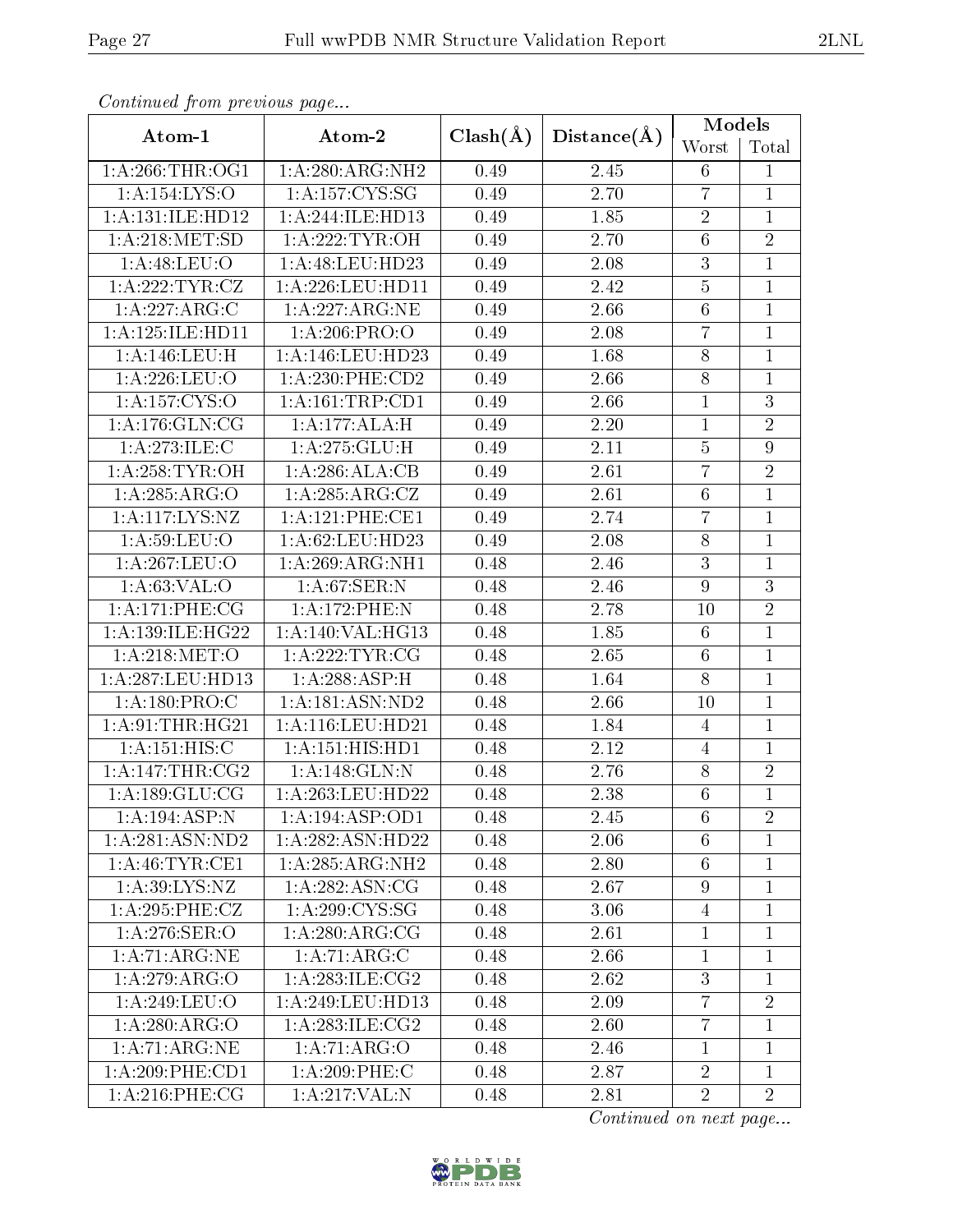*Continued from previous page...*

| Atom-1 | Atom-2 | Clash(Å) | Distance(Å) | Models | |
|---|---|---|---|---|---|
| | | | | Worst | Total |
| 1:A:266:THR:OG1 | 1:A:280:ARG:NH2 | 0.49 | 2.45 | 6 | 1 |
| 1:A:154:LYS:O | 1:A:157:CYS:SG | 0.49 | 2.70 | 7 | 1 |
| 1:A:131:ILE:HD12 | 1:A:244:ILE:HD13 | 0.49 | 1.85 | 2 | 1 |
| 1:A:218:MET:SD | 1:A:222:TYR:OH | 0.49 | 2.70 | 6 | 2 |
| 1:A:48:LEU:O | 1:A:48:LEU:HD23 | 0.49 | 2.08 | 3 | 1 |
| 1:A:222:TYR:CZ | 1:A:226:LEU:HD11 | 0.49 | 2.42 | 5 | 1 |
| 1:A:227:ARG:C | 1:A:227:ARG:NE | 0.49 | 2.66 | 6 | 1 |
| 1:A:125:ILE:HD11 | 1:A:206:PRO:O | 0.49 | 2.08 | 7 | 1 |
| 1:A:146:LEU:H | 1:A:146:LEU:HD23 | 0.49 | 1.68 | 8 | 1 |
| 1:A:226:LEU:O | 1:A:230:PHE:CD2 | 0.49 | 2.66 | 8 | 1 |
| 1:A:157:CYS:O | 1:A:161:TRP:CD1 | 0.49 | 2.66 | 1 | 3 |
| 1:A:176:GLN:CG | 1:A:177:ALA:H | 0.49 | 2.20 | 1 | 2 |
| 1:A:273:ILE:C | 1:A:275:GLU:H | 0.49 | 2.11 | 5 | 9 |
| 1:A:258:TYR:OH | 1:A:286:ALA:CB | 0.49 | 2.61 | 7 | 2 |
| 1:A:285:ARG:O | 1:A:285:ARG:CZ | 0.49 | 2.61 | 6 | 1 |
| 1:A:117:LYS:NZ | 1:A:121:PHE:CE1 | 0.49 | 2.74 | 7 | 1 |
| 1:A:59:LEU:O | 1:A:62:LEU:HD23 | 0.49 | 2.08 | 8 | 1 |
| 1:A:267:LEU:O | 1:A:269:ARG:NH1 | 0.48 | 2.46 | 3 | 1 |
| 1:A:63:VAL:O | 1:A:67:SER:N | 0.48 | 2.46 | 9 | 3 |
| 1:A:171:PHE:CG | 1:A:172:PHE:N | 0.48 | 2.78 | 10 | 2 |
| 1:A:139:ILE:HG22 | 1:A:140:VAL:HG13 | 0.48 | 1.85 | 6 | 1 |
| 1:A:218:MET:O | 1:A:222:TYR:CG | 0.48 | 2.65 | 6 | 1 |
| 1:A:287:LEU:HD13 | 1:A:288:ASP:H | 0.48 | 1.64 | 8 | 1 |
| 1:A:180:PRO:C | 1:A:181:ASN:ND2 | 0.48 | 2.66 | 10 | 1 |
| 1:A:91:THR:HG21 | 1:A:116:LEU:HD21 | 0.48 | 1.84 | 4 | 1 |
| 1:A:151:HIS:C | 1:A:151:HIS:HD1 | 0.48 | 2.12 | 4 | 1 |
| 1:A:147:THR:CG2 | 1:A:148:GLN:N | 0.48 | 2.76 | 8 | 2 |
| 1:A:189:GLU:CG | 1:A:263:LEU:HD22 | 0.48 | 2.38 | 6 | 1 |
| 1:A:194:ASP:N | 1:A:194:ASP:OD1 | 0.48 | 2.45 | 6 | 2 |
| 1:A:281:ASN:ND2 | 1:A:282:ASN:HD22 | 0.48 | 2.06 | 6 | 1 |
| 1:A:46:TYR:CE1 | 1:A:285:ARG:NH2 | 0.48 | 2.80 | 6 | 1 |
| 1:A:39:LYS:NZ | 1:A:282:ASN:CG | 0.48 | 2.67 | 9 | 1 |
| 1:A:295:PHE:CZ | 1:A:299:CYS:SG | 0.48 | 3.06 | 4 | 1 |
| 1:A:276:SER:O | 1:A:280:ARG:CG | 0.48 | 2.61 | 1 | 1 |
| 1:A:71:ARG:NE | 1:A:71:ARG:C | 0.48 | 2.66 | 1 | 1 |
| 1:A:279:ARG:O | 1:A:283:ILE:CG2 | 0.48 | 2.62 | 3 | 1 |
| 1:A:249:LEU:O | 1:A:249:LEU:HD13 | 0.48 | 2.09 | 7 | 2 |
| 1:A:280:ARG:O | 1:A:283:ILE:CG2 | 0.48 | 2.60 | 7 | 1 |
| 1:A:71:ARG:NE | 1:A:71:ARG:O | 0.48 | 2.46 | 1 | 1 |
| 1:A:209:PHE:CD1 | 1:A:209:PHE:C | 0.48 | 2.87 | 2 | 1 |
| 1:A:216:PHE:CG | 1:A:217:VAL:N | 0.48 | 2.81 | 2 | 2 |

*Continued on next page...*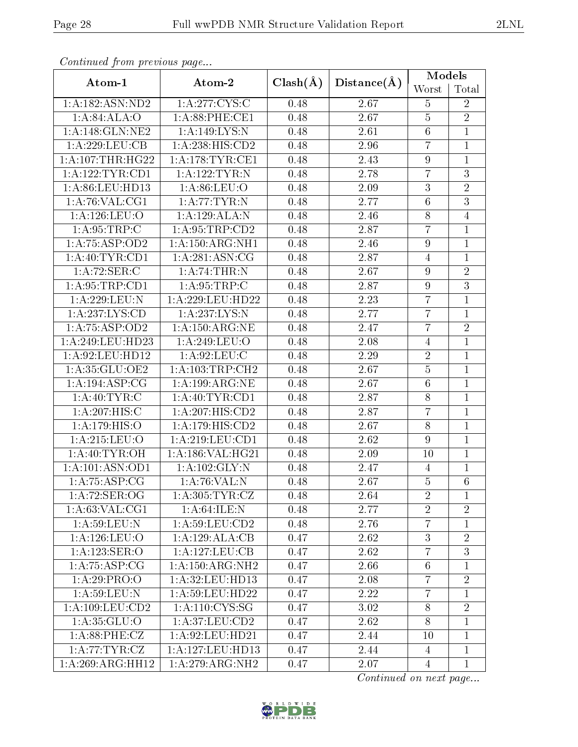*Continued from previous page...*

| Atom-1 | Atom-2 | Clash(Å) | Distance(Å) | Models | |
|---|---|---|---|---|---|
| | | | | Worst | Total |
| 1:A:182:ASN:ND2 | 1:A:277:CYS:C | 0.48 | 2.67 | 5 | 2 |
| 1:A:84:ALA:O | 1:A:88:PHE:CE1 | 0.48 | 2.67 | 5 | 2 |
| 1:A:148:GLN:NE2 | 1:A:149:LYS:N | 0.48 | 2.61 | 6 | 1 |
| 1:A:229:LEU:CB | 1:A:238:HIS:CD2 | 0.48 | 2.96 | 7 | 1 |
| 1:A:107:THR:HG22 | 1:A:178:TYR:CE1 | 0.48 | 2.43 | 9 | 1 |
| 1:A:122:TYR:CD1 | 1:A:122:TYR:N | 0.48 | 2.78 | 7 | 3 |
| 1:A:86:LEU:HD13 | 1:A:86:LEU:O | 0.48 | 2.09 | 3 | 2 |
| 1:A:76:VAL:CG1 | 1:A:77:TYR:N | 0.48 | 2.77 | 6 | 3 |
| 1:A:126:LEU:O | 1:A:129:ALA:N | 0.48 | 2.46 | 8 | 4 |
| 1:A:95:TRP:C | 1:A:95:TRP:CD2 | 0.48 | 2.87 | 7 | 1 |
| 1:A:75:ASP:OD2 | 1:A:150:ARG:NH1 | 0.48 | 2.46 | 9 | 1 |
| 1:A:40:TYR:CD1 | 1:A:281:ASN:CG | 0.48 | 2.87 | 4 | 1 |
| 1:A:72:SER:C | 1:A:74:THR:N | 0.48 | 2.67 | 9 | 2 |
| 1:A:95:TRP:CD1 | 1:A:95:TRP:C | 0.48 | 2.87 | 9 | 3 |
| 1:A:229:LEU:N | 1:A:229:LEU:HD22 | 0.48 | 2.23 | 7 | 1 |
| 1:A:237:LYS:CD | 1:A:237:LYS:N | 0.48 | 2.77 | 7 | 1 |
| 1:A:75:ASP:OD2 | 1:A:150:ARG:NE | 0.48 | 2.47 | 7 | 2 |
| 1:A:249:LEU:HD23 | 1:A:249:LEU:O | 0.48 | 2.08 | 4 | 1 |
| 1:A:92:LEU:HD12 | 1:A:92:LEU:C | 0.48 | 2.29 | 2 | 1 |
| 1:A:35:GLU:OE2 | 1:A:103:TRP:CH2 | 0.48 | 2.67 | 5 | 1 |
| 1:A:194:ASP:CG | 1:A:199:ARG:NE | 0.48 | 2.67 | 6 | 1 |
| 1:A:40:TYR:C | 1:A:40:TYR:CD1 | 0.48 | 2.87 | 8 | 1 |
| 1:A:207:HIS:C | 1:A:207:HIS:CD2 | 0.48 | 2.87 | 7 | 1 |
| 1:A:179:HIS:O | 1:A:179:HIS:CD2 | 0.48 | 2.67 | 8 | 1 |
| 1:A:215:LEU:O | 1:A:219:LEU:CD1 | 0.48 | 2.62 | 9 | 1 |
| 1:A:40:TYR:OH | 1:A:186:VAL:HG21 | 0.48 | 2.09 | 10 | 1 |
| 1:A:101:ASN:OD1 | 1:A:102:GLY:N | 0.48 | 2.47 | 4 | 1 |
| 1:A:75:ASP:CG | 1:A:76:VAL:N | 0.48 | 2.67 | 5 | 6 |
| 1:A:72:SER:OG | 1:A:305:TYR:CZ | 0.48 | 2.64 | 2 | 1 |
| 1:A:63:VAL:CG1 | 1:A:64:ILE:N | 0.48 | 2.77 | 2 | 2 |
| 1:A:59:LEU:N | 1:A:59:LEU:CD2 | 0.48 | 2.76 | 7 | 1 |
| 1:A:126:LEU:O | 1:A:129:ALA:CB | 0.47 | 2.62 | 3 | 2 |
| 1:A:123:SER:O | 1:A:127:LEU:CB | 0.47 | 2.62 | 7 | 3 |
| 1:A:75:ASP:CG | 1:A:150:ARG:NH2 | 0.47 | 2.66 | 6 | 1 |
| 1:A:29:PRO:O | 1:A:32:LEU:HD13 | 0.47 | 2.08 | 7 | 2 |
| 1:A:59:LEU:N | 1:A:59:LEU:HD22 | 0.47 | 2.22 | 7 | 1 |
| 1:A:109:LEU:CD2 | 1:A:110:CYS:SG | 0.47 | 3.02 | 8 | 2 |
| 1:A:35:GLU:O | 1:A:37:LEU:CD2 | 0.47 | 2.62 | 8 | 1 |
| 1:A:88:PHE:CZ | 1:A:92:LEU:HD21 | 0.47 | 2.44 | 10 | 1 |
| 1:A:77:TYR:CZ | 1:A:127:LEU:HD13 | 0.47 | 2.44 | 4 | 1 |
| 1:A:269:ARG:HH12 | 1:A:279:ARG:NH2 | 0.47 | 2.07 | 4 | 1 |

*Continued on next page...*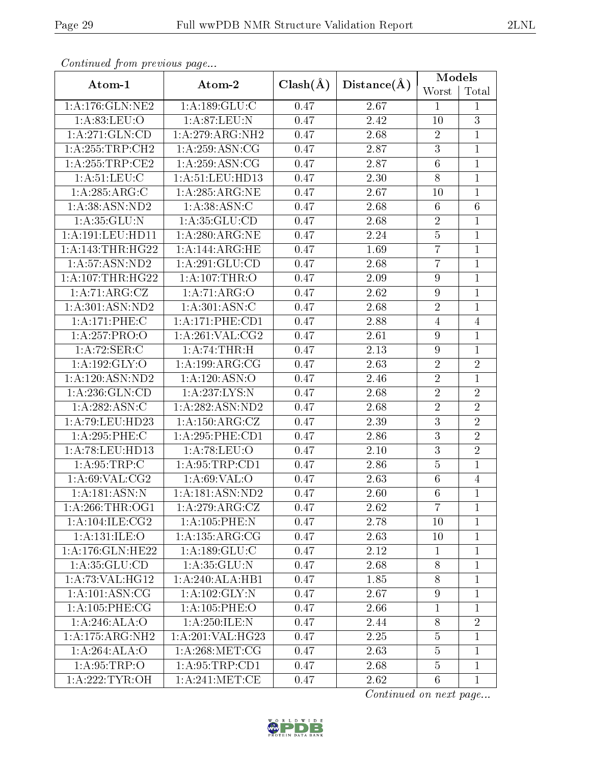*Continued from previous page...*

| Atom-1 | Atom-2 | Clash(Å) | Distance(Å) | Models | |
|---|---|---|---|---|---|
| | | | | Worst | Total |
| 1:A:176:GLN:NE2 | 1:A:189:GLU:C | 0.47 | 2.67 | 1 | 1 |
| 1:A:83:LEU:O | 1:A:87:LEU:N | 0.47 | 2.42 | 10 | 3 |
| 1:A:271:GLN:CD | 1:A:279:ARG:NH2 | 0.47 | 2.68 | 2 | 1 |
| 1:A:255:TRP:CH2 | 1:A:259:ASN:CG | 0.47 | 2.87 | 3 | 1 |
| 1:A:255:TRP:CE2 | 1:A:259:ASN:CG | 0.47 | 2.87 | 6 | 1 |
| 1:A:51:LEU:C | 1:A:51:LEU:HD13 | 0.47 | 2.30 | 8 | 1 |
| 1:A:285:ARG:C | 1:A:285:ARG:NE | 0.47 | 2.67 | 10 | 1 |
| 1:A:38:ASN:ND2 | 1:A:38:ASN:C | 0.47 | 2.68 | 6 | 6 |
| 1:A:35:GLU:N | 1:A:35:GLU:CD | 0.47 | 2.68 | 2 | 1 |
| 1:A:191:LEU:HD11 | 1:A:280:ARG:NE | 0.47 | 2.24 | 5 | 1 |
| 1:A:143:THR:HG22 | 1:A:144:ARG:HE | 0.47 | 1.69 | 7 | 1 |
| 1:A:57:ASN:ND2 | 1:A:291:GLU:CD | 0.47 | 2.68 | 7 | 1 |
| 1:A:107:THR:HG22 | 1:A:107:THR:O | 0.47 | 2.09 | 9 | 1 |
| 1:A:71:ARG:CZ | 1:A:71:ARG:O | 0.47 | 2.62 | 9 | 1 |
| 1:A:301:ASN:ND2 | 1:A:301:ASN:C | 0.47 | 2.68 | 2 | 1 |
| 1:A:171:PHE:C | 1:A:171:PHE:CD1 | 0.47 | 2.88 | 4 | 4 |
| 1:A:257:PRO:O | 1:A:261:VAL:CG2 | 0.47 | 2.61 | 9 | 1 |
| 1:A:72:SER:C | 1:A:74:THR:H | 0.47 | 2.13 | 9 | 1 |
| 1:A:192:GLY:O | 1:A:199:ARG:CG | 0.47 | 2.63 | 2 | 2 |
| 1:A:120:ASN:ND2 | 1:A:120:ASN:O | 0.47 | 2.46 | 2 | 1 |
| 1:A:236:GLN:CD | 1:A:237:LYS:N | 0.47 | 2.68 | 2 | 2 |
| 1:A:282:ASN:C | 1:A:282:ASN:ND2 | 0.47 | 2.68 | 2 | 2 |
| 1:A:79:LEU:HD23 | 1:A:150:ARG:CZ | 0.47 | 2.39 | 3 | 2 |
| 1:A:295:PHE:C | 1:A:295:PHE:CD1 | 0.47 | 2.86 | 3 | 2 |
| 1:A:78:LEU:HD13 | 1:A:78:LEU:O | 0.47 | 2.10 | 3 | 2 |
| 1:A:95:TRP:C | 1:A:95:TRP:CD1 | 0.47 | 2.86 | 5 | 1 |
| 1:A:69:VAL:CG2 | 1:A:69:VAL:O | 0.47 | 2.63 | 6 | 4 |
| 1:A:181:ASN:N | 1:A:181:ASN:ND2 | 0.47 | 2.60 | 6 | 1 |
| 1:A:266:THR:OG1 | 1:A:279:ARG:CZ | 0.47 | 2.62 | 7 | 1 |
| 1:A:104:ILE:CG2 | 1:A:105:PHE:N | 0.47 | 2.78 | 10 | 1 |
| 1:A:131:ILE:O | 1:A:135:ARG:CG | 0.47 | 2.63 | 10 | 1 |
| 1:A:176:GLN:HE22 | 1:A:189:GLU:C | 0.47 | 2.12 | 1 | 1 |
| 1:A:35:GLU:CD | 1:A:35:GLU:N | 0.47 | 2.68 | 8 | 1 |
| 1:A:73:VAL:HG12 | 1:A:240:ALA:HB1 | 0.47 | 1.85 | 8 | 1 |
| 1:A:101:ASN:CG | 1:A:102:GLY:N | 0.47 | 2.67 | 9 | 1 |
| 1:A:105:PHE:CG | 1:A:105:PHE:O | 0.47 | 2.66 | 1 | 1 |
| 1:A:246:ALA:O | 1:A:250:ILE:N | 0.47 | 2.44 | 8 | 2 |
| 1:A:175:ARG:NH2 | 1:A:201:VAL:HG23 | 0.47 | 2.25 | 5 | 1 |
| 1:A:264:ALA:O | 1:A:268:MET:CG | 0.47 | 2.63 | 5 | 1 |
| 1:A:95:TRP:O | 1:A:95:TRP:CD1 | 0.47 | 2.68 | 5 | 1 |
| 1:A:222:TYR:OH | 1:A:241:MET:CE | 0.47 | 2.62 | 6 | 1 |

*Continued on next page...*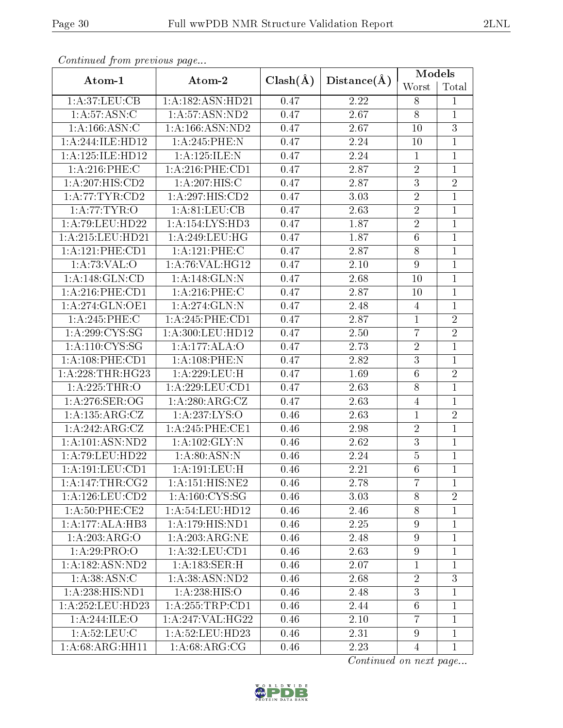*Continued from previous page...*

| Atom-1 | Atom-2 | Clash(Å) | Distance(Å) | Models | |
|---|---|---|---|---|---|
| | | | | Worst | Total |
| 1:A:37:LEU:CB | 1:A:182:ASN:HD21 | 0.47 | 2.22 | 8 | 1 |
| 1:A:57:ASN:C | 1:A:57:ASN:ND2 | 0.47 | 2.67 | 8 | 1 |
| 1:A:166:ASN:C | 1:A:166:ASN:ND2 | 0.47 | 2.67 | 10 | 3 |
| 1:A:244:ILE:HD12 | 1:A:245:PHE:N | 0.47 | 2.24 | 10 | 1 |
| 1:A:125:ILE:HD12 | 1:A:125:ILE:N | 0.47 | 2.24 | 1 | 1 |
| 1:A:216:PHE:C | 1:A:216:PHE:CD1 | 0.47 | 2.87 | 2 | 1 |
| 1:A:207:HIS:CD2 | 1:A:207:HIS:C | 0.47 | 2.87 | 3 | 2 |
| 1:A:77:TYR:CD2 | 1:A:297:HIS:CD2 | 0.47 | 3.03 | 2 | 1 |
| 1:A:77:TYR:O | 1:A:81:LEU:CB | 0.47 | 2.63 | 2 | 1 |
| 1:A:79:LEU:HD22 | 1:A:154:LYS:HD3 | 0.47 | 1.87 | 2 | 1 |
| 1:A:215:LEU:HD21 | 1:A:249:LEU:HG | 0.47 | 1.87 | 6 | 1 |
| 1:A:121:PHE:CD1 | 1:A:121:PHE:C | 0.47 | 2.87 | 8 | 1 |
| 1:A:73:VAL:O | 1:A:76:VAL:HG12 | 0.47 | 2.10 | 9 | 1 |
| 1:A:148:GLN:CD | 1:A:148:GLN:N | 0.47 | 2.68 | 10 | 1 |
| 1:A:216:PHE:CD1 | 1:A:216:PHE:C | 0.47 | 2.87 | 10 | 1 |
| 1:A:274:GLN:OE1 | 1:A:274:GLN:N | 0.47 | 2.48 | 4 | 1 |
| 1:A:245:PHE:C | 1:A:245:PHE:CD1 | 0.47 | 2.87 | 1 | 2 |
| 1:A:299:CYS:SG | 1:A:300:LEU:HD12 | 0.47 | 2.50 | 7 | 2 |
| 1:A:110:CYS:SG | 1:A:177:ALA:O | 0.47 | 2.73 | 2 | 1 |
| 1:A:108:PHE:CD1 | 1:A:108:PHE:N | 0.47 | 2.82 | 3 | 1 |
| 1:A:228:THR:HG23 | 1:A:229:LEU:H | 0.47 | 1.69 | 6 | 2 |
| 1:A:225:THR:O | 1:A:229:LEU:CD1 | 0.47 | 2.63 | 8 | 1 |
| 1:A:276:SER:OG | 1:A:280:ARG:CZ | 0.47 | 2.63 | 4 | 1 |
| 1:A:135:ARG:CZ | 1:A:237:LYS:O | 0.46 | 2.63 | 1 | 2 |
| 1:A:242:ARG:CZ | 1:A:245:PHE:CE1 | 0.46 | 2.98 | 2 | 1 |
| 1:A:101:ASN:ND2 | 1:A:102:GLY:N | 0.46 | 2.62 | 3 | 1 |
| 1:A:79:LEU:HD22 | 1:A:80:ASN:N | 0.46 | 2.24 | 5 | 1 |
| 1:A:191:LEU:CD1 | 1:A:191:LEU:H | 0.46 | 2.21 | 6 | 1 |
| 1:A:147:THR:CG2 | 1:A:151:HIS:NE2 | 0.46 | 2.78 | 7 | 1 |
| 1:A:126:LEU:CD2 | 1:A:160:CYS:SG | 0.46 | 3.03 | 8 | 2 |
| 1:A:50:PHE:CE2 | 1:A:54:LEU:HD12 | 0.46 | 2.46 | 8 | 1 |
| 1:A:177:ALA:HB3 | 1:A:179:HIS:ND1 | 0.46 | 2.25 | 9 | 1 |
| 1:A:203:ARG:O | 1:A:203:ARG:NE | 0.46 | 2.48 | 9 | 1 |
| 1:A:29:PRO:O | 1:A:32:LEU:CD1 | 0.46 | 2.63 | 9 | 1 |
| 1:A:182:ASN:ND2 | 1:A:183:SER:H | 0.46 | 2.07 | 1 | 1 |
| 1:A:38:ASN:C | 1:A:38:ASN:ND2 | 0.46 | 2.68 | 2 | 3 |
| 1:A:238:HIS:ND1 | 1:A:238:HIS:O | 0.46 | 2.48 | 3 | 1 |
| 1:A:252:LEU:HD23 | 1:A:255:TRP:CD1 | 0.46 | 2.44 | 6 | 1 |
| 1:A:244:ILE:O | 1:A:247:VAL:HG22 | 0.46 | 2.10 | 7 | 1 |
| 1:A:52:LEU:C | 1:A:52:LEU:HD23 | 0.46 | 2.31 | 9 | 1 |
| 1:A:68:ARG:HH11 | 1:A:68:ARG:CG | 0.46 | 2.23 | 4 | 1 |

*Continued on next page...*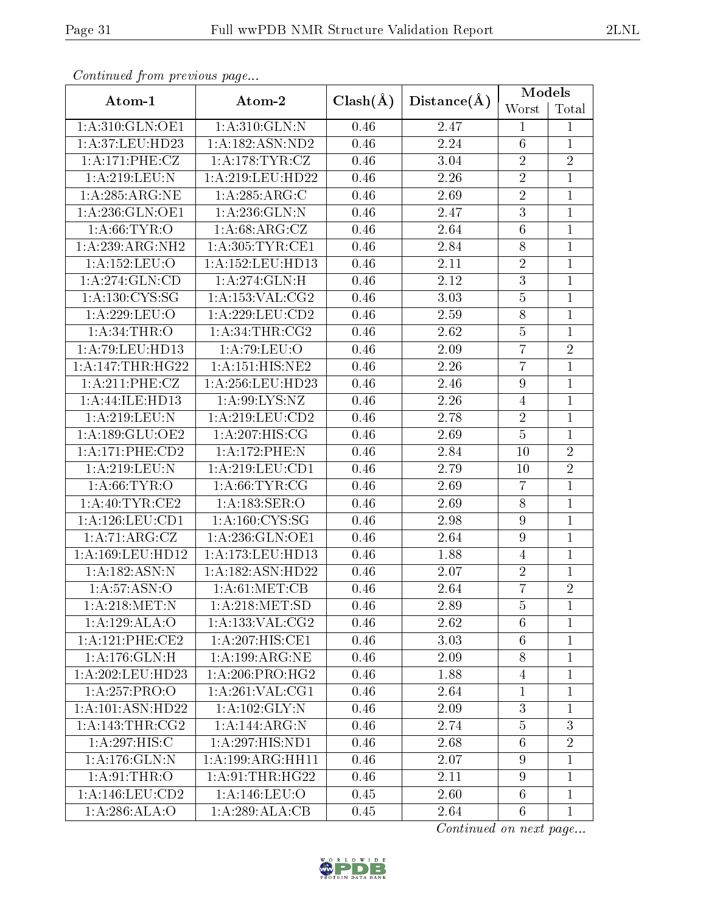*Continued from previous page...*

| Atom-1 | Atom-2 | Clash(Å) | Distance(Å) | Models | |
|---|---|---|---|---|---|
| | | | | Worst | Total |
| 1:A:310:GLN:OE1 | 1:A:310:GLN:N | 0.46 | 2.47 | 1 | 1 |
| 1:A:37:LEU:HD23 | 1:A:182:ASN:ND2 | 0.46 | 2.24 | 6 | 1 |
| 1:A:171:PHE:CZ | 1:A:178:TYR:CZ | 0.46 | 3.04 | 2 | 2 |
| 1:A:219:LEU:N | 1:A:219:LEU:HD22 | 0.46 | 2.26 | 2 | 1 |
| 1:A:285:ARG:NE | 1:A:285:ARG:C | 0.46 | 2.69 | 2 | 1 |
| 1:A:236:GLN:OE1 | 1:A:236:GLN:N | 0.46 | 2.47 | 3 | 1 |
| 1:A:66:TYR:O | 1:A:68:ARG:CZ | 0.46 | 2.64 | 6 | 1 |
| 1:A:239:ARG:NH2 | 1:A:305:TYR:CE1 | 0.46 | 2.84 | 8 | 1 |
| 1:A:152:LEU:O | 1:A:152:LEU:HD13 | 0.46 | 2.11 | 2 | 1 |
| 1:A:274:GLN:CD | 1:A:274:GLN:H | 0.46 | 2.12 | 3 | 1 |
| 1:A:130:CYS:SG | 1:A:153:VAL:CG2 | 0.46 | 3.03 | 5 | 1 |
| 1:A:229:LEU:O | 1:A:229:LEU:CD2 | 0.46 | 2.59 | 8 | 1 |
| 1:A:34:THR:O | 1:A:34:THR:CG2 | 0.46 | 2.62 | 5 | 1 |
| 1:A:79:LEU:HD13 | 1:A:79:LEU:O | 0.46 | 2.09 | 7 | 2 |
| 1:A:147:THR:HG22 | 1:A:151:HIS:NE2 | 0.46 | 2.26 | 7 | 1 |
| 1:A:211:PHE:CZ | 1:A:256:LEU:HD23 | 0.46 | 2.46 | 9 | 1 |
| 1:A:44:ILE:HD13 | 1:A:99:LYS:NZ | 0.46 | 2.26 | 4 | 1 |
| 1:A:219:LEU:N | 1:A:219:LEU:CD2 | 0.46 | 2.78 | 2 | 1 |
| 1:A:189:GLU:OE2 | 1:A:207:HIS:CG | 0.46 | 2.69 | 5 | 1 |
| 1:A:171:PHE:CD2 | 1:A:172:PHE:N | 0.46 | 2.84 | 10 | 2 |
| 1:A:219:LEU:N | 1:A:219:LEU:CD1 | 0.46 | 2.79 | 10 | 2 |
| 1:A:66:TYR:O | 1:A:66:TYR:CG | 0.46 | 2.69 | 7 | 1 |
| 1:A:40:TYR:CE2 | 1:A:183:SER:O | 0.46 | 2.69 | 8 | 1 |
| 1:A:126:LEU:CD1 | 1:A:160:CYS:SG | 0.46 | 2.98 | 9 | 1 |
| 1:A:71:ARG:CZ | 1:A:236:GLN:OE1 | 0.46 | 2.64 | 9 | 1 |
| 1:A:169:LEU:HD12 | 1:A:173:LEU:HD13 | 0.46 | 1.88 | 4 | 1 |
| 1:A:182:ASN:N | 1:A:182:ASN:HD22 | 0.46 | 2.07 | 2 | 1 |
| 1:A:57:ASN:O | 1:A:61:MET:CB | 0.46 | 2.64 | 7 | 2 |
| 1:A:218:MET:N | 1:A:218:MET:SD | 0.46 | 2.89 | 5 | 1 |
| 1:A:129:ALA:O | 1:A:133:VAL:CG2 | 0.46 | 2.62 | 6 | 1 |
| 1:A:121:PHE:CE2 | 1:A:207:HIS:CE1 | 0.46 | 3.03 | 6 | 1 |
| 1:A:176:GLN:H | 1:A:199:ARG:NE | 0.46 | 2.09 | 8 | 1 |
| 1:A:202:LEU:HD23 | 1:A:206:PRO:HG2 | 0.46 | 1.88 | 4 | 1 |
| 1:A:257:PRO:O | 1:A:261:VAL:CG1 | 0.46 | 2.64 | 1 | 1 |
| 1:A:101:ASN:HD22 | 1:A:102:GLY:N | 0.46 | 2.09 | 3 | 1 |
| 1:A:143:THR:CG2 | 1:A:144:ARG:N | 0.46 | 2.74 | 5 | 3 |
| 1:A:297:HIS:C | 1:A:297:HIS:ND1 | 0.46 | 2.68 | 6 | 2 |
| 1:A:176:GLN:N | 1:A:199:ARG:HH11 | 0.46 | 2.07 | 9 | 1 |
| 1:A:91:THR:O | 1:A:91:THR:HG22 | 0.46 | 2.11 | 9 | 1 |
| 1:A:146:LEU:CD2 | 1:A:146:LEU:O | 0.45 | 2.60 | 6 | 1 |
| 1:A:286:ALA:O | 1:A:289:ALA:CB | 0.45 | 2.64 | 6 | 1 |

*Continued on next page...*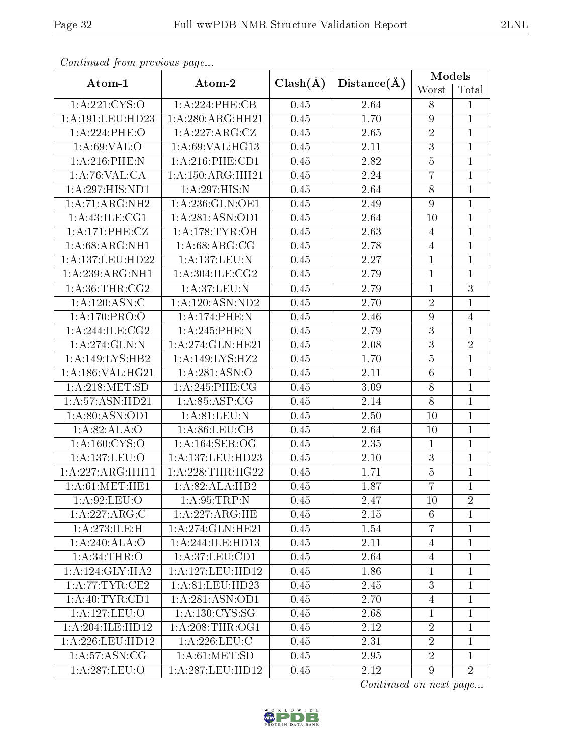*Continued from previous page...*

| Atom-1 | Atom-2 | Clash(Å) | Distance(Å) | Models | |
|---|---|---|---|---|---|
| | | | | Worst | Total |
| 1:A:221:CYS:O | 1:A:224:PHE:CB | 0.45 | 2.64 | 8 | 1 |
| 1:A:191:LEU:HD23 | 1:A:280:ARG:HH21 | 0.45 | 1.70 | 9 | 1 |
| 1:A:224:PHE:O | 1:A:227:ARG:CZ | 0.45 | 2.65 | 2 | 1 |
| 1:A:69:VAL:O | 1:A:69:VAL:HG13 | 0.45 | 2.11 | 3 | 1 |
| 1:A:216:PHE:N | 1:A:216:PHE:CD1 | 0.45 | 2.82 | 5 | 1 |
| 1:A:76:VAL:CA | 1:A:150:ARG:HH21 | 0.45 | 2.24 | 7 | 1 |
| 1:A:297:HIS:ND1 | 1:A:297:HIS:N | 0.45 | 2.64 | 8 | 1 |
| 1:A:71:ARG:NH2 | 1:A:236:GLN:OE1 | 0.45 | 2.49 | 9 | 1 |
| 1:A:43:ILE:CG1 | 1:A:281:ASN:OD1 | 0.45 | 2.64 | 10 | 1 |
| 1:A:171:PHE:CZ | 1:A:178:TYR:OH | 0.45 | 2.63 | 4 | 1 |
| 1:A:68:ARG:NH1 | 1:A:68:ARG:CG | 0.45 | 2.78 | 4 | 1 |
| 1:A:137:LEU:HD22 | 1:A:137:LEU:N | 0.45 | 2.27 | 1 | 1 |
| 1:A:239:ARG:NH1 | 1:A:304:ILE:CG2 | 0.45 | 2.79 | 1 | 1 |
| 1:A:36:THR:CG2 | 1:A:37:LEU:N | 0.45 | 2.79 | 1 | 3 |
| 1:A:120:ASN:C | 1:A:120:ASN:ND2 | 0.45 | 2.70 | 2 | 1 |
| 1:A:170:PRO:O | 1:A:174:PHE:N | 0.45 | 2.46 | 9 | 4 |
| 1:A:244:ILE:CG2 | 1:A:245:PHE:N | 0.45 | 2.79 | 3 | 1 |
| 1:A:274:GLN:N | 1:A:274:GLN:HE21 | 0.45 | 2.08 | 3 | 2 |
| 1:A:149:LYS:HB2 | 1:A:149:LYS:HZ2 | 0.45 | 1.70 | 5 | 1 |
| 1:A:186:VAL:HG21 | 1:A:281:ASN:O | 0.45 | 2.11 | 6 | 1 |
| 1:A:218:MET:SD | 1:A:245:PHE:CG | 0.45 | 3.09 | 8 | 1 |
| 1:A:57:ASN:HD21 | 1:A:85:ASP:CG | 0.45 | 2.14 | 8 | 1 |
| 1:A:80:ASN:OD1 | 1:A:81:LEU:N | 0.45 | 2.50 | 10 | 1 |
| 1:A:82:ALA:O | 1:A:86:LEU:CB | 0.45 | 2.64 | 10 | 1 |
| 1:A:160:CYS:O | 1:A:164:SER:OG | 0.45 | 2.35 | 1 | 1 |
| 1:A:137:LEU:O | 1:A:137:LEU:HD23 | 0.45 | 2.10 | 3 | 1 |
| 1:A:227:ARG:HH11 | 1:A:228:THR:HG22 | 0.45 | 1.71 | 5 | 1 |
| 1:A:61:MET:HE1 | 1:A:82:ALA:HB2 | 0.45 | 1.87 | 7 | 1 |
| 1:A:92:LEU:O | 1:A:95:TRP:N | 0.45 | 2.47 | 10 | 2 |
| 1:A:227:ARG:C | 1:A:227:ARG:HE | 0.45 | 2.15 | 6 | 1 |
| 1:A:273:ILE:H | 1:A:274:GLN:HE21 | 0.45 | 1.54 | 7 | 1 |
| 1:A:240:ALA:O | 1:A:244:ILE:HD13 | 0.45 | 2.11 | 4 | 1 |
| 1:A:34:THR:O | 1:A:37:LEU:CD1 | 0.45 | 2.64 | 4 | 1 |
| 1:A:124:GLY:HA2 | 1:A:127:LEU:HD12 | 0.45 | 1.86 | 1 | 1 |
| 1:A:77:TYR:CE2 | 1:A:81:LEU:HD23 | 0.45 | 2.45 | 3 | 1 |
| 1:A:40:TYR:CD1 | 1:A:281:ASN:OD1 | 0.45 | 2.70 | 4 | 1 |
| 1:A:127:LEU:O | 1:A:130:CYS:SG | 0.45 | 2.68 | 1 | 1 |
| 1:A:204:ILE:HD12 | 1:A:208:THR:OG1 | 0.45 | 2.12 | 2 | 1 |
| 1:A:226:LEU:HD12 | 1:A:226:LEU:C | 0.45 | 2.31 | 2 | 1 |
| 1:A:57:ASN:CG | 1:A:61:MET:SD | 0.45 | 2.95 | 2 | 1 |
| 1:A:287:LEU:O | 1:A:287:LEU:HD12 | 0.45 | 2.12 | 9 | 2 |

*Continued on next page...*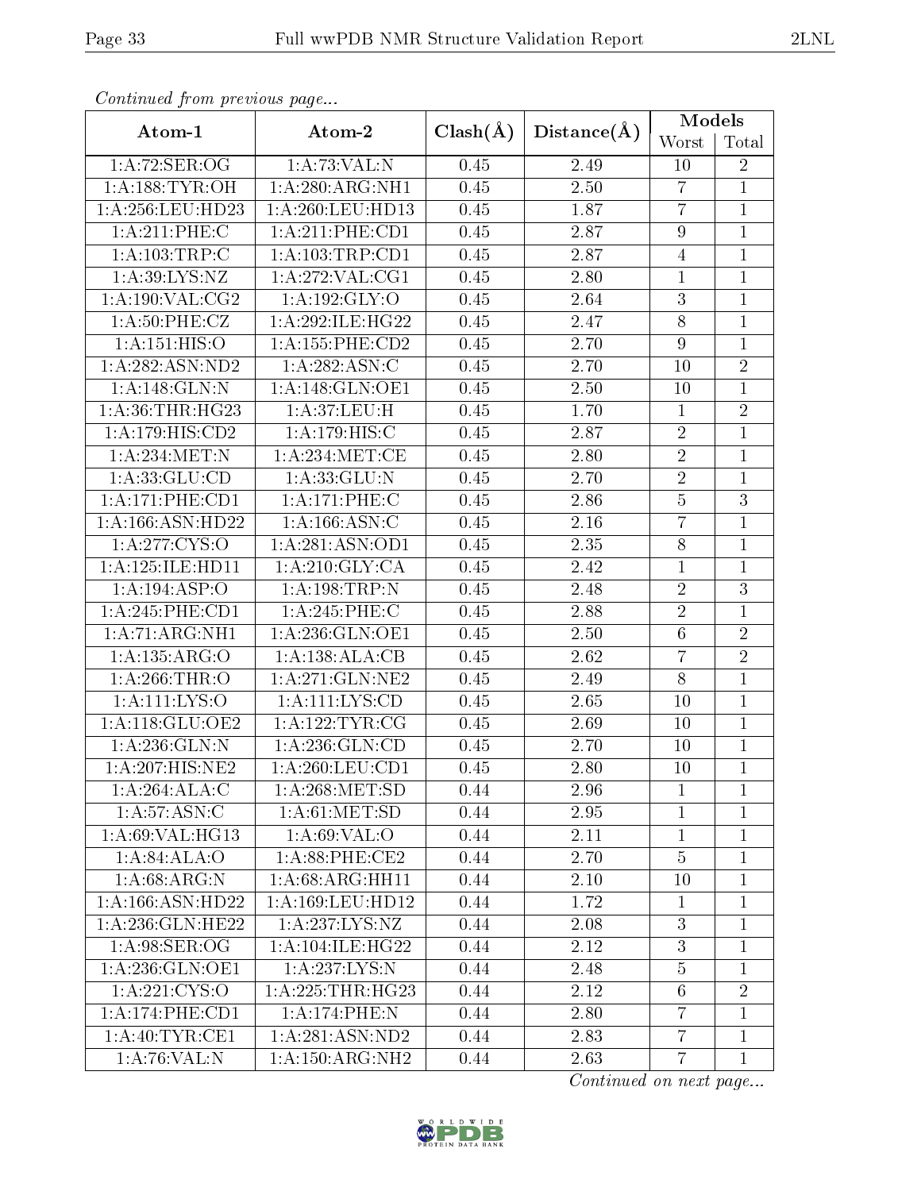*Continued from previous page...*

| Atom-1 | Atom-2 | Clash(Å) | Distance(Å) | Models | |
|---|---|---|---|---|---|
| | | | | Worst | Total |
| 1:A:72:SER:OG | 1:A:73:VAL:N | 0.45 | 2.49 | 10 | 2 |
| 1:A:188:TYR:OH | 1:A:280:ARG:NH1 | 0.45 | 2.50 | 7 | 1 |
| 1:A:256:LEU:HD23 | 1:A:260:LEU:HD13 | 0.45 | 1.87 | 7 | 1 |
| 1:A:211:PHE:C | 1:A:211:PHE:CD1 | 0.45 | 2.87 | 9 | 1 |
| 1:A:103:TRP:C | 1:A:103:TRP:CD1 | 0.45 | 2.87 | 4 | 1 |
| 1:A:39:LYS:NZ | 1:A:272:VAL:CG1 | 0.45 | 2.80 | 1 | 1 |
| 1:A:190:VAL:CG2 | 1:A:192:GLY:O | 0.45 | 2.64 | 3 | 1 |
| 1:A:50:PHE:CZ | 1:A:292:ILE:HG22 | 0.45 | 2.47 | 8 | 1 |
| 1:A:151:HIS:O | 1:A:155:PHE:CD2 | 0.45 | 2.70 | 9 | 1 |
| 1:A:282:ASN:ND2 | 1:A:282:ASN:C | 0.45 | 2.70 | 10 | 2 |
| 1:A:148:GLN:N | 1:A:148:GLN:OE1 | 0.45 | 2.50 | 10 | 1 |
| 1:A:36:THR:HG23 | 1:A:37:LEU:H | 0.45 | 1.70 | 1 | 2 |
| 1:A:179:HIS:CD2 | 1:A:179:HIS:C | 0.45 | 2.87 | 2 | 1 |
| 1:A:234:MET:N | 1:A:234:MET:CE | 0.45 | 2.80 | 2 | 1 |
| 1:A:33:GLU:CD | 1:A:33:GLU:N | 0.45 | 2.70 | 2 | 1 |
| 1:A:171:PHE:CD1 | 1:A:171:PHE:C | 0.45 | 2.86 | 5 | 3 |
| 1:A:166:ASN:HD22 | 1:A:166:ASN:C | 0.45 | 2.16 | 7 | 1 |
| 1:A:277:CYS:O | 1:A:281:ASN:OD1 | 0.45 | 2.35 | 8 | 1 |
| 1:A:125:ILE:HD11 | 1:A:210:GLY:CA | 0.45 | 2.42 | 1 | 1 |
| 1:A:194:ASP:O | 1:A:198:TRP:N | 0.45 | 2.48 | 2 | 3 |
| 1:A:245:PHE:CD1 | 1:A:245:PHE:C | 0.45 | 2.88 | 2 | 1 |
| 1:A:71:ARG:NH1 | 1:A:236:GLN:OE1 | 0.45 | 2.50 | 6 | 2 |
| 1:A:135:ARG:O | 1:A:138:ALA:CB | 0.45 | 2.62 | 7 | 2 |
| 1:A:266:THR:O | 1:A:271:GLN:NE2 | 0.45 | 2.49 | 8 | 1 |
| 1:A:111:LYS:O | 1:A:111:LYS:CD | 0.45 | 2.65 | 10 | 1 |
| 1:A:118:GLU:OE2 | 1:A:122:TYR:CG | 0.45 | 2.69 | 10 | 1 |
| 1:A:236:GLN:N | 1:A:236:GLN:CD | 0.45 | 2.70 | 10 | 1 |
| 1:A:207:HIS:NE2 | 1:A:260:LEU:CD1 | 0.45 | 2.80 | 10 | 1 |
| 1:A:264:ALA:C | 1:A:268:MET:SD | 0.44 | 2.96 | 1 | 1 |
| 1:A:57:ASN:C | 1:A:61:MET:SD | 0.44 | 2.95 | 1 | 1 |
| 1:A:69:VAL:HG13 | 1:A:69:VAL:O | 0.44 | 2.11 | 1 | 1 |
| 1:A:84:ALA:O | 1:A:88:PHE:CE2 | 0.44 | 2.70 | 5 | 1 |
| 1:A:68:ARG:N | 1:A:68:ARG:HH11 | 0.44 | 2.10 | 10 | 1 |
| 1:A:166:ASN:HD22 | 1:A:169:LEU:HD12 | 0.44 | 1.72 | 1 | 1 |
| 1:A:236:GLN:HE22 | 1:A:237:LYS:NZ | 0.44 | 2.08 | 3 | 1 |
| 1:A:98:SER:OG | 1:A:104:ILE:HG22 | 0.44 | 2.12 | 3 | 1 |
| 1:A:236:GLN:OE1 | 1:A:237:LYS:N | 0.44 | 2.48 | 5 | 1 |
| 1:A:221:CYS:O | 1:A:225:THR:HG23 | 0.44 | 2.12 | 6 | 2 |
| 1:A:174:PHE:CD1 | 1:A:174:PHE:N | 0.44 | 2.80 | 7 | 1 |
| 1:A:40:TYR:CE1 | 1:A:281:ASN:ND2 | 0.44 | 2.83 | 7 | 1 |
| 1:A:76:VAL:N | 1:A:150:ARG:NH2 | 0.44 | 2.63 | 7 | 1 |

*Continued on next page...*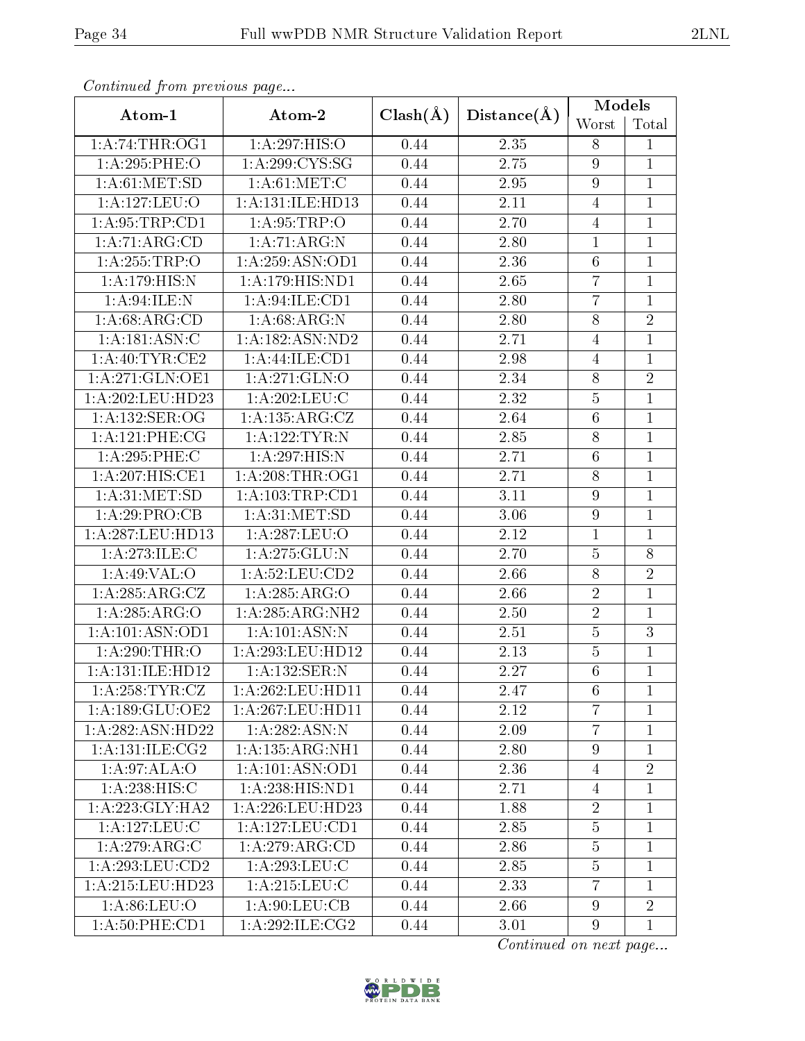*Continued from previous page...*

| Atom-1 | Atom-2 | Clash(Å) | Distance(Å) | Models | |
|---|---|---|---|---|---|
| | | | | Worst | Total |
| 1:A:74:THR:OG1 | 1:A:297:HIS:O | 0.44 | 2.35 | 8 | 1 |
| 1:A:295:PHE:O | 1:A:299:CYS:SG | 0.44 | 2.75 | 9 | 1 |
| 1:A:61:MET:SD | 1:A:61:MET:C | 0.44 | 2.95 | 9 | 1 |
| 1:A:127:LEU:O | 1:A:131:ILE:HD13 | 0.44 | 2.11 | 4 | 1 |
| 1:A:95:TRP:CD1 | 1:A:95:TRP:O | 0.44 | 2.70 | 4 | 1 |
| 1:A:71:ARG:CD | 1:A:71:ARG:N | 0.44 | 2.80 | 1 | 1 |
| 1:A:255:TRP:O | 1:A:259:ASN:OD1 | 0.44 | 2.36 | 6 | 1 |
| 1:A:179:HIS:N | 1:A:179:HIS:ND1 | 0.44 | 2.65 | 7 | 1 |
| 1:A:94:ILE:N | 1:A:94:ILE:CD1 | 0.44 | 2.80 | 7 | 1 |
| 1:A:68:ARG:CD | 1:A:68:ARG:N | 0.44 | 2.80 | 8 | 2 |
| 1:A:181:ASN:C | 1:A:182:ASN:ND2 | 0.44 | 2.71 | 4 | 1 |
| 1:A:40:TYR:CE2 | 1:A:44:ILE:CD1 | 0.44 | 2.98 | 4 | 1 |
| 1:A:271:GLN:OE1 | 1:A:271:GLN:O | 0.44 | 2.34 | 8 | 2 |
| 1:A:202:LEU:HD23 | 1:A:202:LEU:C | 0.44 | 2.32 | 5 | 1 |
| 1:A:132:SER:OG | 1:A:135:ARG:CZ | 0.44 | 2.64 | 6 | 1 |
| 1:A:121:PHE:CG | 1:A:122:TYR:N | 0.44 | 2.85 | 8 | 1 |
| 1:A:295:PHE:C | 1:A:297:HIS:N | 0.44 | 2.71 | 6 | 1 |
| 1:A:207:HIS:CE1 | 1:A:208:THR:OG1 | 0.44 | 2.71 | 8 | 1 |
| 1:A:31:MET:SD | 1:A:103:TRP:CD1 | 0.44 | 3.11 | 9 | 1 |
| 1:A:29:PRO:CB | 1:A:31:MET:SD | 0.44 | 3.06 | 9 | 1 |
| 1:A:287:LEU:HD13 | 1:A:287:LEU:O | 0.44 | 2.12 | 1 | 1 |
| 1:A:273:ILE:C | 1:A:275:GLU:N | 0.44 | 2.70 | 5 | 8 |
| 1:A:49:VAL:O | 1:A:52:LEU:CD2 | 0.44 | 2.66 | 8 | 2 |
| 1:A:285:ARG:CZ | 1:A:285:ARG:O | 0.44 | 2.66 | 2 | 1 |
| 1:A:285:ARG:O | 1:A:285:ARG:NH2 | 0.44 | 2.50 | 2 | 1 |
| 1:A:101:ASN:OD1 | 1:A:101:ASN:N | 0.44 | 2.51 | 5 | 3 |
| 1:A:290:THR:O | 1:A:293:LEU:HD12 | 0.44 | 2.13 | 5 | 1 |
| 1:A:131:ILE:HD12 | 1:A:132:SER:N | 0.44 | 2.27 | 6 | 1 |
| 1:A:258:TYR:CZ | 1:A:262:LEU:HD11 | 0.44 | 2.47 | 6 | 1 |
| 1:A:189:GLU:OE2 | 1:A:267:LEU:HD11 | 0.44 | 2.12 | 7 | 1 |
| 1:A:282:ASN:HD22 | 1:A:282:ASN:N | 0.44 | 2.09 | 7 | 1 |
| 1:A:131:ILE:CG2 | 1:A:135:ARG:NH1 | 0.44 | 2.80 | 9 | 1 |
| 1:A:97:ALA:O | 1:A:101:ASN:OD1 | 0.44 | 2.36 | 4 | 2 |
| 1:A:238:HIS:C | 1:A:238:HIS:ND1 | 0.44 | 2.71 | 4 | 1 |
| 1:A:223:GLY:HA2 | 1:A:226:LEU:HD23 | 0.44 | 1.88 | 2 | 1 |
| 1:A:127:LEU:C | 1:A:127:LEU:CD1 | 0.44 | 2.85 | 5 | 1 |
| 1:A:279:ARG:C | 1:A:279:ARG:CD | 0.44 | 2.86 | 5 | 1 |
| 1:A:293:LEU:CD2 | 1:A:293:LEU:C | 0.44 | 2.85 | 5 | 1 |
| 1:A:215:LEU:HD23 | 1:A:215:LEU:C | 0.44 | 2.33 | 7 | 1 |
| 1:A:86:LEU:O | 1:A:90:LEU:CB | 0.44 | 2.66 | 9 | 2 |
| 1:A:50:PHE:CD1 | 1:A:292:ILE:CG2 | 0.44 | 3.01 | 9 | 1 |

*Continued on next page...*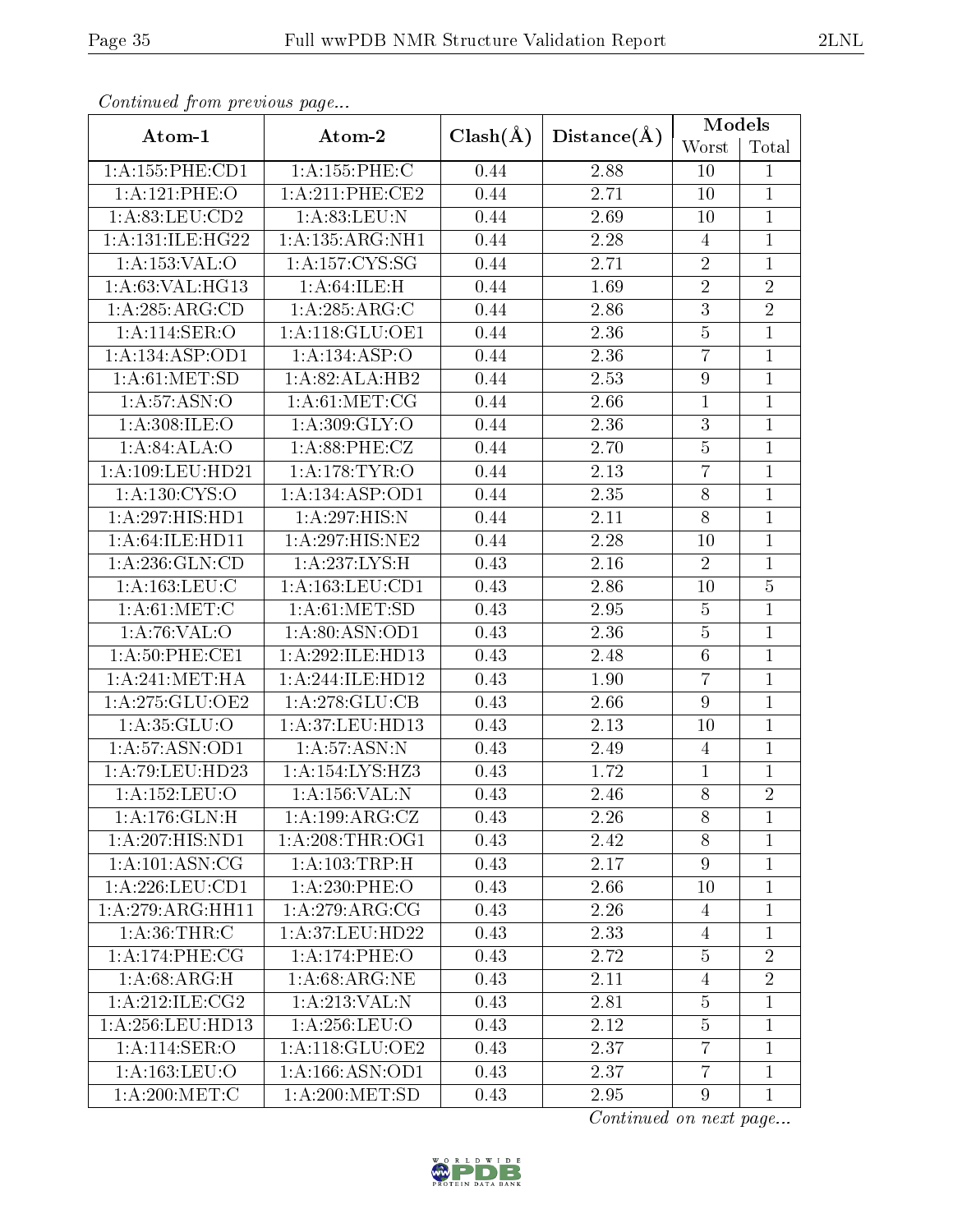*Continued from previous page...*

| Atom-1 | Atom-2 | Clash(Å) | Distance(Å) | Models | |
|---|---|---|---|---|---|
| | | | | Worst | Total |
| 1:A:155:PHE:CD1 | 1:A:155:PHE:C | 0.44 | 2.88 | 10 | 1 |
| 1:A:121:PHE:O | 1:A:211:PHE:CE2 | 0.44 | 2.71 | 10 | 1 |
| 1:A:83:LEU:CD2 | 1:A:83:LEU:N | 0.44 | 2.69 | 10 | 1 |
| 1:A:131:ILE:HG22 | 1:A:135:ARG:NH1 | 0.44 | 2.28 | 4 | 1 |
| 1:A:153:VAL:O | 1:A:157:CYS:SG | 0.44 | 2.71 | 2 | 1 |
| 1:A:63:VAL:HG13 | 1:A:64:ILE:H | 0.44 | 1.69 | 2 | 2 |
| 1:A:285:ARG:CD | 1:A:285:ARG:C | 0.44 | 2.86 | 3 | 2 |
| 1:A:114:SER:O | 1:A:118:GLU:OE1 | 0.44 | 2.36 | 5 | 1 |
| 1:A:134:ASP:OD1 | 1:A:134:ASP:O | 0.44 | 2.36 | 7 | 1 |
| 1:A:61:MET:SD | 1:A:82:ALA:HB2 | 0.44 | 2.53 | 9 | 1 |
| 1:A:57:ASN:O | 1:A:61:MET:CG | 0.44 | 2.66 | 1 | 1 |
| 1:A:308:ILE:O | 1:A:309:GLY:O | 0.44 | 2.36 | 3 | 1 |
| 1:A:84:ALA:O | 1:A:88:PHE:CZ | 0.44 | 2.70 | 5 | 1 |
| 1:A:109:LEU:HD21 | 1:A:178:TYR:O | 0.44 | 2.13 | 7 | 1 |
| 1:A:130:CYS:O | 1:A:134:ASP:OD1 | 0.44 | 2.35 | 8 | 1 |
| 1:A:297:HIS:HD1 | 1:A:297:HIS:N | 0.44 | 2.11 | 8 | 1 |
| 1:A:64:ILE:HD11 | 1:A:297:HIS:NE2 | 0.44 | 2.28 | 10 | 1 |
| 1:A:236:GLN:CD | 1:A:237:LYS:H | 0.43 | 2.16 | 2 | 1 |
| 1:A:163:LEU:C | 1:A:163:LEU:CD1 | 0.43 | 2.86 | 10 | 5 |
| 1:A:61:MET:C | 1:A:61:MET:SD | 0.43 | 2.95 | 5 | 1 |
| 1:A:76:VAL:O | 1:A:80:ASN:OD1 | 0.43 | 2.36 | 5 | 1 |
| 1:A:50:PHE:CE1 | 1:A:292:ILE:HD13 | 0.43 | 2.48 | 6 | 1 |
| 1:A:241:MET:HA | 1:A:244:ILE:HD12 | 0.43 | 1.90 | 7 | 1 |
| 1:A:275:GLU:OE2 | 1:A:278:GLU:CB | 0.43 | 2.66 | 9 | 1 |
| 1:A:35:GLU:O | 1:A:37:LEU:HD13 | 0.43 | 2.13 | 10 | 1 |
| 1:A:57:ASN:OD1 | 1:A:57:ASN:N | 0.43 | 2.49 | 4 | 1 |
| 1:A:79:LEU:HD23 | 1:A:154:LYS:HZ3 | 0.43 | 1.72 | 1 | 1 |
| 1:A:152:LEU:O | 1:A:156:VAL:N | 0.43 | 2.46 | 8 | 2 |
| 1:A:176:GLN:H | 1:A:199:ARG:CZ | 0.43 | 2.26 | 8 | 1 |
| 1:A:207:HIS:ND1 | 1:A:208:THR:OG1 | 0.43 | 2.42 | 8 | 1 |
| 1:A:101:ASN:CG | 1:A:103:TRP:H | 0.43 | 2.17 | 9 | 1 |
| 1:A:226:LEU:CD1 | 1:A:230:PHE:O | 0.43 | 2.66 | 10 | 1 |
| 1:A:279:ARG:HH11 | 1:A:279:ARG:CG | 0.43 | 2.26 | 4 | 1 |
| 1:A:36:THR:C | 1:A:37:LEU:HD22 | 0.43 | 2.33 | 4 | 1 |
| 1:A:174:PHE:CG | 1:A:174:PHE:O | 0.43 | 2.72 | 5 | 2 |
| 1:A:68:ARG:H | 1:A:68:ARG:NE | 0.43 | 2.11 | 4 | 2 |
| 1:A:212:ILE:CG2 | 1:A:213:VAL:N | 0.43 | 2.81 | 5 | 1 |
| 1:A:256:LEU:HD13 | 1:A:256:LEU:O | 0.43 | 2.12 | 5 | 1 |
| 1:A:114:SER:O | 1:A:118:GLU:OE2 | 0.43 | 2.37 | 7 | 1 |
| 1:A:163:LEU:O | 1:A:166:ASN:OD1 | 0.43 | 2.37 | 7 | 1 |
| 1:A:200:MET:C | 1:A:200:MET:SD | 0.43 | 2.95 | 9 | 1 |

*Continued on next page...*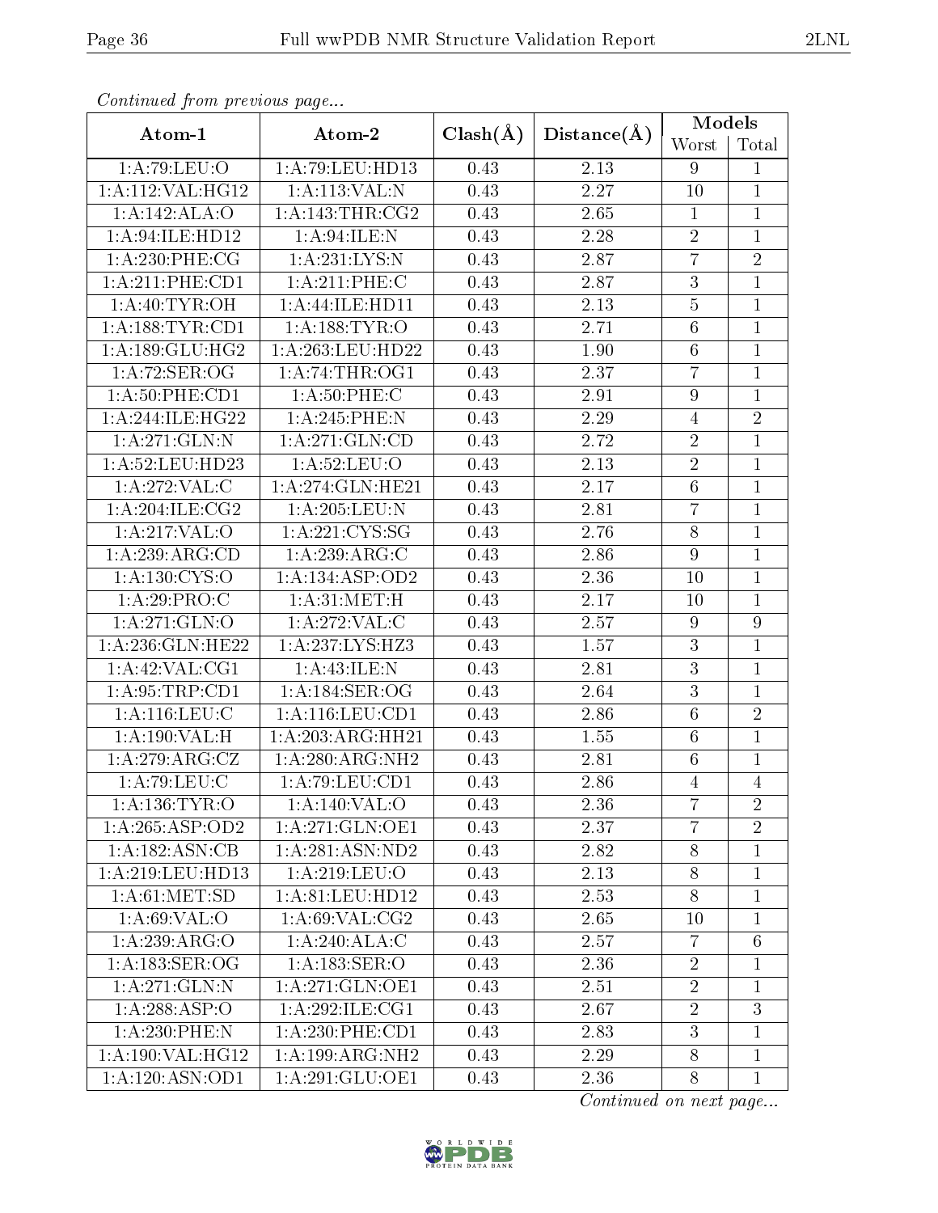*Continued from previous page...*

| Atom-1 | Atom-2 | Clash(Å) | Distance(Å) | Models | |
|---|---|---|---|---|---|
| | | | | Worst | Total |
| 1:A:79:LEU:O | 1:A:79:LEU:HD13 | 0.43 | 2.13 | 9 | 1 |
| 1:A:112:VAL:HG12 | 1:A:113:VAL:N | 0.43 | 2.27 | 10 | 1 |
| 1:A:142:ALA:O | 1:A:143:THR:CG2 | 0.43 | 2.65 | 1 | 1 |
| 1:A:94:ILE:HD12 | 1:A:94:ILE:N | 0.43 | 2.28 | 2 | 1 |
| 1:A:230:PHE:CG | 1:A:231:LYS:N | 0.43 | 2.87 | 7 | 2 |
| 1:A:211:PHE:CD1 | 1:A:211:PHE:C | 0.43 | 2.87 | 3 | 1 |
| 1:A:40:TYR:OH | 1:A:44:ILE:HD11 | 0.43 | 2.13 | 5 | 1 |
| 1:A:188:TYR:CD1 | 1:A:188:TYR:O | 0.43 | 2.71 | 6 | 1 |
| 1:A:189:GLU:HG2 | 1:A:263:LEU:HD22 | 0.43 | 1.90 | 6 | 1 |
| 1:A:72:SER:OG | 1:A:74:THR:OG1 | 0.43 | 2.37 | 7 | 1 |
| 1:A:50:PHE:CD1 | 1:A:50:PHE:C | 0.43 | 2.91 | 9 | 1 |
| 1:A:244:ILE:HG22 | 1:A:245:PHE:N | 0.43 | 2.29 | 4 | 2 |
| 1:A:271:GLN:N | 1:A:271:GLN:CD | 0.43 | 2.72 | 2 | 1 |
| 1:A:52:LEU:HD23 | 1:A:52:LEU:O | 0.43 | 2.13 | 2 | 1 |
| 1:A:272:VAL:C | 1:A:274:GLN:HE21 | 0.43 | 2.17 | 6 | 1 |
| 1:A:204:ILE:CG2 | 1:A:205:LEU:N | 0.43 | 2.81 | 7 | 1 |
| 1:A:217:VAL:O | 1:A:221:CYS:SG | 0.43 | 2.76 | 8 | 1 |
| 1:A:239:ARG:CD | 1:A:239:ARG:C | 0.43 | 2.86 | 9 | 1 |
| 1:A:130:CYS:O | 1:A:134:ASP:OD2 | 0.43 | 2.36 | 10 | 1 |
| 1:A:29:PRO:C | 1:A:31:MET:H | 0.43 | 2.17 | 10 | 1 |
| 1:A:271:GLN:O | 1:A:272:VAL:C | 0.43 | 2.57 | 9 | 9 |
| 1:A:236:GLN:HE22 | 1:A:237:LYS:HZ3 | 0.43 | 1.57 | 3 | 1 |
| 1:A:42:VAL:CG1 | 1:A:43:ILE:N | 0.43 | 2.81 | 3 | 1 |
| 1:A:95:TRP:CD1 | 1:A:184:SER:OG | 0.43 | 2.64 | 3 | 1 |
| 1:A:116:LEU:C | 1:A:116:LEU:CD1 | 0.43 | 2.86 | 6 | 2 |
| 1:A:190:VAL:H | 1:A:203:ARG:HH21 | 0.43 | 1.55 | 6 | 1 |
| 1:A:279:ARG:CZ | 1:A:280:ARG:NH2 | 0.43 | 2.81 | 6 | 1 |
| 1:A:79:LEU:C | 1:A:79:LEU:CD1 | 0.43 | 2.86 | 4 | 4 |
| 1:A:136:TYR:O | 1:A:140:VAL:O | 0.43 | 2.36 | 7 | 2 |
| 1:A:265:ASP:OD2 | 1:A:271:GLN:OE1 | 0.43 | 2.37 | 7 | 2 |
| 1:A:182:ASN:CB | 1:A:281:ASN:ND2 | 0.43 | 2.82 | 8 | 1 |
| 1:A:219:LEU:HD13 | 1:A:219:LEU:O | 0.43 | 2.13 | 8 | 1 |
| 1:A:61:MET:SD | 1:A:81:LEU:HD12 | 0.43 | 2.53 | 8 | 1 |
| 1:A:69:VAL:O | 1:A:69:VAL:CG2 | 0.43 | 2.65 | 10 | 1 |
| 1:A:239:ARG:O | 1:A:240:ALA:C | 0.43 | 2.57 | 7 | 6 |
| 1:A:183:SER:OG | 1:A:183:SER:O | 0.43 | 2.36 | 2 | 1 |
| 1:A:271:GLN:N | 1:A:271:GLN:OE1 | 0.43 | 2.51 | 2 | 1 |
| 1:A:288:ASP:O | 1:A:292:ILE:CG1 | 0.43 | 2.67 | 2 | 3 |
| 1:A:230:PHE:N | 1:A:230:PHE:CD1 | 0.43 | 2.83 | 3 | 1 |
| 1:A:190:VAL:HG12 | 1:A:199:ARG:NH2 | 0.43 | 2.29 | 8 | 1 |
| 1:A:120:ASN:OD1 | 1:A:291:GLU:OE1 | 0.43 | 2.36 | 8 | 1 |

*Continued on next page...*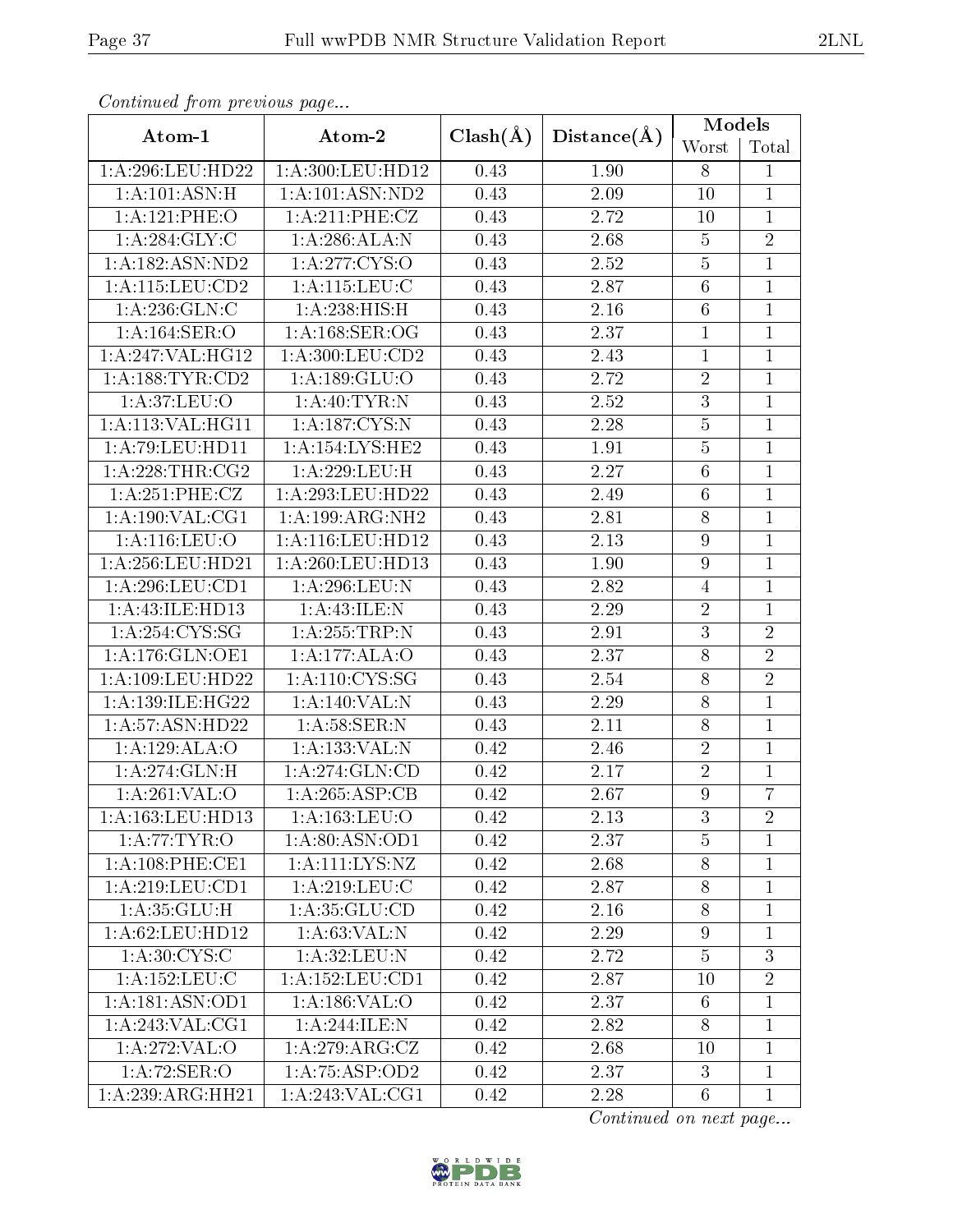*Continued from previous page...*

| Atom-1 | Atom-2 | Clash(Å) | Distance(Å) | Models | |
|---|---|---|---|---|---|
| | | | | Worst | Total |
| 1:A:296:LEU:HD22 | 1:A:300:LEU:HD12 | 0.43 | 1.90 | 8 | 1 |
| 1:A:101:ASN:H | 1:A:101:ASN:ND2 | 0.43 | 2.09 | 10 | 1 |
| 1:A:121:PHE:O | 1:A:211:PHE:CZ | 0.43 | 2.72 | 10 | 1 |
| 1:A:284:GLY:C | 1:A:286:ALA:N | 0.43 | 2.68 | 5 | 2 |
| 1:A:182:ASN:ND2 | 1:A:277:CYS:O | 0.43 | 2.52 | 5 | 1 |
| 1:A:115:LEU:CD2 | 1:A:115:LEU:C | 0.43 | 2.87 | 6 | 1 |
| 1:A:236:GLN:C | 1:A:238:HIS:H | 0.43 | 2.16 | 6 | 1 |
| 1:A:164:SER:O | 1:A:168:SER:OG | 0.43 | 2.37 | 1 | 1 |
| 1:A:247:VAL:HG12 | 1:A:300:LEU:CD2 | 0.43 | 2.43 | 1 | 1 |
| 1:A:188:TYR:CD2 | 1:A:189:GLU:O | 0.43 | 2.72 | 2 | 1 |
| 1:A:37:LEU:O | 1:A:40:TYR:N | 0.43 | 2.52 | 3 | 1 |
| 1:A:113:VAL:HG11 | 1:A:187:CYS:N | 0.43 | 2.28 | 5 | 1 |
| 1:A:79:LEU:HD11 | 1:A:154:LYS:HE2 | 0.43 | 1.91 | 5 | 1 |
| 1:A:228:THR:CG2 | 1:A:229:LEU:H | 0.43 | 2.27 | 6 | 1 |
| 1:A:251:PHE:CZ | 1:A:293:LEU:HD22 | 0.43 | 2.49 | 6 | 1 |
| 1:A:190:VAL:CG1 | 1:A:199:ARG:NH2 | 0.43 | 2.81 | 8 | 1 |
| 1:A:116:LEU:O | 1:A:116:LEU:HD12 | 0.43 | 2.13 | 9 | 1 |
| 1:A:256:LEU:HD21 | 1:A:260:LEU:HD13 | 0.43 | 1.90 | 9 | 1 |
| 1:A:296:LEU:CD1 | 1:A:296:LEU:N | 0.43 | 2.82 | 4 | 1 |
| 1:A:43:ILE:HD13 | 1:A:43:ILE:N | 0.43 | 2.29 | 2 | 1 |
| 1:A:254:CYS:SG | 1:A:255:TRP:N | 0.43 | 2.91 | 3 | 2 |
| 1:A:176:GLN:OE1 | 1:A:177:ALA:O | 0.43 | 2.37 | 8 | 2 |
| 1:A:109:LEU:HD22 | 1:A:110:CYS:SG | 0.43 | 2.54 | 8 | 2 |
| 1:A:139:ILE:HG22 | 1:A:140:VAL:N | 0.43 | 2.29 | 8 | 1 |
| 1:A:57:ASN:HD22 | 1:A:58:SER:N | 0.43 | 2.11 | 8 | 1 |
| 1:A:129:ALA:O | 1:A:133:VAL:N | 0.42 | 2.46 | 2 | 1 |
| 1:A:274:GLN:H | 1:A:274:GLN:CD | 0.42 | 2.17 | 2 | 1 |
| 1:A:261:VAL:O | 1:A:265:ASP:CB | 0.42 | 2.67 | 9 | 7 |
| 1:A:163:LEU:HD13 | 1:A:163:LEU:O | 0.42 | 2.13 | 3 | 2 |
| 1:A:77:TYR:O | 1:A:80:ASN:OD1 | 0.42 | 2.37 | 5 | 1 |
| 1:A:108:PHE:CE1 | 1:A:111:LYS:NZ | 0.42 | 2.68 | 8 | 1 |
| 1:A:219:LEU:CD1 | 1:A:219:LEU:C | 0.42 | 2.87 | 8 | 1 |
| 1:A:35:GLU:H | 1:A:35:GLU:CD | 0.42 | 2.16 | 8 | 1 |
| 1:A:62:LEU:HD12 | 1:A:63:VAL:N | 0.42 | 2.29 | 9 | 1 |
| 1:A:30:CYS:C | 1:A:32:LEU:N | 0.42 | 2.72 | 5 | 3 |
| 1:A:152:LEU:C | 1:A:152:LEU:CD1 | 0.42 | 2.87 | 10 | 2 |
| 1:A:181:ASN:OD1 | 1:A:186:VAL:O | 0.42 | 2.37 | 6 | 1 |
| 1:A:243:VAL:CG1 | 1:A:244:ILE:N | 0.42 | 2.82 | 8 | 1 |
| 1:A:272:VAL:O | 1:A:279:ARG:CZ | 0.42 | 2.68 | 10 | 1 |
| 1:A:72:SER:O | 1:A:75:ASP:OD2 | 0.42 | 2.37 | 3 | 1 |
| 1:A:239:ARG:HH21 | 1:A:243:VAL:CG1 | 0.42 | 2.28 | 6 | 1 |

*Continued on next page...*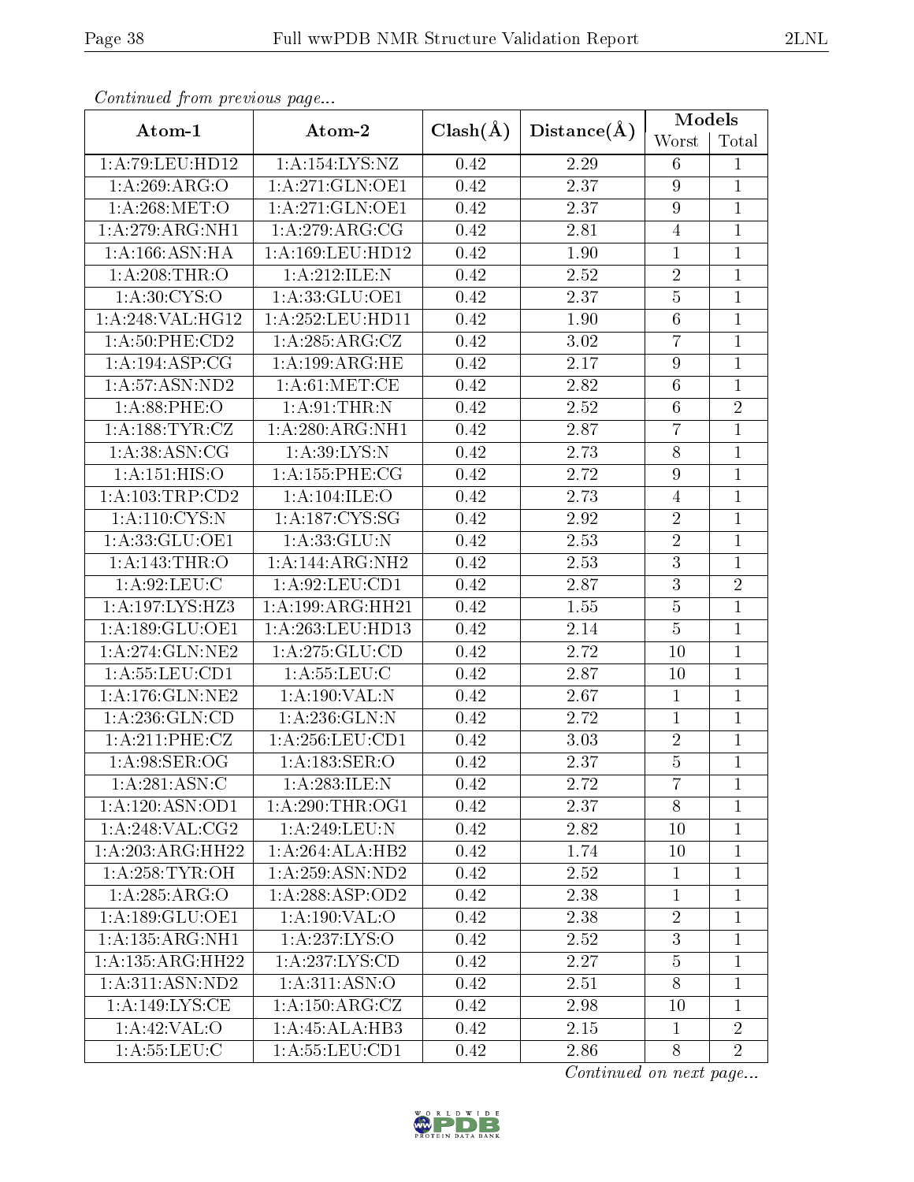*Continued from previous page...*

| Atom-1 | Atom-2 | Clash(Å) | Distance(Å) | Models | |
|---|---|---|---|---|---|
| | | | | Worst | Total |
| 1:A:79:LEU:HD12 | 1:A:154:LYS:NZ | 0.42 | 2.29 | 6 | 1 |
| 1:A:269:ARG:O | 1:A:271:GLN:OE1 | 0.42 | 2.37 | 9 | 1 |
| 1:A:268:MET:O | 1:A:271:GLN:OE1 | 0.42 | 2.37 | 9 | 1 |
| 1:A:279:ARG:NH1 | 1:A:279:ARG:CG | 0.42 | 2.81 | 4 | 1 |
| 1:A:166:ASN:HA | 1:A:169:LEU:HD12 | 0.42 | 1.90 | 1 | 1 |
| 1:A:208:THR:O | 1:A:212:ILE:N | 0.42 | 2.52 | 2 | 1 |
| 1:A:30:CYS:O | 1:A:33:GLU:OE1 | 0.42 | 2.37 | 5 | 1 |
| 1:A:248:VAL:HG12 | 1:A:252:LEU:HD11 | 0.42 | 1.90 | 6 | 1 |
| 1:A:50:PHE:CD2 | 1:A:285:ARG:CZ | 0.42 | 3.02 | 7 | 1 |
| 1:A:194:ASP:CG | 1:A:199:ARG:HE | 0.42 | 2.17 | 9 | 1 |
| 1:A:57:ASN:ND2 | 1:A:61:MET:CE | 0.42 | 2.82 | 6 | 1 |
| 1:A:88:PHE:O | 1:A:91:THR:N | 0.42 | 2.52 | 6 | 2 |
| 1:A:188:TYR:CZ | 1:A:280:ARG:NH1 | 0.42 | 2.87 | 7 | 1 |
| 1:A:38:ASN:CG | 1:A:39:LYS:N | 0.42 | 2.73 | 8 | 1 |
| 1:A:151:HIS:O | 1:A:155:PHE:CG | 0.42 | 2.72 | 9 | 1 |
| 1:A:103:TRP:CD2 | 1:A:104:ILE:O | 0.42 | 2.73 | 4 | 1 |
| 1:A:110:CYS:N | 1:A:187:CYS:SG | 0.42 | 2.92 | 2 | 1 |
| 1:A:33:GLU:OE1 | 1:A:33:GLU:N | 0.42 | 2.53 | 2 | 1 |
| 1:A:143:THR:O | 1:A:144:ARG:NH2 | 0.42 | 2.53 | 3 | 1 |
| 1:A:92:LEU:C | 1:A:92:LEU:CD1 | 0.42 | 2.87 | 3 | 2 |
| 1:A:197:LYS:HZ3 | 1:A:199:ARG:HH21 | 0.42 | 1.55 | 5 | 1 |
| 1:A:189:GLU:OE1 | 1:A:263:LEU:HD13 | 0.42 | 2.14 | 5 | 1 |
| 1:A:274:GLN:NE2 | 1:A:275:GLU:CD | 0.42 | 2.72 | 10 | 1 |
| 1:A:55:LEU:CD1 | 1:A:55:LEU:C | 0.42 | 2.87 | 10 | 1 |
| 1:A:176:GLN:NE2 | 1:A:190:VAL:N | 0.42 | 2.67 | 1 | 1 |
| 1:A:236:GLN:CD | 1:A:236:GLN:N | 0.42 | 2.72 | 1 | 1 |
| 1:A:211:PHE:CZ | 1:A:256:LEU:CD1 | 0.42 | 3.03 | 2 | 1 |
| 1:A:98:SER:OG | 1:A:183:SER:O | 0.42 | 2.37 | 5 | 1 |
| 1:A:281:ASN:C | 1:A:283:ILE:N | 0.42 | 2.72 | 7 | 1 |
| 1:A:120:ASN:OD1 | 1:A:290:THR:OG1 | 0.42 | 2.37 | 8 | 1 |
| 1:A:248:VAL:CG2 | 1:A:249:LEU:N | 0.42 | 2.82 | 10 | 1 |
| 1:A:203:ARG:HH22 | 1:A:264:ALA:HB2 | 0.42 | 1.74 | 10 | 1 |
| 1:A:258:TYR:OH | 1:A:259:ASN:ND2 | 0.42 | 2.52 | 1 | 1 |
| 1:A:285:ARG:O | 1:A:288:ASP:OD2 | 0.42 | 2.38 | 1 | 1 |
| 1:A:189:GLU:OE1 | 1:A:190:VAL:O | 0.42 | 2.38 | 2 | 1 |
| 1:A:135:ARG:NH1 | 1:A:237:LYS:O | 0.42 | 2.52 | 3 | 1 |
| 1:A:135:ARG:HH22 | 1:A:237:LYS:CD | 0.42 | 2.27 | 5 | 1 |
| 1:A:311:ASN:ND2 | 1:A:311:ASN:O | 0.42 | 2.51 | 8 | 1 |
| 1:A:149:LYS:CE | 1:A:150:ARG:CZ | 0.42 | 2.98 | 10 | 1 |
| 1:A:42:VAL:O | 1:A:45:ALA:HB3 | 0.42 | 2.15 | 1 | 2 |
| 1:A:55:LEU:C | 1:A:55:LEU:CD1 | 0.42 | 2.86 | 8 | 2 |

*Continued on next page...*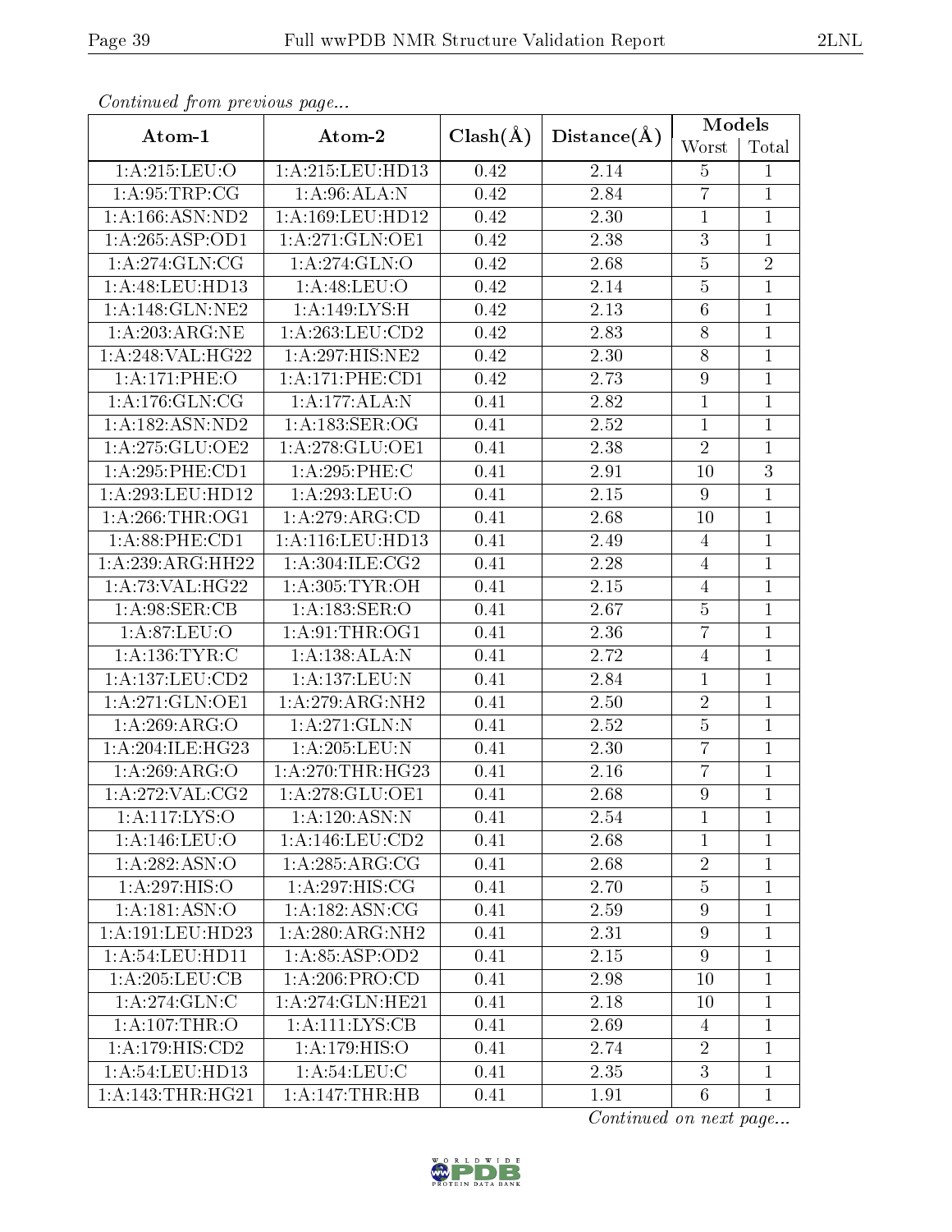*Continued from previous page...*

| Atom-1 | Atom-2 | Clash(Å) | Distance(Å) | Models | |
|---|---|---|---|---|---|
| | | | | Worst | Total |
| 1:A:215:LEU:O | 1:A:215:LEU:HD13 | 0.42 | 2.14 | 5 | 1 |
| 1:A:95:TRP:CG | 1:A:96:ALA:N | 0.42 | 2.84 | 7 | 1 |
| 1:A:166:ASN:ND2 | 1:A:169:LEU:HD12 | 0.42 | 2.30 | 1 | 1 |
| 1:A:265:ASP:OD1 | 1:A:271:GLN:OE1 | 0.42 | 2.38 | 3 | 1 |
| 1:A:274:GLN:CG | 1:A:274:GLN:O | 0.42 | 2.68 | 5 | 2 |
| 1:A:48:LEU:HD13 | 1:A:48:LEU:O | 0.42 | 2.14 | 5 | 1 |
| 1:A:148:GLN:NE2 | 1:A:149:LYS:H | 0.42 | 2.13 | 6 | 1 |
| 1:A:203:ARG:NE | 1:A:263:LEU:CD2 | 0.42 | 2.83 | 8 | 1 |
| 1:A:248:VAL:HG22 | 1:A:297:HIS:NE2 | 0.42 | 2.30 | 8 | 1 |
| 1:A:171:PHE:O | 1:A:171:PHE:CD1 | 0.42 | 2.73 | 9 | 1 |
| 1:A:176:GLN:CG | 1:A:177:ALA:N | 0.41 | 2.82 | 1 | 1 |
| 1:A:182:ASN:ND2 | 1:A:183:SER:OG | 0.41 | 2.52 | 1 | 1 |
| 1:A:275:GLU:OE2 | 1:A:278:GLU:OE1 | 0.41 | 2.38 | 2 | 1 |
| 1:A:295:PHE:CD1 | 1:A:295:PHE:C | 0.41 | 2.91 | 10 | 3 |
| 1:A:293:LEU:HD12 | 1:A:293:LEU:O | 0.41 | 2.15 | 9 | 1 |
| 1:A:266:THR:OG1 | 1:A:279:ARG:CD | 0.41 | 2.68 | 10 | 1 |
| 1:A:88:PHE:CD1 | 1:A:116:LEU:HD13 | 0.41 | 2.49 | 4 | 1 |
| 1:A:239:ARG:HH22 | 1:A:304:ILE:CG2 | 0.41 | 2.28 | 4 | 1 |
| 1:A:73:VAL:HG22 | 1:A:305:TYR:OH | 0.41 | 2.15 | 4 | 1 |
| 1:A:98:SER:CB | 1:A:183:SER:O | 0.41 | 2.67 | 5 | 1 |
| 1:A:87:LEU:O | 1:A:91:THR:OG1 | 0.41 | 2.36 | 7 | 1 |
| 1:A:136:TYR:C | 1:A:138:ALA:N | 0.41 | 2.72 | 4 | 1 |
| 1:A:137:LEU:CD2 | 1:A:137:LEU:N | 0.41 | 2.84 | 1 | 1 |
| 1:A:271:GLN:OE1 | 1:A:279:ARG:NH2 | 0.41 | 2.50 | 2 | 1 |
| 1:A:269:ARG:O | 1:A:271:GLN:N | 0.41 | 2.52 | 5 | 1 |
| 1:A:204:ILE:HG23 | 1:A:205:LEU:N | 0.41 | 2.30 | 7 | 1 |
| 1:A:269:ARG:O | 1:A:270:THR:HG23 | 0.41 | 2.16 | 7 | 1 |
| 1:A:272:VAL:CG2 | 1:A:278:GLU:OE1 | 0.41 | 2.68 | 9 | 1 |
| 1:A:117:LYS:O | 1:A:120:ASN:N | 0.41 | 2.54 | 1 | 1 |
| 1:A:146:LEU:O | 1:A:146:LEU:CD2 | 0.41 | 2.68 | 1 | 1 |
| 1:A:282:ASN:O | 1:A:285:ARG:CG | 0.41 | 2.68 | 2 | 1 |
| 1:A:297:HIS:O | 1:A:297:HIS:CG | 0.41 | 2.70 | 5 | 1 |
| 1:A:181:ASN:O | 1:A:182:ASN:CG | 0.41 | 2.59 | 9 | 1 |
| 1:A:191:LEU:HD23 | 1:A:280:ARG:NH2 | 0.41 | 2.31 | 9 | 1 |
| 1:A:54:LEU:HD11 | 1:A:85:ASP:OD2 | 0.41 | 2.15 | 9 | 1 |
| 1:A:205:LEU:CB | 1:A:206:PRO:CD | 0.41 | 2.98 | 10 | 1 |
| 1:A:274:GLN:C | 1:A:274:GLN:HE21 | 0.41 | 2.18 | 10 | 1 |
| 1:A:107:THR:O | 1:A:111:LYS:CB | 0.41 | 2.69 | 4 | 1 |
| 1:A:179:HIS:CD2 | 1:A:179:HIS:O | 0.41 | 2.74 | 2 | 1 |
| 1:A:54:LEU:HD13 | 1:A:54:LEU:C | 0.41 | 2.35 | 3 | 1 |
| 1:A:143:THR:HG21 | 1:A:147:THR:HB | 0.41 | 1.91 | 6 | 1 |

*Continued on next page...*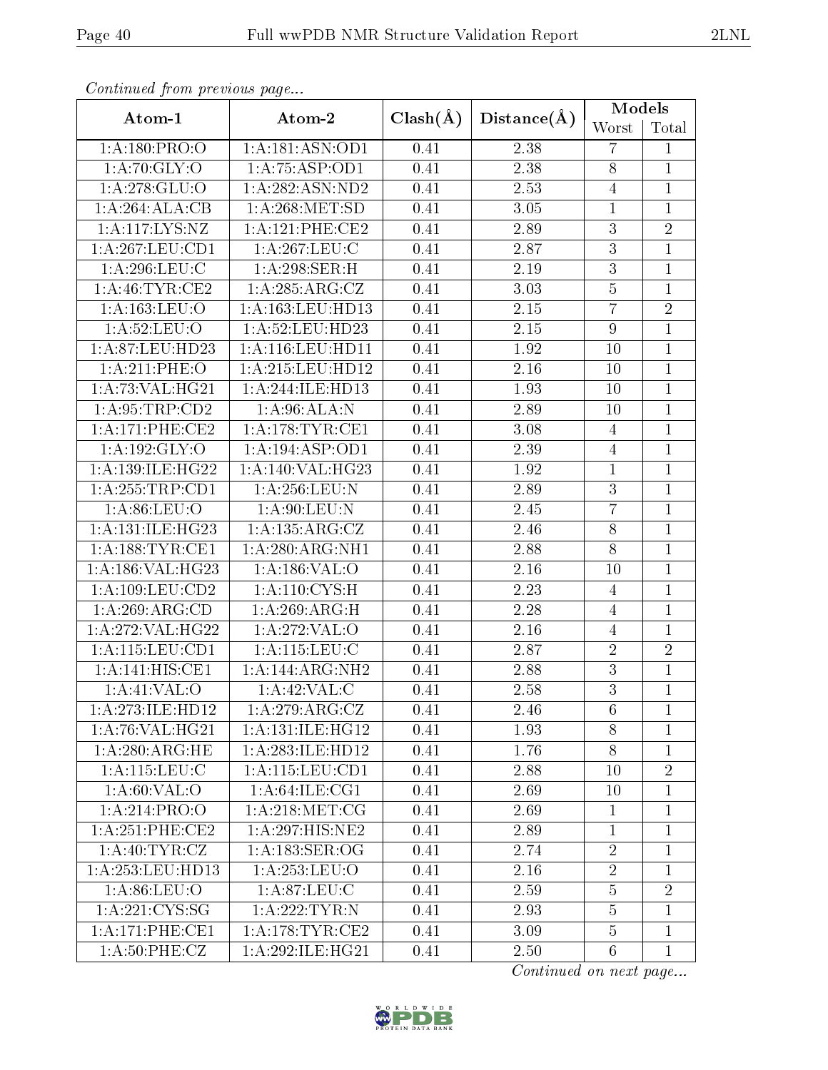*Continued from previous page...*

| Atom-1 | Atom-2 | Clash(Å) | Distance(Å) | Models | |
|---|---|---|---|---|---|
| | | | | Worst | Total |
| 1:A:180:PRO:O | 1:A:181:ASN:OD1 | 0.41 | 2.38 | 7 | 1 |
| 1:A:70:GLY:O | 1:A:75:ASP:OD1 | 0.41 | 2.38 | 8 | 1 |
| 1:A:278:GLU:O | 1:A:282:ASN:ND2 | 0.41 | 2.53 | 4 | 1 |
| 1:A:264:ALA:CB | 1:A:268:MET:SD | 0.41 | 3.05 | 1 | 1 |
| 1:A:117:LYS:NZ | 1:A:121:PHE:CE2 | 0.41 | 2.89 | 3 | 2 |
| 1:A:267:LEU:CD1 | 1:A:267:LEU:C | 0.41 | 2.87 | 3 | 1 |
| 1:A:296:LEU:C | 1:A:298:SER:H | 0.41 | 2.19 | 3 | 1 |
| 1:A:46:TYR:CE2 | 1:A:285:ARG:CZ | 0.41 | 3.03 | 5 | 1 |
| 1:A:163:LEU:O | 1:A:163:LEU:HD13 | 0.41 | 2.15 | 7 | 2 |
| 1:A:52:LEU:O | 1:A:52:LEU:HD23 | 0.41 | 2.15 | 9 | 1 |
| 1:A:87:LEU:HD23 | 1:A:116:LEU:HD11 | 0.41 | 1.92 | 10 | 1 |
| 1:A:211:PHE:O | 1:A:215:LEU:HD12 | 0.41 | 2.16 | 10 | 1 |
| 1:A:73:VAL:HG21 | 1:A:244:ILE:HD13 | 0.41 | 1.93 | 10 | 1 |
| 1:A:95:TRP:CD2 | 1:A:96:ALA:N | 0.41 | 2.89 | 10 | 1 |
| 1:A:171:PHE:CE2 | 1:A:178:TYR:CE1 | 0.41 | 3.08 | 4 | 1 |
| 1:A:192:GLY:O | 1:A:194:ASP:OD1 | 0.41 | 2.39 | 4 | 1 |
| 1:A:139:ILE:HG22 | 1:A:140:VAL:HG23 | 0.41 | 1.92 | 1 | 1 |
| 1:A:255:TRP:CD1 | 1:A:256:LEU:N | 0.41 | 2.89 | 3 | 1 |
| 1:A:86:LEU:O | 1:A:90:LEU:N | 0.41 | 2.45 | 7 | 1 |
| 1:A:131:ILE:HG23 | 1:A:135:ARG:CZ | 0.41 | 2.46 | 8 | 1 |
| 1:A:188:TYR:CE1 | 1:A:280:ARG:NH1 | 0.41 | 2.88 | 8 | 1 |
| 1:A:186:VAL:HG23 | 1:A:186:VAL:O | 0.41 | 2.16 | 10 | 1 |
| 1:A:109:LEU:CD2 | 1:A:110:CYS:H | 0.41 | 2.23 | 4 | 1 |
| 1:A:269:ARG:CD | 1:A:269:ARG:H | 0.41 | 2.28 | 4 | 1 |
| 1:A:272:VAL:HG22 | 1:A:272:VAL:O | 0.41 | 2.16 | 4 | 1 |
| 1:A:115:LEU:CD1 | 1:A:115:LEU:C | 0.41 | 2.87 | 2 | 2 |
| 1:A:141:HIS:CE1 | 1:A:144:ARG:NH2 | 0.41 | 2.88 | 3 | 1 |
| 1:A:41:VAL:O | 1:A:42:VAL:C | 0.41 | 2.58 | 3 | 1 |
| 1:A:273:ILE:HD12 | 1:A:279:ARG:CZ | 0.41 | 2.46 | 6 | 1 |
| 1:A:76:VAL:HG21 | 1:A:131:ILE:HG12 | 0.41 | 1.93 | 8 | 1 |
| 1:A:280:ARG:HE | 1:A:283:ILE:HD12 | 0.41 | 1.76 | 8 | 1 |
| 1:A:115:LEU:C | 1:A:115:LEU:CD1 | 0.41 | 2.88 | 10 | 2 |
| 1:A:60:VAL:O | 1:A:64:ILE:CG1 | 0.41 | 2.69 | 10 | 1 |
| 1:A:214:PRO:O | 1:A:218:MET:CG | 0.41 | 2.69 | 1 | 1 |
| 1:A:251:PHE:CE2 | 1:A:297:HIS:NE2 | 0.41 | 2.89 | 1 | 1 |
| 1:A:40:TYR:CZ | 1:A:183:SER:OG | 0.41 | 2.74 | 2 | 1 |
| 1:A:253:LEU:HD13 | 1:A:253:LEU:O | 0.41 | 2.16 | 2 | 1 |
| 1:A:86:LEU:O | 1:A:87:LEU:C | 0.41 | 2.59 | 5 | 2 |
| 1:A:221:CYS:SG | 1:A:222:TYR:N | 0.41 | 2.93 | 5 | 1 |
| 1:A:171:PHE:CE1 | 1:A:178:TYR:CE2 | 0.41 | 3.09 | 5 | 1 |
| 1:A:50:PHE:CZ | 1:A:292:ILE:HG21 | 0.41 | 2.50 | 6 | 1 |

*Continued on next page...*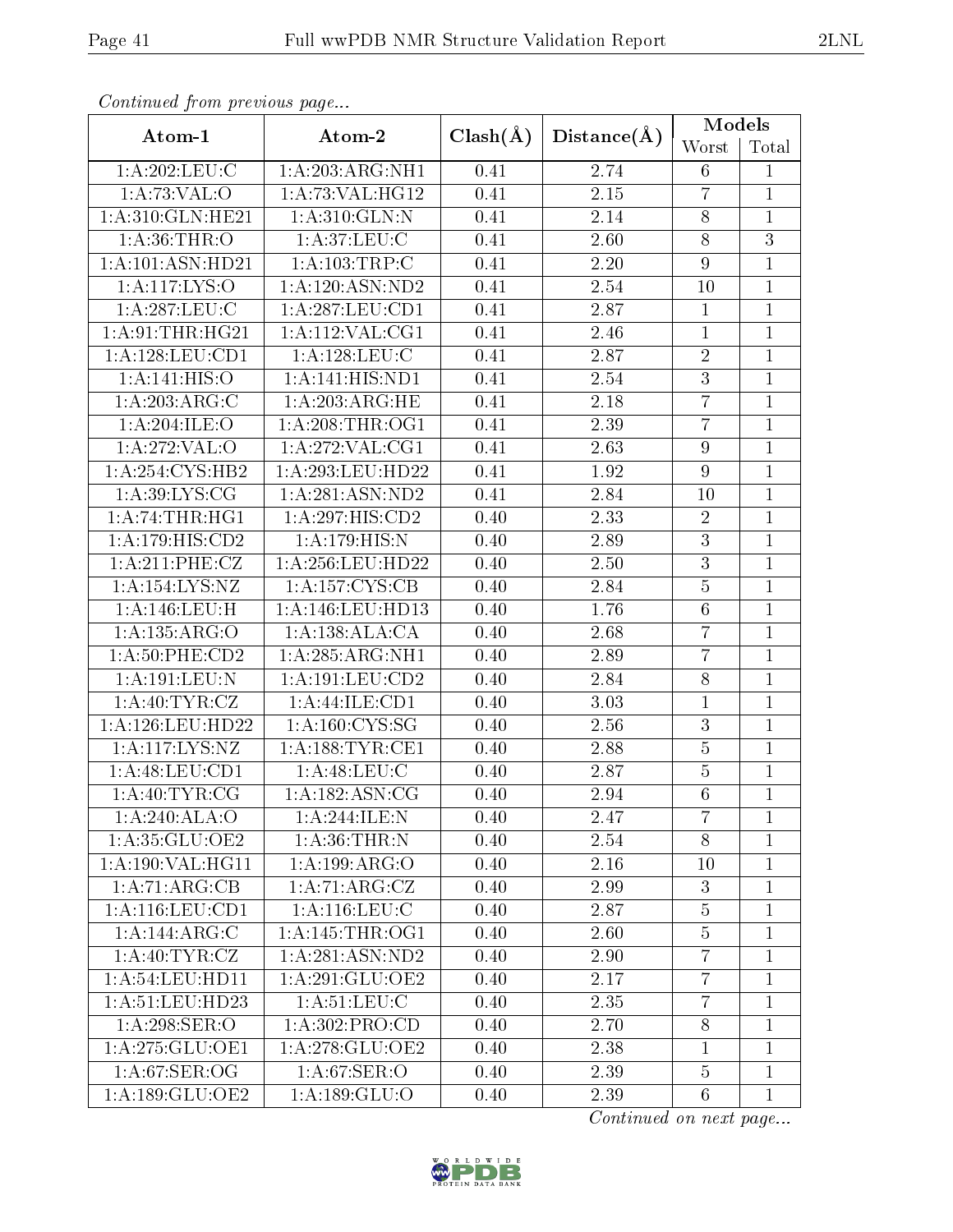*Continued from previous page...*

| Atom-1 | Atom-2 | Clash(Å) | Distance(Å) | Models | |
|---|---|---|---|---|---|
| | | | | Worst | Total |
| 1:A:202:LEU:C | 1:A:203:ARG:NH1 | 0.41 | 2.74 | 6 | 1 |
| 1:A:73:VAL:O | 1:A:73:VAL:HG12 | 0.41 | 2.15 | 7 | 1 |
| 1:A:310:GLN:HE21 | 1:A:310:GLN:N | 0.41 | 2.14 | 8 | 1 |
| 1:A:36:THR:O | 1:A:37:LEU:C | 0.41 | 2.60 | 8 | 3 |
| 1:A:101:ASN:HD21 | 1:A:103:TRP:C | 0.41 | 2.20 | 9 | 1 |
| 1:A:117:LYS:O | 1:A:120:ASN:ND2 | 0.41 | 2.54 | 10 | 1 |
| 1:A:287:LEU:C | 1:A:287:LEU:CD1 | 0.41 | 2.87 | 1 | 1 |
| 1:A:91:THR:HG21 | 1:A:112:VAL:CG1 | 0.41 | 2.46 | 1 | 1 |
| 1:A:128:LEU:CD1 | 1:A:128:LEU:C | 0.41 | 2.87 | 2 | 1 |
| 1:A:141:HIS:O | 1:A:141:HIS:ND1 | 0.41 | 2.54 | 3 | 1 |
| 1:A:203:ARG:C | 1:A:203:ARG:HE | 0.41 | 2.18 | 7 | 1 |
| 1:A:204:ILE:O | 1:A:208:THR:OG1 | 0.41 | 2.39 | 7 | 1 |
| 1:A:272:VAL:O | 1:A:272:VAL:CG1 | 0.41 | 2.63 | 9 | 1 |
| 1:A:254:CYS:HB2 | 1:A:293:LEU:HD22 | 0.41 | 1.92 | 9 | 1 |
| 1:A:39:LYS:CG | 1:A:281:ASN:ND2 | 0.41 | 2.84 | 10 | 1 |
| 1:A:74:THR:HG1 | 1:A:297:HIS:CD2 | 0.40 | 2.33 | 2 | 1 |
| 1:A:179:HIS:CD2 | 1:A:179:HIS:N | 0.40 | 2.89 | 3 | 1 |
| 1:A:211:PHE:CZ | 1:A:256:LEU:HD22 | 0.40 | 2.50 | 3 | 1 |
| 1:A:154:LYS:NZ | 1:A:157:CYS:CB | 0.40 | 2.84 | 5 | 1 |
| 1:A:146:LEU:H | 1:A:146:LEU:HD13 | 0.40 | 1.76 | 6 | 1 |
| 1:A:135:ARG:O | 1:A:138:ALA:CA | 0.40 | 2.68 | 7 | 1 |
| 1:A:50:PHE:CD2 | 1:A:285:ARG:NH1 | 0.40 | 2.89 | 7 | 1 |
| 1:A:191:LEU:N | 1:A:191:LEU:CD2 | 0.40 | 2.84 | 8 | 1 |
| 1:A:40:TYR:CZ | 1:A:44:ILE:CD1 | 0.40 | 3.03 | 1 | 1 |
| 1:A:126:LEU:HD22 | 1:A:160:CYS:SG | 0.40 | 2.56 | 3 | 1 |
| 1:A:117:LYS:NZ | 1:A:188:TYR:CE1 | 0.40 | 2.88 | 5 | 1 |
| 1:A:48:LEU:CD1 | 1:A:48:LEU:C | 0.40 | 2.87 | 5 | 1 |
| 1:A:40:TYR:CG | 1:A:182:ASN:CG | 0.40 | 2.94 | 6 | 1 |
| 1:A:240:ALA:O | 1:A:244:ILE:N | 0.40 | 2.47 | 7 | 1 |
| 1:A:35:GLU:OE2 | 1:A:36:THR:N | 0.40 | 2.54 | 8 | 1 |
| 1:A:190:VAL:HG11 | 1:A:199:ARG:O | 0.40 | 2.16 | 10 | 1 |
| 1:A:71:ARG:CB | 1:A:71:ARG:CZ | 0.40 | 2.99 | 3 | 1 |
| 1:A:116:LEU:CD1 | 1:A:116:LEU:C | 0.40 | 2.87 | 5 | 1 |
| 1:A:144:ARG:C | 1:A:145:THR:OG1 | 0.40 | 2.60 | 5 | 1 |
| 1:A:40:TYR:CZ | 1:A:281:ASN:ND2 | 0.40 | 2.90 | 7 | 1 |
| 1:A:54:LEU:HD11 | 1:A:291:GLU:OE2 | 0.40 | 2.17 | 7 | 1 |
| 1:A:51:LEU:HD23 | 1:A:51:LEU:C | 0.40 | 2.35 | 7 | 1 |
| 1:A:298:SER:O | 1:A:302:PRO:CD | 0.40 | 2.70 | 8 | 1 |
| 1:A:275:GLU:OE1 | 1:A:278:GLU:OE2 | 0.40 | 2.38 | 1 | 1 |
| 1:A:67:SER:OG | 1:A:67:SER:O | 0.40 | 2.39 | 5 | 1 |
| 1:A:189:GLU:OE2 | 1:A:189:GLU:O | 0.40 | 2.39 | 6 | 1 |

*Continued on next page...*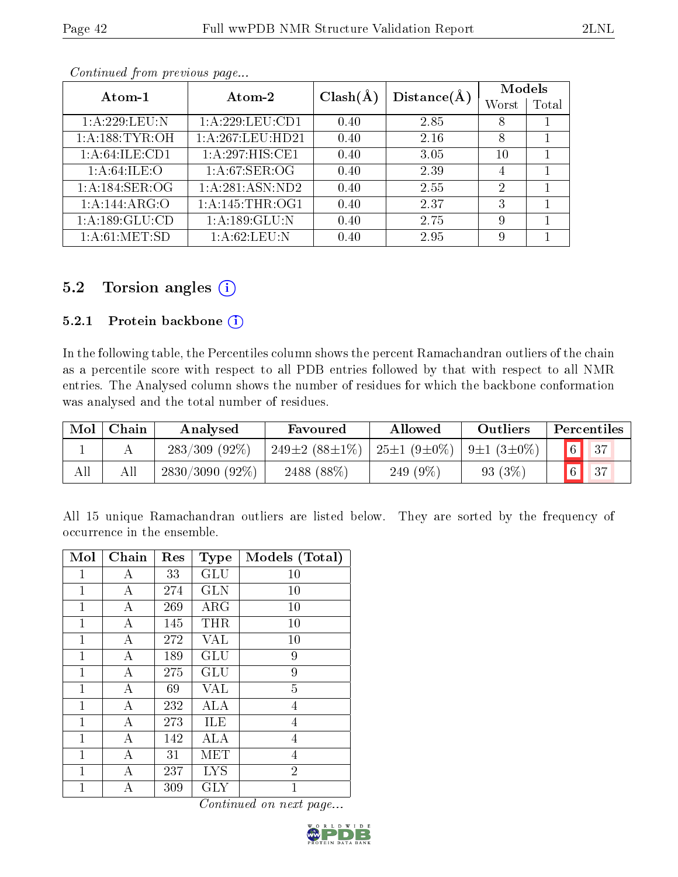*Continued from previous page...*

| Atom-1 | Atom-2 | Clash(Å) | Distance(Å) | Models | |
|---|---|---|---|---|---|
| | | | | Worst | Total |
| 1:A:229:LEU:N | 1:A:229:LEU:CD1 | 0.40 | 2.85 | 8 | 1 |
| 1:A:188:TYR:OH | 1:A:267:LEU:HD21 | 0.40 | 2.16 | 8 | 1 |
| 1:A:64:ILE:CD1 | 1:A:297:HIS:CE1 | 0.40 | 3.05 | 10 | 1 |
| 1:A:64:ILE:O | 1:A:67:SER:OG | 0.40 | 2.39 | 4 | 1 |
| 1:A:184:SER:OG | 1:A:281:ASN:ND2 | 0.40 | 2.55 | 2 | 1 |
| 1:A:144:ARG:O | 1:A:145:THR:OG1 | 0.40 | 2.37 | 3 | 1 |
| 1:A:189:GLU:CD | 1:A:189:GLU:N | 0.40 | 2.75 | 9 | 1 |
| 1:A:61:MET:SD | 1:A:62:LEU:N | 0.40 | 2.95 | 9 | 1 |

## 5.2 Torsion angles

### 5.2.1 Protein backbone

In the following table, the Percentiles column shows the percent Ramachandran outliers of the chain as a percentile score with respect to all PDB entries followed by that with respect to all NMR entries. The Analysed column shows the number of residues for which the backbone conformation was analysed and the total number of residues.

| Mol | Chain | Analysed | Favoured | Allowed | Outliers | Percentiles | |
|---|---|---|---|---|---|---|---|
| 1 | A | 283/309 (92%) | 249±2 (88±1%) | 25±1 (9±0%) | 9±1 (3±0%) | 6 | 37 |
| All | All | 2830/3090 (92%) | 2488 (88%) | 249 (9%) | 93 (3%) | 6 | 37 |

All 15 unique Ramachandran outliers are listed below. They are sorted by the frequency of occurrence in the ensemble.

| Mol | Chain | Res | Type | Models (Total) |
|---|---|---|---|---|
| 1 | A | 33 | GLU | 10 |
| 1 | A | 274 | GLN | 10 |
| 1 | A | 269 | ARG | 10 |
| 1 | A | 145 | THR | 10 |
| 1 | A | 272 | VAL | 10 |
| 1 | A | 189 | GLU | 9 |
| 1 | A | 275 | GLU | 9 |
| 1 | A | 69 | VAL | 5 |
| 1 | A | 232 | ALA | 4 |
| 1 | A | 273 | ILE | 4 |
| 1 | A | 142 | ALA | 4 |
| 1 | A | 31 | MET | 4 |
| 1 | A | 237 | LYS | 2 |
| 1 | A | 309 | GLY | 1 |

*Continued on next page...*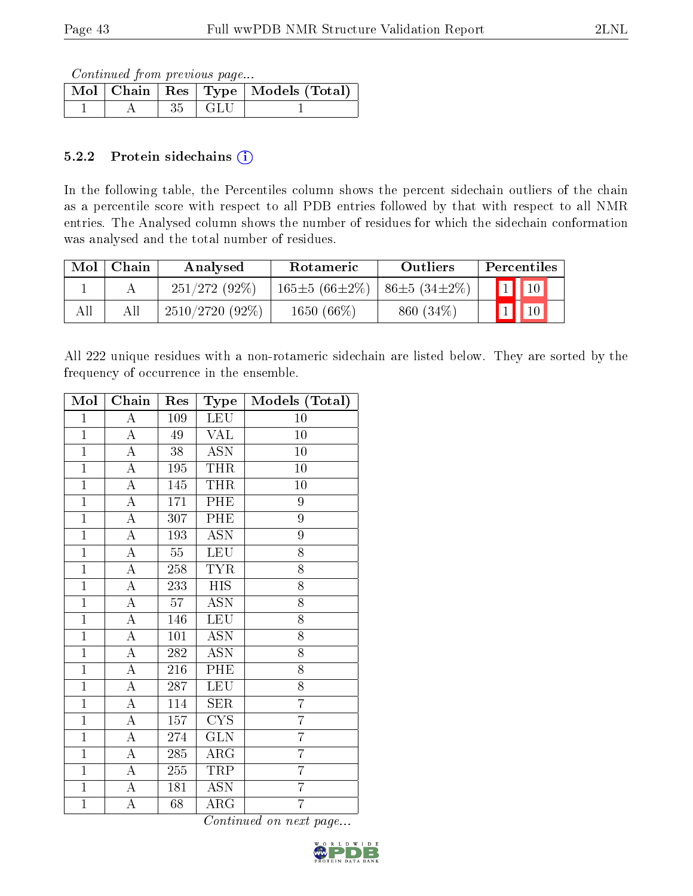*Continued from previous page...*

| Mol | Chain | Res | Type | Models (Total) |
|---|---|---|---|---|
| 1 | A | 35 | GLU | 1 |

### 5.2.2 Protein sidechains

In the following table, the Percentiles column shows the percent sidechain outliers of the chain as a percentile score with respect to all PDB entries followed by that with respect to all NMR entries. The Analysed column shows the number of residues for which the sidechain conformation was analysed and the total number of residues.

| Mol | Chain | Analysed | Rotameric | Outliers | Percentiles | |
|---|---|---|---|---|---|---|
| 1 | A | 251/272 (92%) | 165±5 (66±2%) | 86±5 (34±2%) | 1 | 10 |
| All | All | 2510/2720 (92%) | 1650 (66%) | 860 (34%) | 1 | 10 |

All 222 unique residues with a non-rotameric sidechain are listed below. They are sorted by the frequency of occurrence in the ensemble.

| Mol | Chain | Res | Type | Models (Total) |
|---|---|---|---|---|
| 1 | A | 109 | LEU | 10 |
| 1 | A | 49 | VAL | 10 |
| 1 | A | 38 | ASN | 10 |
| 1 | A | 195 | THR | 10 |
| 1 | A | 145 | THR | 10 |
| 1 | A | 171 | PHE | 9 |
| 1 | A | 307 | PHE | 9 |
| 1 | A | 193 | ASN | 9 |
| 1 | A | 55 | LEU | 8 |
| 1 | A | 258 | TYR | 8 |
| 1 | A | 233 | HIS | 8 |
| 1 | A | 57 | ASN | 8 |
| 1 | A | 146 | LEU | 8 |
| 1 | A | 101 | ASN | 8 |
| 1 | A | 282 | ASN | 8 |
| 1 | A | 216 | PHE | 8 |
| 1 | A | 287 | LEU | 8 |
| 1 | A | 114 | SER | 7 |
| 1 | A | 157 | CYS | 7 |
| 1 | A | 274 | GLN | 7 |
| 1 | A | 285 | ARG | 7 |
| 1 | A | 255 | TRP | 7 |
| 1 | A | 181 | ASN | 7 |
| 1 | A | 68 | ARG | 7 |

*Continued on next page...*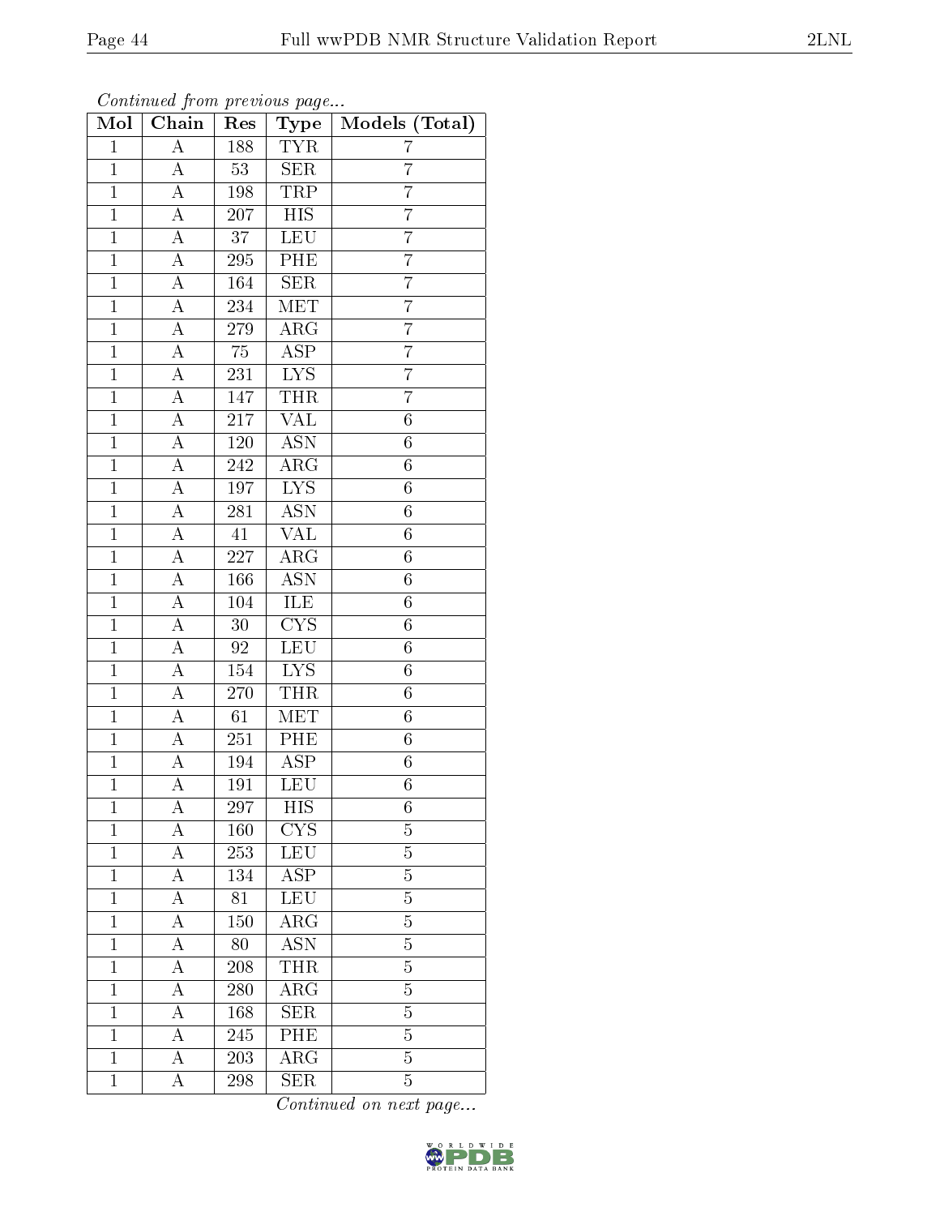*Continued from previous page...*

| Mol | Chain | Res | Type | Models (Total) |
| --- | --- | --- | --- | --- |
| 1 | A | 188 | TYR | 7 |
| 1 | A | 53 | SER | 7 |
| 1 | A | 198 | TRP | 7 |
| 1 | A | 207 | HIS | 7 |
| 1 | A | 37 | LEU | 7 |
| 1 | A | 295 | PHE | 7 |
| 1 | A | 164 | SER | 7 |
| 1 | A | 234 | MET | 7 |
| 1 | A | 279 | ARG | 7 |
| 1 | A | 75 | ASP | 7 |
| 1 | A | 231 | LYS | 7 |
| 1 | A | 147 | THR | 7 |
| 1 | A | 217 | VAL | 6 |
| 1 | A | 120 | ASN | 6 |
| 1 | A | 242 | ARG | 6 |
| 1 | A | 197 | LYS | 6 |
| 1 | A | 281 | ASN | 6 |
| 1 | A | 41 | VAL | 6 |
| 1 | A | 227 | ARG | 6 |
| 1 | A | 166 | ASN | 6 |
| 1 | A | 104 | ILE | 6 |
| 1 | A | 30 | CYS | 6 |
| 1 | A | 92 | LEU | 6 |
| 1 | A | 154 | LYS | 6 |
| 1 | A | 270 | THR | 6 |
| 1 | A | 61 | MET | 6 |
| 1 | A | 251 | PHE | 6 |
| 1 | A | 194 | ASP | 6 |
| 1 | A | 191 | LEU | 6 |
| 1 | A | 297 | HIS | 6 |
| 1 | A | 160 | CYS | 5 |
| 1 | A | 253 | LEU | 5 |
| 1 | A | 134 | ASP | 5 |
| 1 | A | 81 | LEU | 5 |
| 1 | A | 150 | ARG | 5 |
| 1 | A | 80 | ASN | 5 |
| 1 | A | 208 | THR | 5 |
| 1 | A | 280 | ARG | 5 |
| 1 | A | 168 | SER | 5 |
| 1 | A | 245 | PHE | 5 |
| 1 | A | 203 | ARG | 5 |
| 1 | A | 298 | SER | 5 |

*Continued on next page...*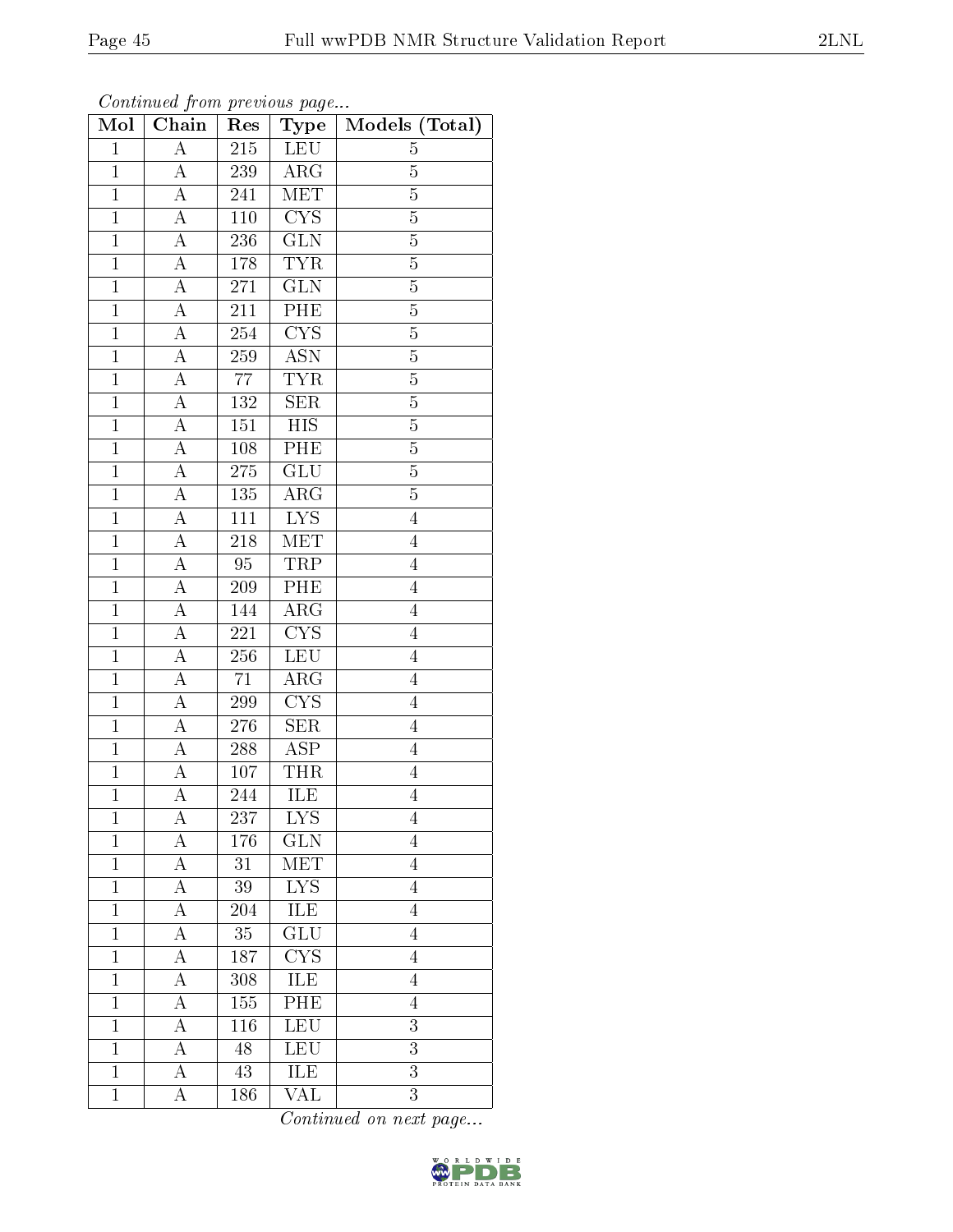*Continued from previous page...*

| Mol | Chain | Res | Type | Models (Total) |
|---|---|---|---|---|
| 1 | A | 215 | LEU | 5 |
| 1 | A | 239 | ARG | 5 |
| 1 | A | 241 | MET | 5 |
| 1 | A | 110 | CYS | 5 |
| 1 | A | 236 | GLN | 5 |
| 1 | A | 178 | TYR | 5 |
| 1 | A | 271 | GLN | 5 |
| 1 | A | 211 | PHE | 5 |
| 1 | A | 254 | CYS | 5 |
| 1 | A | 259 | ASN | 5 |
| 1 | A | 77 | TYR | 5 |
| 1 | A | 132 | SER | 5 |
| 1 | A | 151 | HIS | 5 |
| 1 | A | 108 | PHE | 5 |
| 1 | A | 275 | GLU | 5 |
| 1 | A | 135 | ARG | 5 |
| 1 | A | 111 | LYS | 4 |
| 1 | A | 218 | MET | 4 |
| 1 | A | 95 | TRP | 4 |
| 1 | A | 209 | PHE | 4 |
| 1 | A | 144 | ARG | 4 |
| 1 | A | 221 | CYS | 4 |
| 1 | A | 256 | LEU | 4 |
| 1 | A | 71 | ARG | 4 |
| 1 | A | 299 | CYS | 4 |
| 1 | A | 276 | SER | 4 |
| 1 | A | 288 | ASP | 4 |
| 1 | A | 107 | THR | 4 |
| 1 | A | 244 | ILE | 4 |
| 1 | A | 237 | LYS | 4 |
| 1 | A | 176 | GLN | 4 |
| 1 | A | 31 | MET | 4 |
| 1 | A | 39 | LYS | 4 |
| 1 | A | 204 | ILE | 4 |
| 1 | A | 35 | GLU | 4 |
| 1 | A | 187 | CYS | 4 |
| 1 | A | 308 | ILE | 4 |
| 1 | A | 155 | PHE | 4 |
| 1 | A | 116 | LEU | 3 |
| 1 | A | 48 | LEU | 3 |
| 1 | A | 43 | ILE | 3 |
| 1 | A | 186 | VAL | 3 |

*Continued on next page...*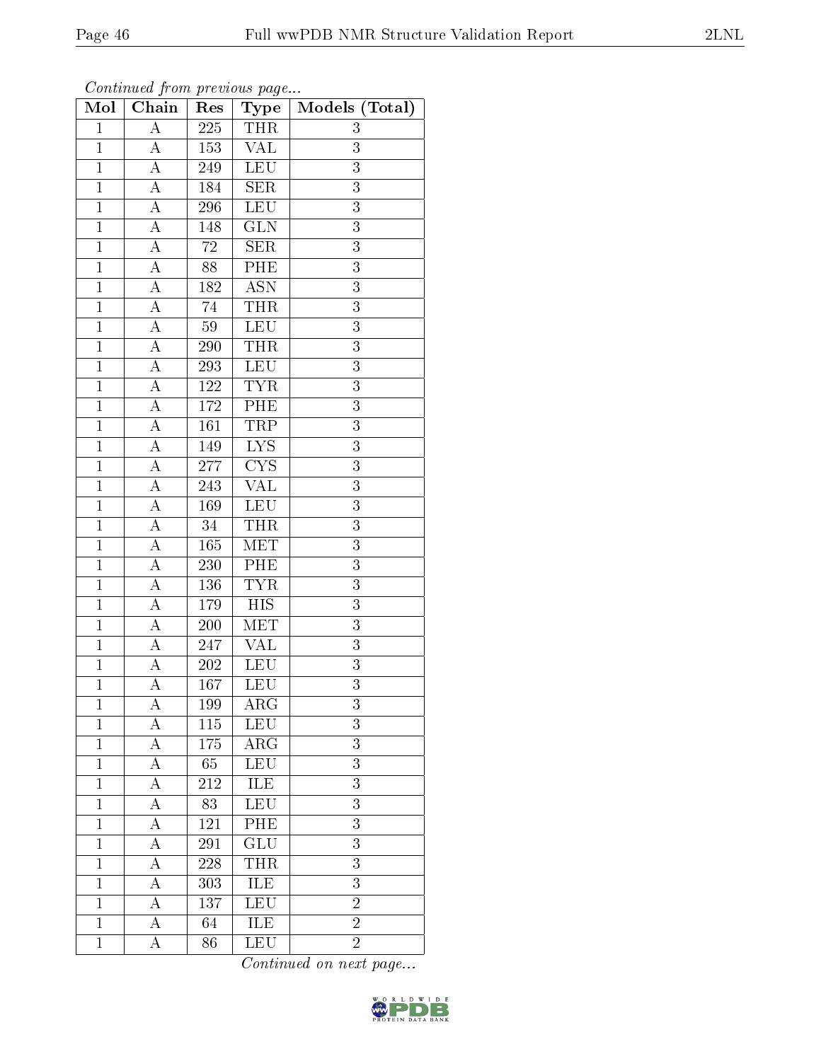*Continued from previous page...*

| Mol | Chain | Res | Type | Models (Total) |
|---|---|---|---|---|
| 1 | A | 225 | THR | 3 |
| 1 | A | 153 | VAL | 3 |
| 1 | A | 249 | LEU | 3 |
| 1 | A | 184 | SER | 3 |
| 1 | A | 296 | LEU | 3 |
| 1 | A | 148 | GLN | 3 |
| 1 | A | 72 | SER | 3 |
| 1 | A | 88 | PHE | 3 |
| 1 | A | 182 | ASN | 3 |
| 1 | A | 74 | THR | 3 |
| 1 | A | 59 | LEU | 3 |
| 1 | A | 290 | THR | 3 |
| 1 | A | 293 | LEU | 3 |
| 1 | A | 122 | TYR | 3 |
| 1 | A | 172 | PHE | 3 |
| 1 | A | 161 | TRP | 3 |
| 1 | A | 149 | LYS | 3 |
| 1 | A | 277 | CYS | 3 |
| 1 | A | 243 | VAL | 3 |
| 1 | A | 169 | LEU | 3 |
| 1 | A | 34 | THR | 3 |
| 1 | A | 165 | MET | 3 |
| 1 | A | 230 | PHE | 3 |
| 1 | A | 136 | TYR | 3 |
| 1 | A | 179 | HIS | 3 |
| 1 | A | 200 | MET | 3 |
| 1 | A | 247 | VAL | 3 |
| 1 | A | 202 | LEU | 3 |
| 1 | A | 167 | LEU | 3 |
| 1 | A | 199 | ARG | 3 |
| 1 | A | 115 | LEU | 3 |
| 1 | A | 175 | ARG | 3 |
| 1 | A | 65 | LEU | 3 |
| 1 | A | 212 | ILE | 3 |
| 1 | A | 83 | LEU | 3 |
| 1 | A | 121 | PHE | 3 |
| 1 | A | 291 | GLU | 3 |
| 1 | A | 228 | THR | 3 |
| 1 | A | 303 | ILE | 3 |
| 1 | A | 137 | LEU | 2 |
| 1 | A | 64 | ILE | 2 |
| 1 | A | 86 | LEU | 2 |

*Continued on next page...*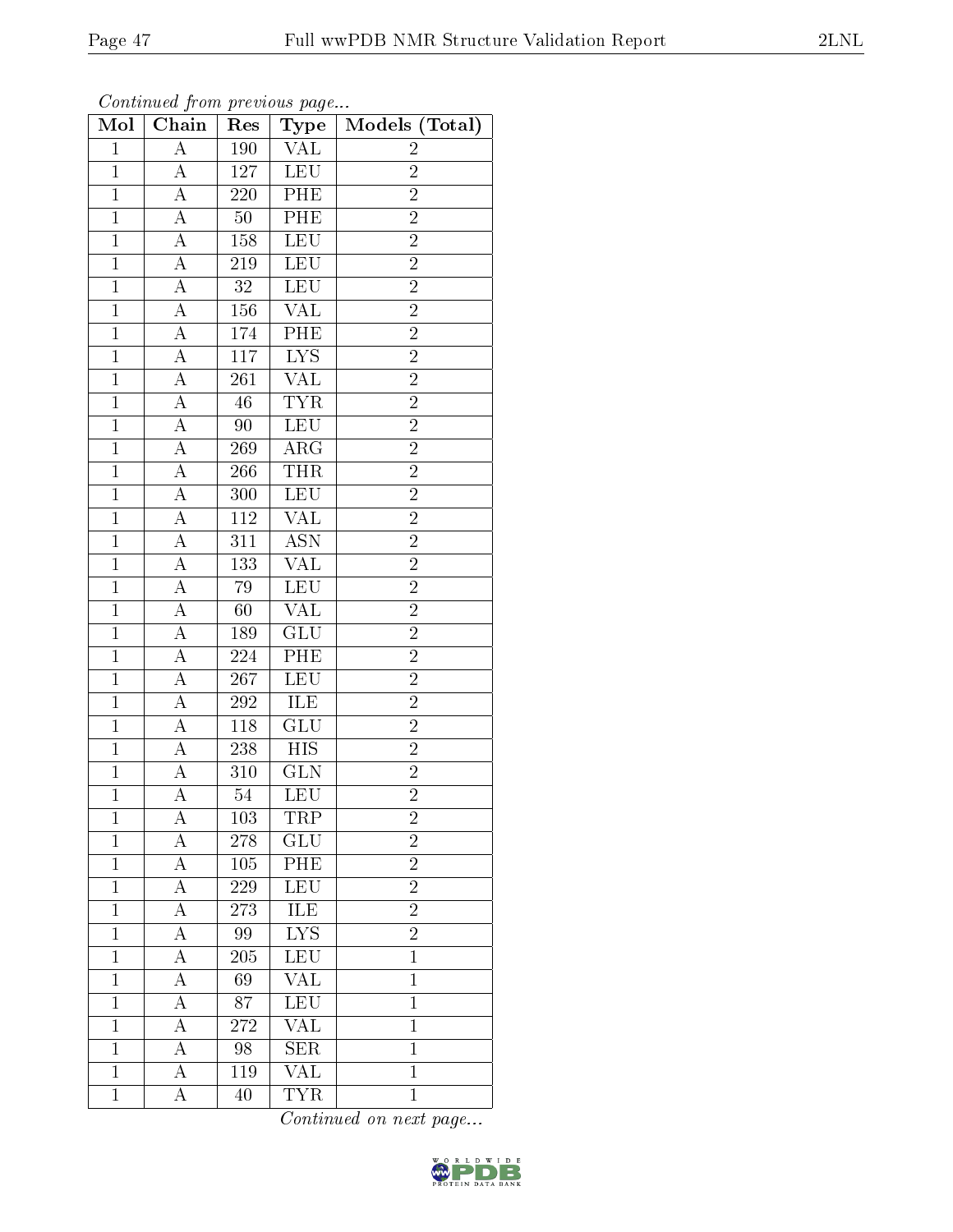*Continued from previous page...*

| Mol | Chain | Res | Type | Models (Total) |
|---|---|---|---|---|
| 1 | A | 190 | VAL | 2 |
| 1 | A | 127 | LEU | 2 |
| 1 | A | 220 | PHE | 2 |
| 1 | A | 50 | PHE | 2 |
| 1 | A | 158 | LEU | 2 |
| 1 | A | 219 | LEU | 2 |
| 1 | A | 32 | LEU | 2 |
| 1 | A | 156 | VAL | 2 |
| 1 | A | 174 | PHE | 2 |
| 1 | A | 117 | LYS | 2 |
| 1 | A | 261 | VAL | 2 |
| 1 | A | 46 | TYR | 2 |
| 1 | A | 90 | LEU | 2 |
| 1 | A | 269 | ARG | 2 |
| 1 | A | 266 | THR | 2 |
| 1 | A | 300 | LEU | 2 |
| 1 | A | 112 | VAL | 2 |
| 1 | A | 311 | ASN | 2 |
| 1 | A | 133 | VAL | 2 |
| 1 | A | 79 | LEU | 2 |
| 1 | A | 60 | VAL | 2 |
| 1 | A | 189 | GLU | 2 |
| 1 | A | 224 | PHE | 2 |
| 1 | A | 267 | LEU | 2 |
| 1 | A | 292 | ILE | 2 |
| 1 | A | 118 | GLU | 2 |
| 1 | A | 238 | HIS | 2 |
| 1 | A | 310 | GLN | 2 |
| 1 | A | 54 | LEU | 2 |
| 1 | A | 103 | TRP | 2 |
| 1 | A | 278 | GLU | 2 |
| 1 | A | 105 | PHE | 2 |
| 1 | A | 229 | LEU | 2 |
| 1 | A | 273 | ILE | 2 |
| 1 | A | 99 | LYS | 2 |
| 1 | A | 205 | LEU | 1 |
| 1 | A | 69 | VAL | 1 |
| 1 | A | 87 | LEU | 1 |
| 1 | A | 272 | VAL | 1 |
| 1 | A | 98 | SER | 1 |
| 1 | A | 119 | VAL | 1 |
| 1 | A | 40 | TYR | 1 |

*Continued on next page...*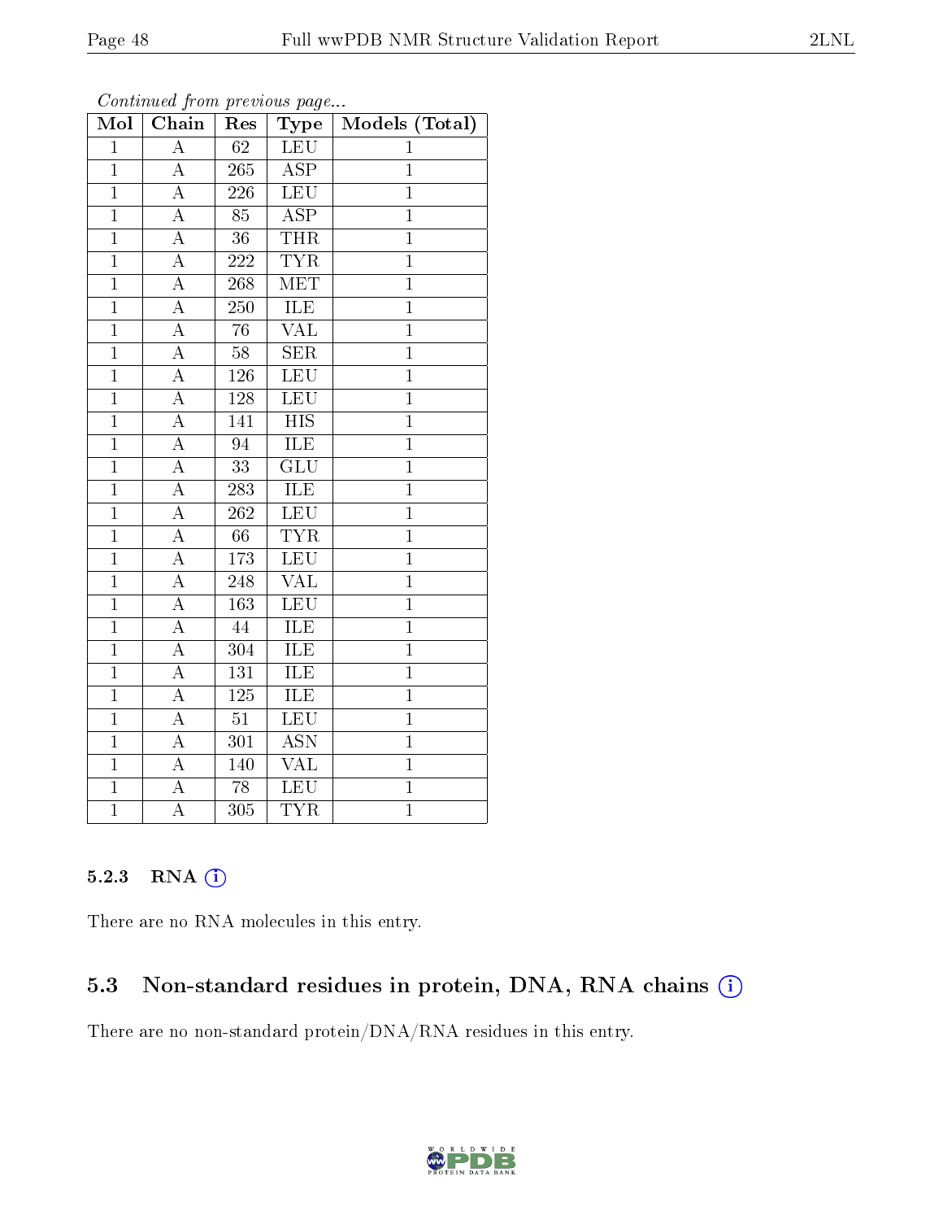*Continued from previous page...*

| Mol | Chain | Res | Type | Models (Total) |
|---|---|---|---|---|
| 1 | A | 62 | LEU | 1 |
| 1 | A | 265 | ASP | 1 |
| 1 | A | 226 | LEU | 1 |
| 1 | A | 85 | ASP | 1 |
| 1 | A | 36 | THR | 1 |
| 1 | A | 222 | TYR | 1 |
| 1 | A | 268 | MET | 1 |
| 1 | A | 250 | ILE | 1 |
| 1 | A | 76 | VAL | 1 |
| 1 | A | 58 | SER | 1 |
| 1 | A | 126 | LEU | 1 |
| 1 | A | 128 | LEU | 1 |
| 1 | A | 141 | HIS | 1 |
| 1 | A | 94 | ILE | 1 |
| 1 | A | 33 | GLU | 1 |
| 1 | A | 283 | ILE | 1 |
| 1 | A | 262 | LEU | 1 |
| 1 | A | 66 | TYR | 1 |
| 1 | A | 173 | LEU | 1 |
| 1 | A | 248 | VAL | 1 |
| 1 | A | 163 | LEU | 1 |
| 1 | A | 44 | ILE | 1 |
| 1 | A | 304 | ILE | 1 |
| 1 | A | 131 | ILE | 1 |
| 1 | A | 125 | ILE | 1 |
| 1 | A | 51 | LEU | 1 |
| 1 | A | 301 | ASN | 1 |
| 1 | A | 140 | VAL | 1 |
| 1 | A | 78 | LEU | 1 |
| 1 | A | 305 | TYR | 1 |

#### 5.2.3 RNA

There are no RNA molecules in this entry.

### 5.3 Non-standard residues in protein, DNA, RNA chains

There are no non-standard protein/DNA/RNA residues in this entry.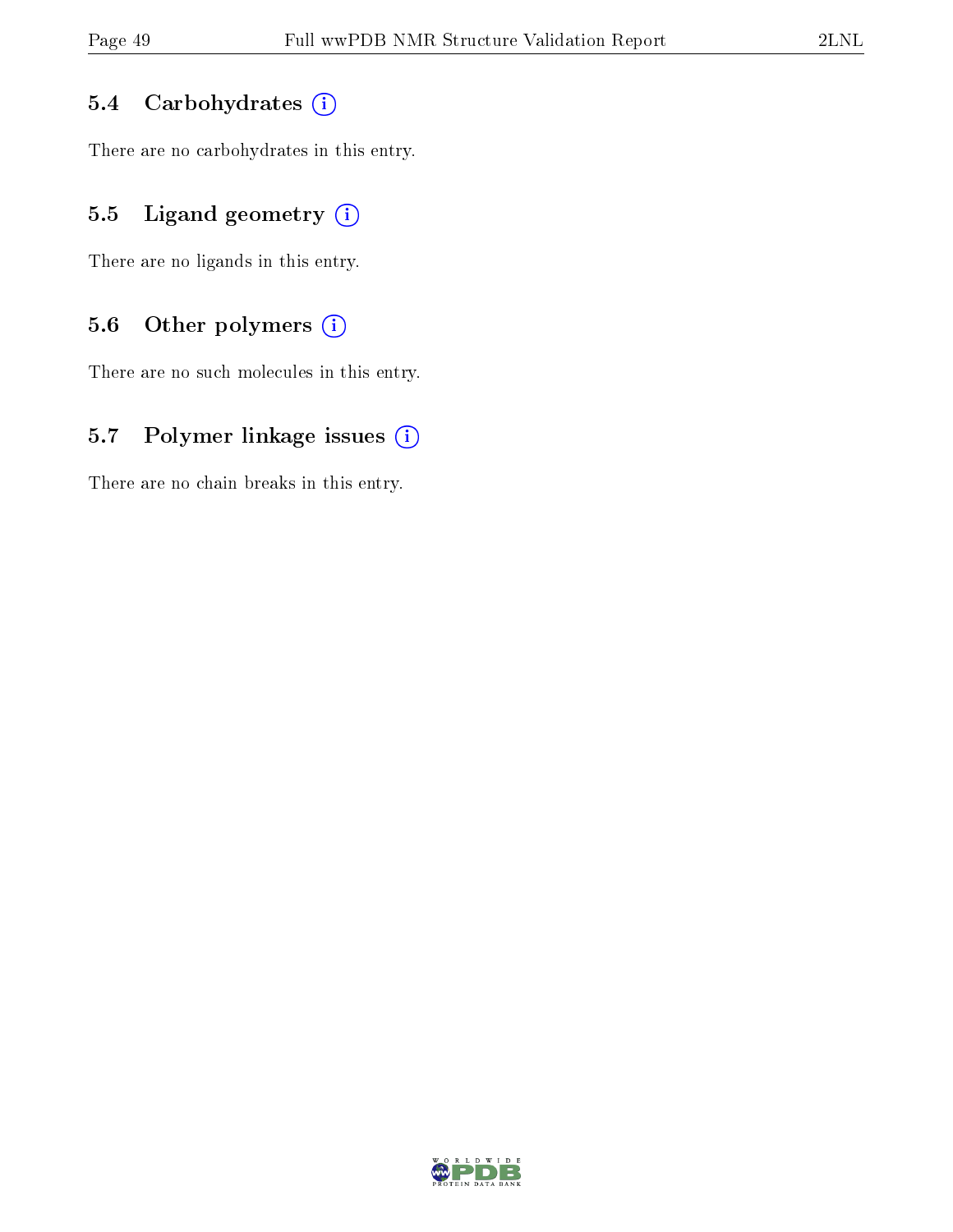### 5.4 Carbohydrates

There are no carbohydrates in this entry.

### 5.5 Ligand geometry

There are no ligands in this entry.

### 5.6 Other polymers

There are no such molecules in this entry.

### 5.7 Polymer linkage issues

There are no chain breaks in this entry.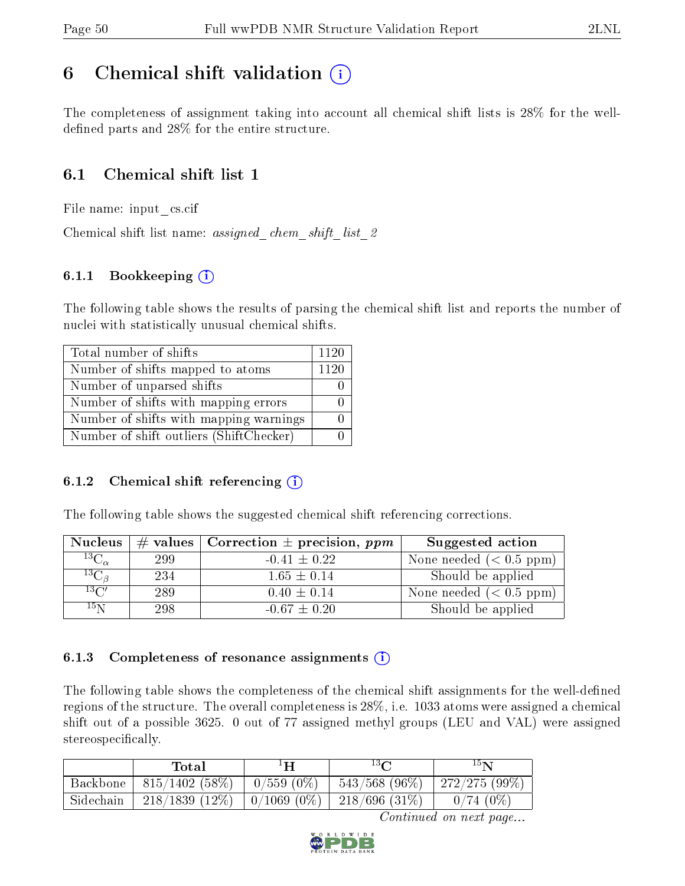# 6 Chemical shift validation (i)

The completeness of assignment taking into account all chemical shift lists is 28% for the well-defined parts and 28% for the entire structure.

## 6.1 Chemical shift list 1

File name: input_cs.cif

Chemical shift list name: *assigned_chem_shift_list_2*

### 6.1.1 Bookkeeping (i)

The following table shows the results of parsing the chemical shift list and reports the number of nuclei with statistically unusual chemical shifts.

| Total number of shifts | 1120 |
|---|---|
| Number of shifts mapped to atoms | 1120 |
| Number of unparsed shifts | 0 |
| Number of shifts with mapping errors | 0 |
| Number of shifts with mapping warnings | 0 |
| Number of shift outliers (ShiftChecker) | 0 |

### 6.1.2 Chemical shift referencing (i)

The following table shows the suggested chemical shift referencing corrections.

| Nucleus | # values | Correction ± precision, *ppm* | Suggested action |
|---|---|---|---|
| $^{13}C_{\alpha}$ | 299 | -0.41 ± 0.22 | None needed (< 0.5 ppm) |
| $^{13}C_{\beta}$ | 234 | 1.65 ± 0.14 | Should be applied |
| $^{13}C'$ | 289 | 0.40 ± 0.14 | None needed (< 0.5 ppm) |
| $^{15}N$ | 298 | -0.67 ± 0.20 | Should be applied |

### 6.1.3 Completeness of resonance assignments (i)

The following table shows the completeness of the chemical shift assignments for the well-defined regions of the structure. The overall completeness is 28%, i.e. 1033 atoms were assigned a chemical shift out of a possible 3625. 0 out of 77 assigned methyl groups (LEU and VAL) were assigned stereospecifically.

| | Total | $^{1}H$ | $^{13}C$ | $^{15}N$ |
|---|---|---|---|---|
| Backbone | 815/1402 (58%) | 0/559 (0%) | 543/568 (96%) | 272/275 (99%) |
| Sidechain | 218/1839 (12%) | 0/1069 (0%) | 218/696 (31%) | 0/74 (0%) |

*Continued on next page...*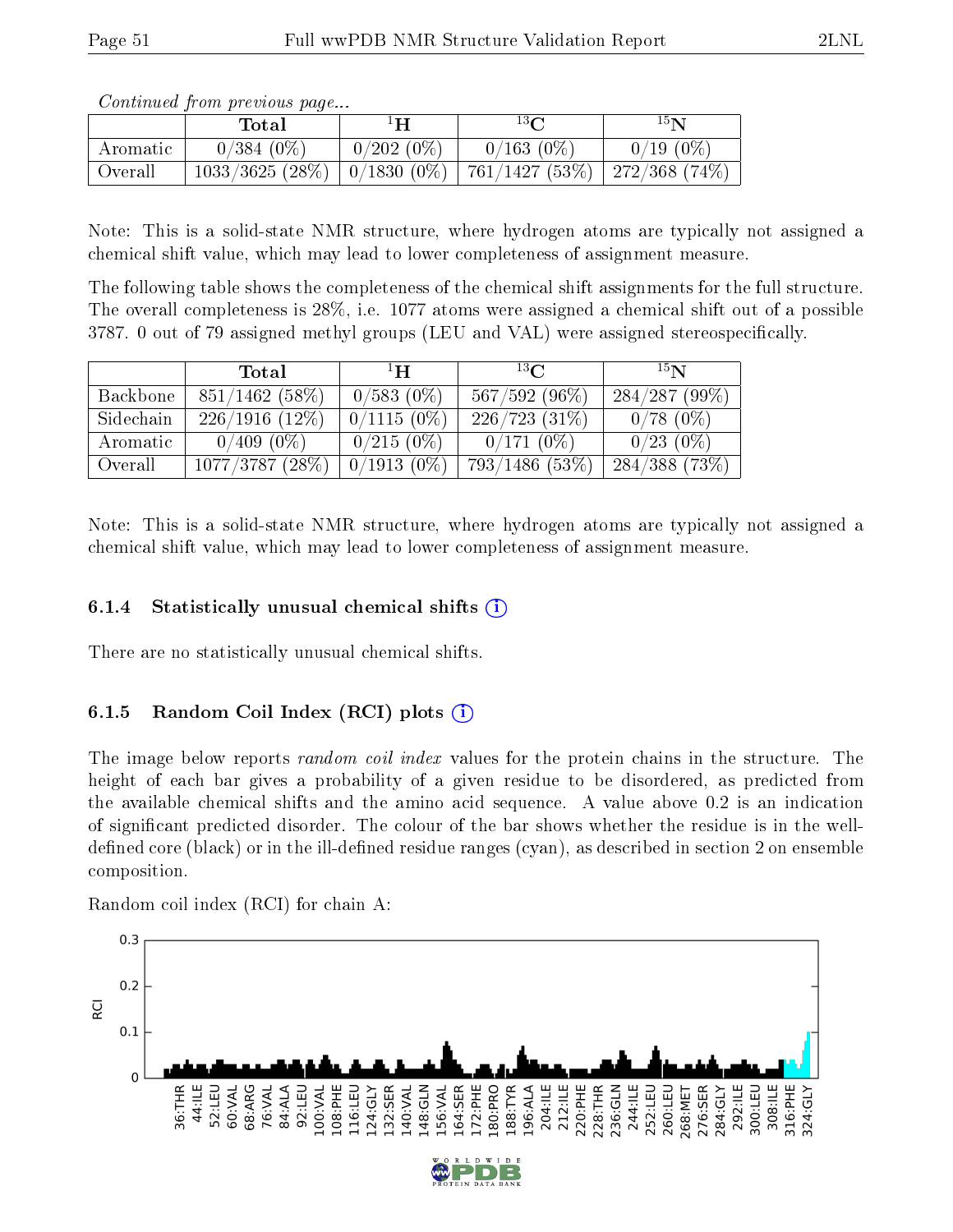*Continued from previous page...*

| | Total | $^{1}$H | $^{13}$C | $^{15}$N |
|---|---|---|---|---|
| Aromatic | 0/384 (0%) | 0/202 (0%) | 0/163 (0%) | 0/19 (0%) |
| Overall | 1033/3625 (28%) | 0/1830 (0%) | 761/1427 (53%) | 272/368 (74%) |

Note: This is a solid-state NMR structure, where hydrogen atoms are typically not assigned a chemical shift value, which may lead to lower completeness of assignment measure.

The following table shows the completeness of the chemical shift assignments for the full structure. The overall completeness is 28%, i.e. 1077 atoms were assigned a chemical shift out of a possible 3787. 0 out of 79 assigned methyl groups (LEU and VAL) were assigned stereospecifically.

| | Total | $^{1}$H | $^{13}$C | $^{15}$N |
|---|---|---|---|---|
| Backbone | 851/1462 (58%) | 0/583 (0%) | 567/592 (96%) | 284/287 (99%) |
| Sidechain | 226/1916 (12%) | 0/1115 (0%) | 226/723 (31%) | 0/78 (0%) |
| Aromatic | 0/409 (0%) | 0/215 (0%) | 0/171 (0%) | 0/23 (0%) |
| Overall | 1077/3787 (28%) | 0/1913 (0%) | 793/1486 (53%) | 284/388 (73%) |

Note: This is a solid-state NMR structure, where hydrogen atoms are typically not assigned a chemical shift value, which may lead to lower completeness of assignment measure.

### 6.1.4 Statistically unusual chemical shifts

There are no statistically unusual chemical shifts.

### 6.1.5 Random Coil Index (RCI) plots

The image below reports *random coil index* values for the protein chains in the structure. The height of each bar gives a probability of a given residue to be disordered, as predicted from the available chemical shifts and the amino acid sequence. A value above 0.2 is an indication of significant predicted disorder. The colour of the bar shows whether the residue is in the well-defined core (black) or in the ill-defined residue ranges (cyan), as described in section 2 on ensemble composition.

Random coil index (RCI) for chain A:

RCI
0.3
0.2
0.1
0
36:THR 44:ILE 52:LEU 60:VAL 68:ARG 76:VAL 84:ALA 92:LEU 100:VAL 108:PHE 116:LEU 124:GLY 132:SER 140:VAL 148:GLN 156:VAL 164:SER 172:PHE 180:PRO 188:TYR 196:ALA 204:ILE 212:ILE 220:PHE 228:THR 236:GLN 244:ILE 252:LEU 260:LEU 268:MET 276:SER 284:GLY 292:ILE 300:LEU 308:ILE 316:PHE 324:GLY